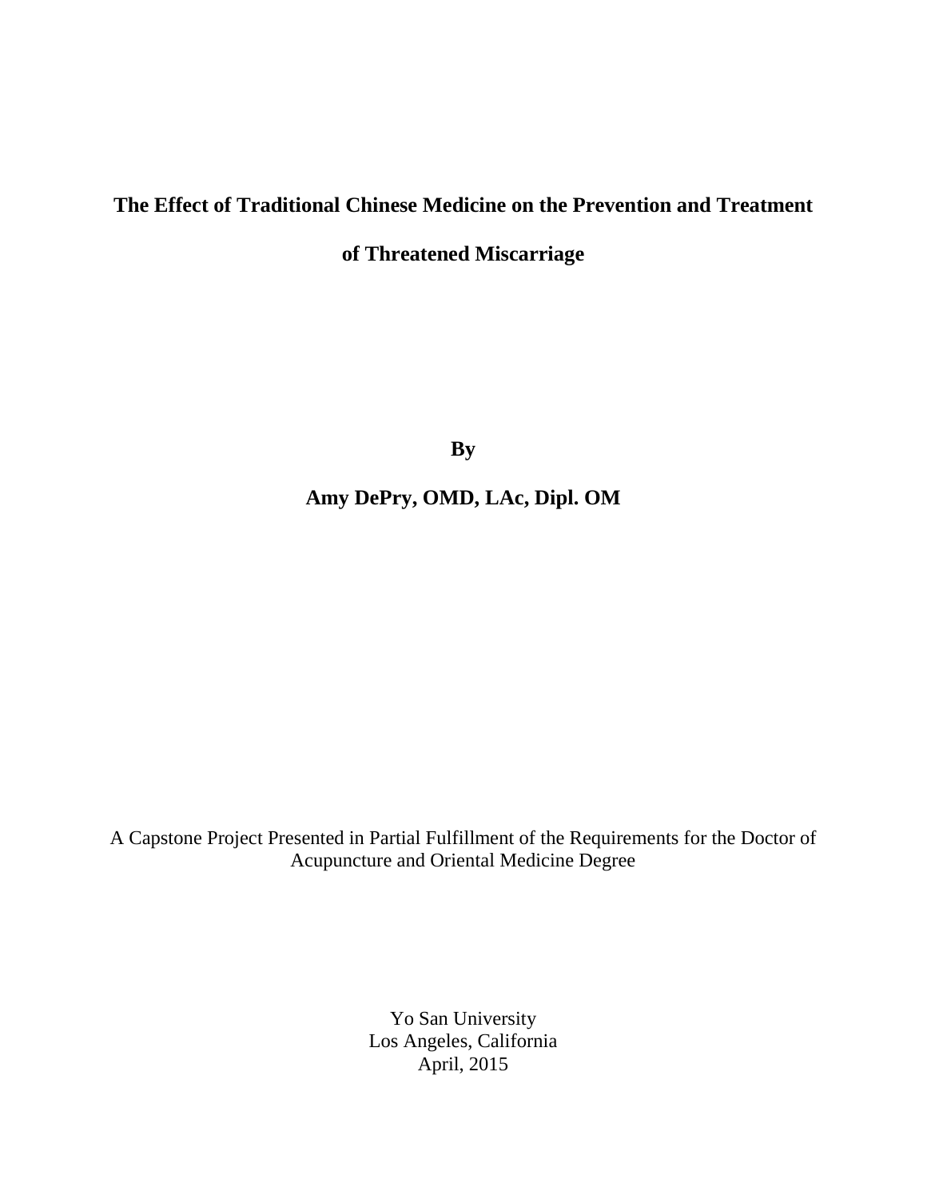# The Effect of Traditional Chinese Medicine on the Prevention and Treatment of Threatened Miscarriage

**By**

**Amy DePry, OMD, LAc, Dipl. OM**

A Capstone Project Presented in Partial Fulfillment of the Requirements for the Doctor of Acupuncture and Oriental Medicine Degree

Yo San University
Los Angeles, California
April, 2015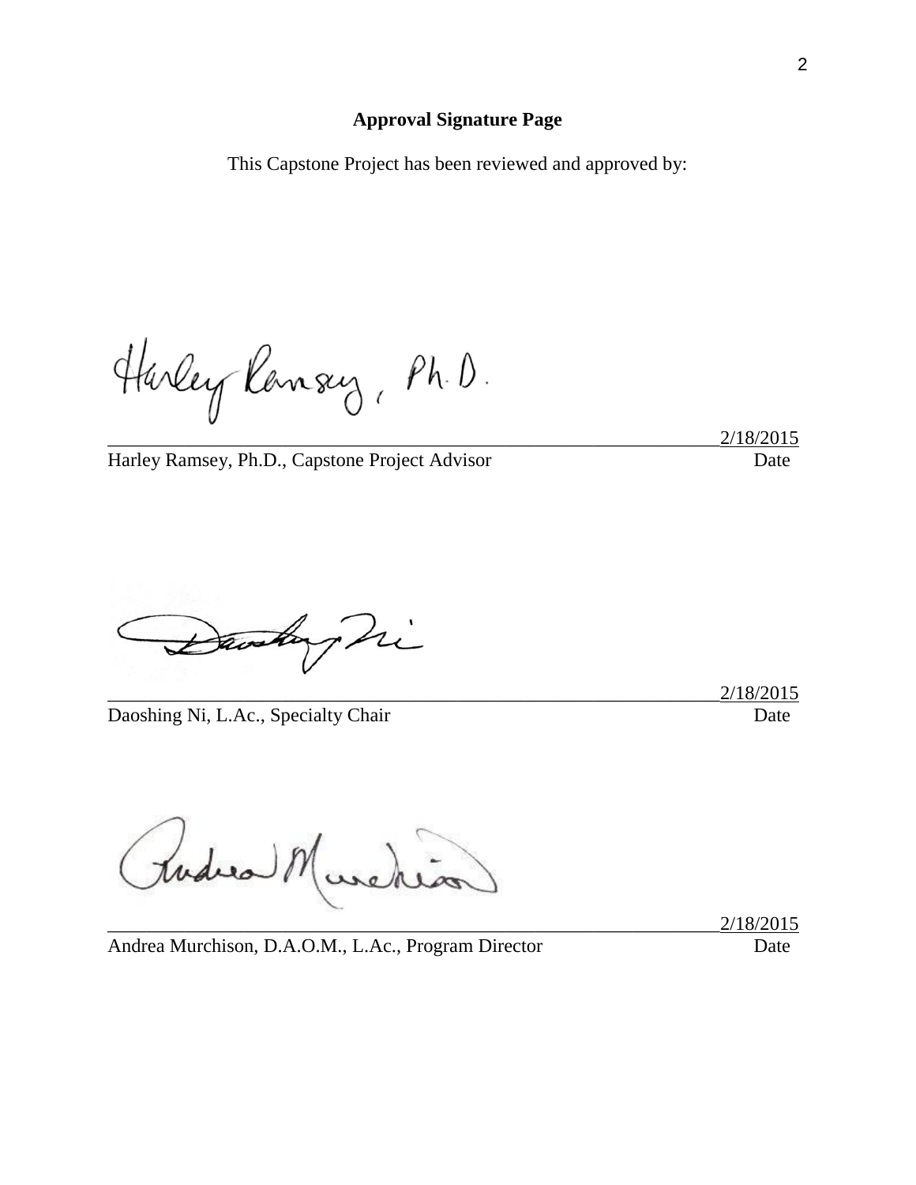**Approval Signature Page**

This Capstone Project has been reviewed and approved by:

Harley Ramsey, Ph.D.

_______________________________________________________________ 2/18/2015

Harley Ramsey, Ph.D., Capstone Project Advisor Date

_______________________________________________________________ 2/18/2015

Daoshing Ni, L.Ac., Specialty Chair Date

_______________________________________________________________ 2/18/2015

Andrea Murchison, D.A.O.M., L.Ac., Program Director Date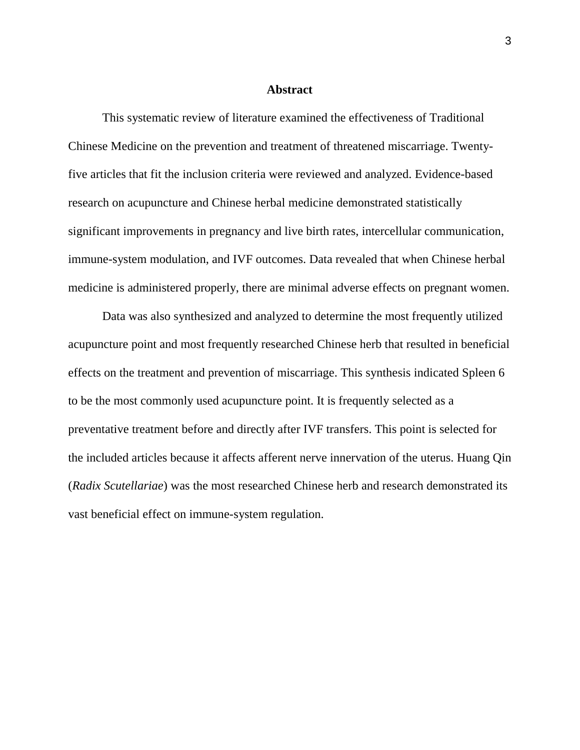# Abstract

This systematic review of literature examined the effectiveness of Traditional Chinese Medicine on the prevention and treatment of threatened miscarriage. Twenty-five articles that fit the inclusion criteria were reviewed and analyzed. Evidence-based research on acupuncture and Chinese herbal medicine demonstrated statistically significant improvements in pregnancy and live birth rates, intercellular communication, immune-system modulation, and IVF outcomes. Data revealed that when Chinese herbal medicine is administered properly, there are minimal adverse effects on pregnant women.

Data was also synthesized and analyzed to determine the most frequently utilized acupuncture point and most frequently researched Chinese herb that resulted in beneficial effects on the treatment and prevention of miscarriage. This synthesis indicated Spleen 6 to be the most commonly used acupuncture point. It is frequently selected as a preventative treatment before and directly after IVF transfers. This point is selected for the included articles because it affects afferent nerve innervation of the uterus. Huang Qin (*Radix Scutellariae*) was the most researched Chinese herb and research demonstrated its vast beneficial effect on immune-system regulation.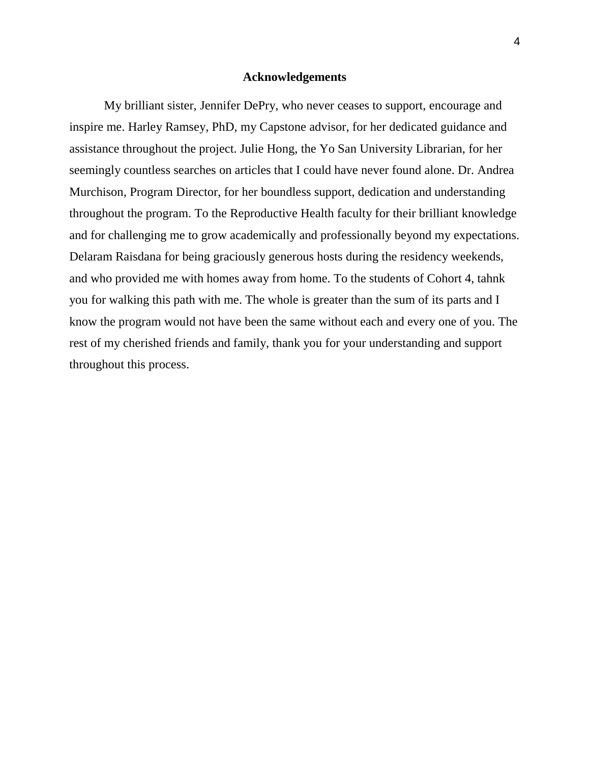## Acknowledgements

My brilliant sister, Jennifer DePry, who never ceases to support, encourage and inspire me. Harley Ramsey, PhD, my Capstone advisor, for her dedicated guidance and assistance throughout the project. Julie Hong, the Yo San University Librarian, for her seemingly countless searches on articles that I could have never found alone. Dr. Andrea Murchison, Program Director, for her boundless support, dedication and understanding throughout the program. To the Reproductive Health faculty for their brilliant knowledge and for challenging me to grow academically and professionally beyond my expectations. Delaram Raisdana for being graciously generous hosts during the residency weekends, and who provided me with homes away from home. To the students of Cohort 4, tahnk you for walking this path with me. The whole is greater than the sum of its parts and I know the program would not have been the same without each and every one of you. The rest of my cherished friends and family, thank you for your understanding and support throughout this process.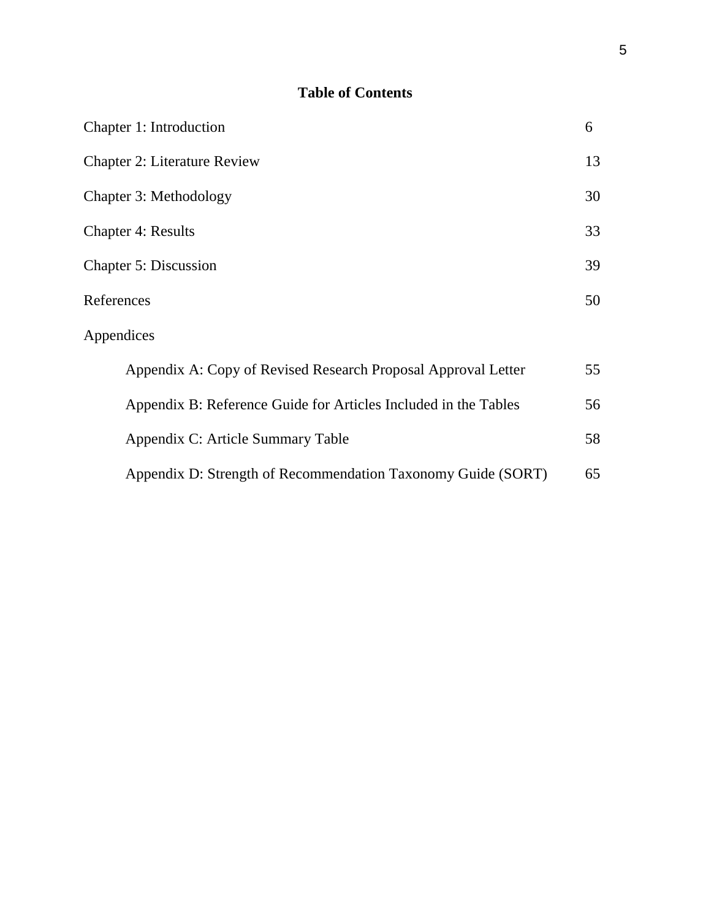# Table of Contents

| | |
|---|---|
| Chapter 1: Introduction | 6 |
| Chapter 2: Literature Review | 13 |
| Chapter 3: Methodology | 30 |
| Chapter 4: Results | 33 |
| Chapter 5: Discussion | 39 |
| References | 50 |
| Appendices | |
| Appendix A: Copy of Revised Research Proposal Approval Letter | 55 |
| Appendix B: Reference Guide for Articles Included in the Tables | 56 |
| Appendix C: Article Summary Table | 58 |
| Appendix D: Strength of Recommendation Taxonomy Guide (SORT) | 65 |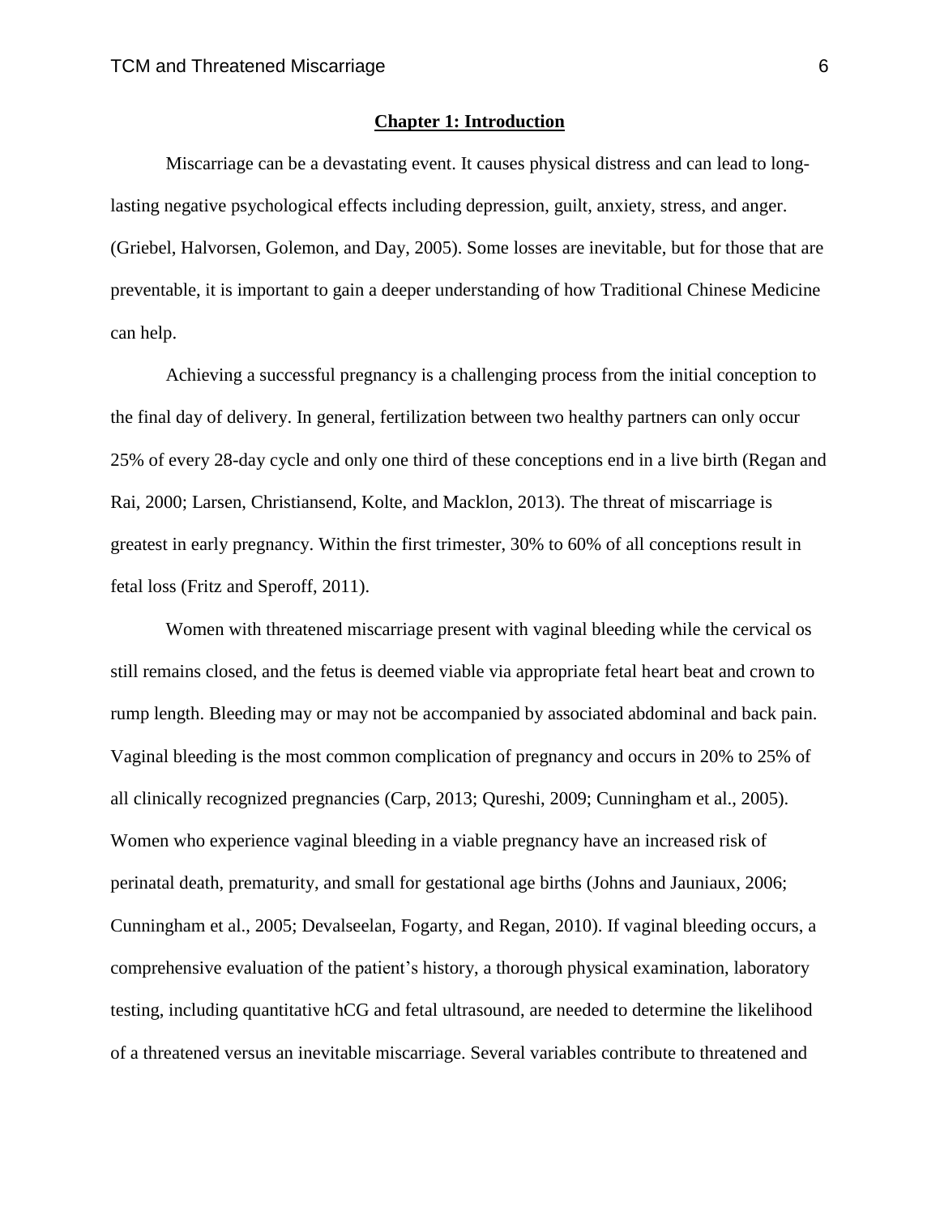## Chapter 1: Introduction

Miscarriage can be a devastating event. It causes physical distress and can lead to long-lasting negative psychological effects including depression, guilt, anxiety, stress, and anger. (Griebel, Halvorsen, Golemon, and Day, 2005). Some losses are inevitable, but for those that are preventable, it is important to gain a deeper understanding of how Traditional Chinese Medicine can help.

Achieving a successful pregnancy is a challenging process from the initial conception to the final day of delivery. In general, fertilization between two healthy partners can only occur 25% of every 28-day cycle and only one third of these conceptions end in a live birth (Regan and Rai, 2000; Larsen, Christiansend, Kolte, and Macklon, 2013). The threat of miscarriage is greatest in early pregnancy. Within the first trimester, 30% to 60% of all conceptions result in fetal loss (Fritz and Speroff, 2011).

Women with threatened miscarriage present with vaginal bleeding while the cervical os still remains closed, and the fetus is deemed viable via appropriate fetal heart beat and crown to rump length. Bleeding may or may not be accompanied by associated abdominal and back pain. Vaginal bleeding is the most common complication of pregnancy and occurs in 20% to 25% of all clinically recognized pregnancies (Carp, 2013; Qureshi, 2009; Cunningham et al., 2005). Women who experience vaginal bleeding in a viable pregnancy have an increased risk of perinatal death, prematurity, and small for gestational age births (Johns and Jauniaux, 2006; Cunningham et al., 2005; Devalseelan, Fogarty, and Regan, 2010). If vaginal bleeding occurs, a comprehensive evaluation of the patient's history, a thorough physical examination, laboratory testing, including quantitative hCG and fetal ultrasound, are needed to determine the likelihood of a threatened versus an inevitable miscarriage. Several variables contribute to threatened and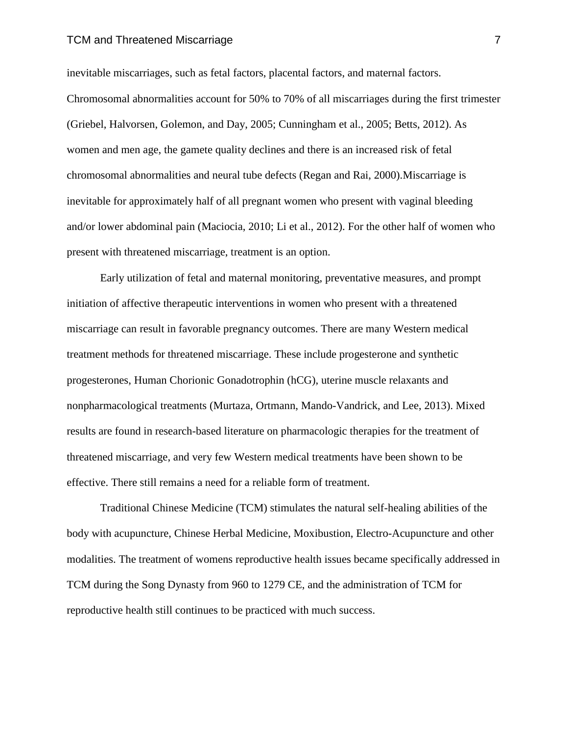inevitable miscarriages, such as fetal factors, placental factors, and maternal factors. Chromosomal abnormalities account for 50% to 70% of all miscarriages during the first trimester (Griebel, Halvorsen, Golemon, and Day, 2005; Cunningham et al., 2005; Betts, 2012). As women and men age, the gamete quality declines and there is an increased risk of fetal chromosomal abnormalities and neural tube defects (Regan and Rai, 2000).Miscarriage is inevitable for approximately half of all pregnant women who present with vaginal bleeding and/or lower abdominal pain (Maciocia, 2010; Li et al., 2012). For the other half of women who present with threatened miscarriage, treatment is an option.

Early utilization of fetal and maternal monitoring, preventative measures, and prompt initiation of affective therapeutic interventions in women who present with a threatened miscarriage can result in favorable pregnancy outcomes. There are many Western medical treatment methods for threatened miscarriage. These include progesterone and synthetic progesterones, Human Chorionic Gonadotrophin (hCG), uterine muscle relaxants and nonpharmacological treatments (Murtaza, Ortmann, Mando-Vandrick, and Lee, 2013). Mixed results are found in research-based literature on pharmacologic therapies for the treatment of threatened miscarriage, and very few Western medical treatments have been shown to be effective. There still remains a need for a reliable form of treatment.

Traditional Chinese Medicine (TCM) stimulates the natural self-healing abilities of the body with acupuncture, Chinese Herbal Medicine, Moxibustion, Electro-Acupuncture and other modalities. The treatment of womens reproductive health issues became specifically addressed in TCM during the Song Dynasty from 960 to 1279 CE, and the administration of TCM for reproductive health still continues to be practiced with much success.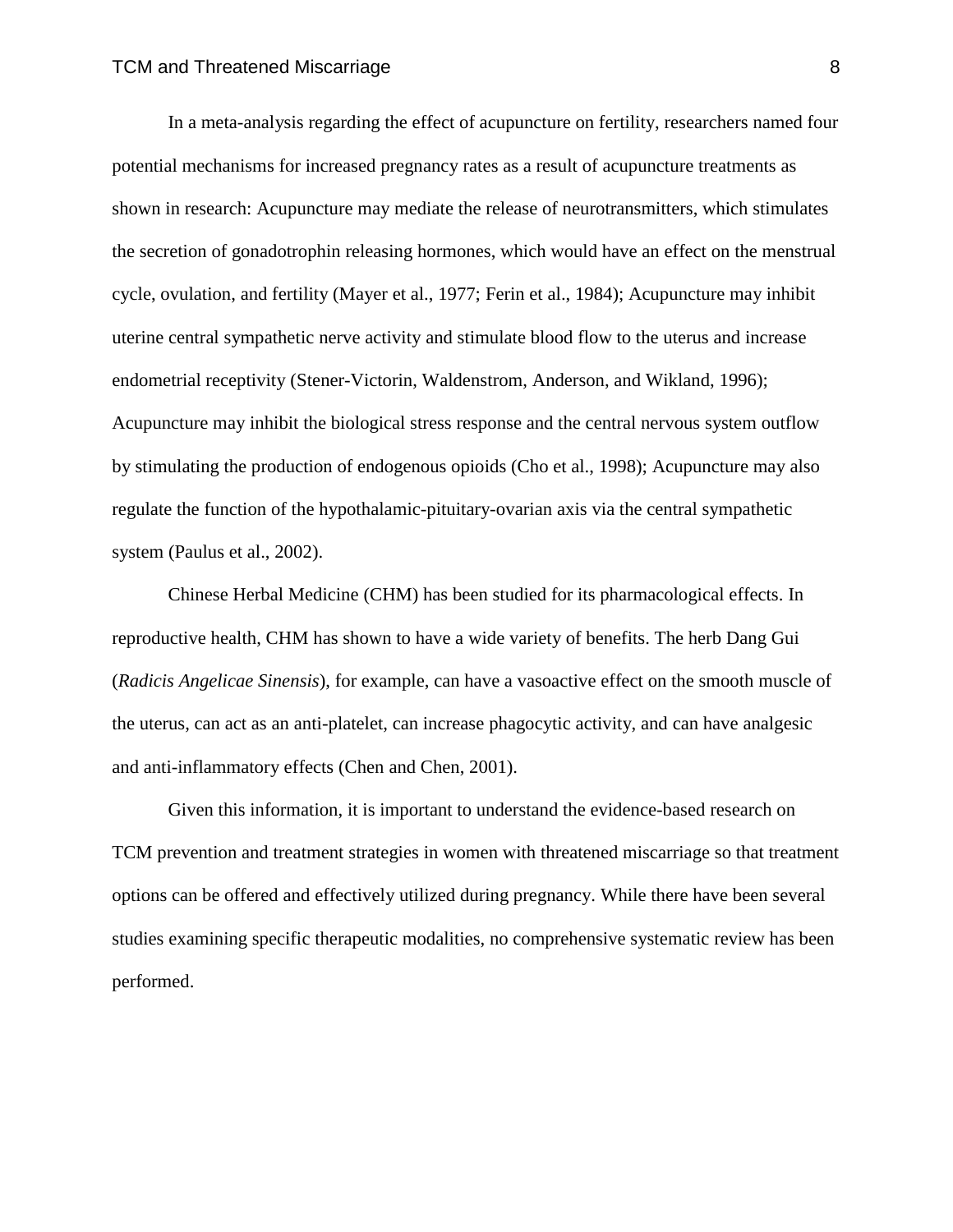In a meta-analysis regarding the effect of acupuncture on fertility, researchers named four potential mechanisms for increased pregnancy rates as a result of acupuncture treatments as shown in research: Acupuncture may mediate the release of neurotransmitters, which stimulates the secretion of gonadotrophin releasing hormones, which would have an effect on the menstrual cycle, ovulation, and fertility (Mayer et al., 1977; Ferin et al., 1984); Acupuncture may inhibit uterine central sympathetic nerve activity and stimulate blood flow to the uterus and increase endometrial receptivity (Stener-Victorin, Waldenstrom, Anderson, and Wikland, 1996); Acupuncture may inhibit the biological stress response and the central nervous system outflow by stimulating the production of endogenous opioids (Cho et al., 1998); Acupuncture may also regulate the function of the hypothalamic-pituitary-ovarian axis via the central sympathetic system (Paulus et al., 2002).

Chinese Herbal Medicine (CHM) has been studied for its pharmacological effects. In reproductive health, CHM has shown to have a wide variety of benefits. The herb Dang Gui (*Radicis Angelicae Sinensis*), for example, can have a vasoactive effect on the smooth muscle of the uterus, can act as an anti-platelet, can increase phagocytic activity, and can have analgesic and anti-inflammatory effects (Chen and Chen, 2001).

Given this information, it is important to understand the evidence-based research on TCM prevention and treatment strategies in women with threatened miscarriage so that treatment options can be offered and effectively utilized during pregnancy. While there have been several studies examining specific therapeutic modalities, no comprehensive systematic review has been performed.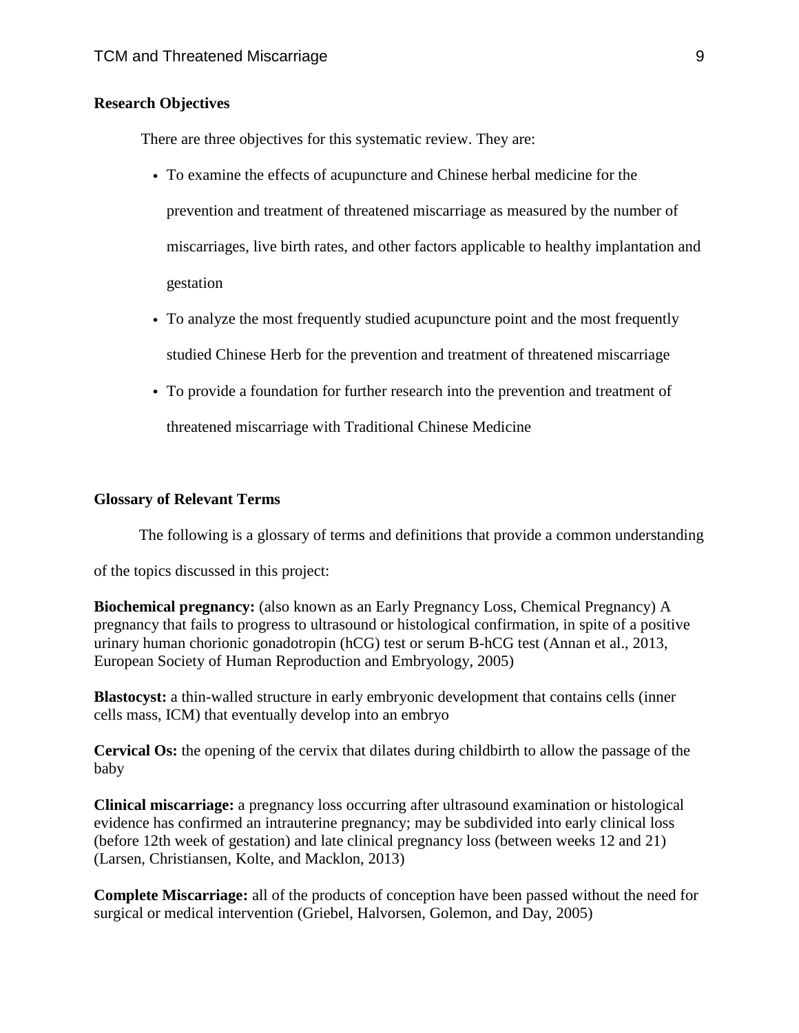**Research Objectives**

There are three objectives for this systematic review. They are:

- To examine the effects of acupuncture and Chinese herbal medicine for the prevention and treatment of threatened miscarriage as measured by the number of miscarriages, live birth rates, and other factors applicable to healthy implantation and gestation
- To analyze the most frequently studied acupuncture point and the most frequently studied Chinese Herb for the prevention and treatment of threatened miscarriage
- To provide a foundation for further research into the prevention and treatment of threatened miscarriage with Traditional Chinese Medicine

**Glossary of Relevant Terms**

The following is a glossary of terms and definitions that provide a common understanding of the topics discussed in this project:

**Biochemical pregnancy:** (also known as an Early Pregnancy Loss, Chemical Pregnancy) A pregnancy that fails to progress to ultrasound or histological confirmation, in spite of a positive urinary human chorionic gonadotropin (hCG) test or serum B-hCG test (Annan et al., 2013, European Society of Human Reproduction and Embryology, 2005)

**Blastocyst:** a thin-walled structure in early embryonic development that contains cells (inner cells mass, ICM) that eventually develop into an embryo

**Cervical Os:** the opening of the cervix that dilates during childbirth to allow the passage of the baby

**Clinical miscarriage:** a pregnancy loss occurring after ultrasound examination or histological evidence has confirmed an intrauterine pregnancy; may be subdivided into early clinical loss (before 12th week of gestation) and late clinical pregnancy loss (between weeks 12 and 21) (Larsen, Christiansen, Kolte, and Macklon, 2013)

**Complete Miscarriage:** all of the products of conception have been passed without the need for surgical or medical intervention (Griebel, Halvorsen, Golemon, and Day, 2005)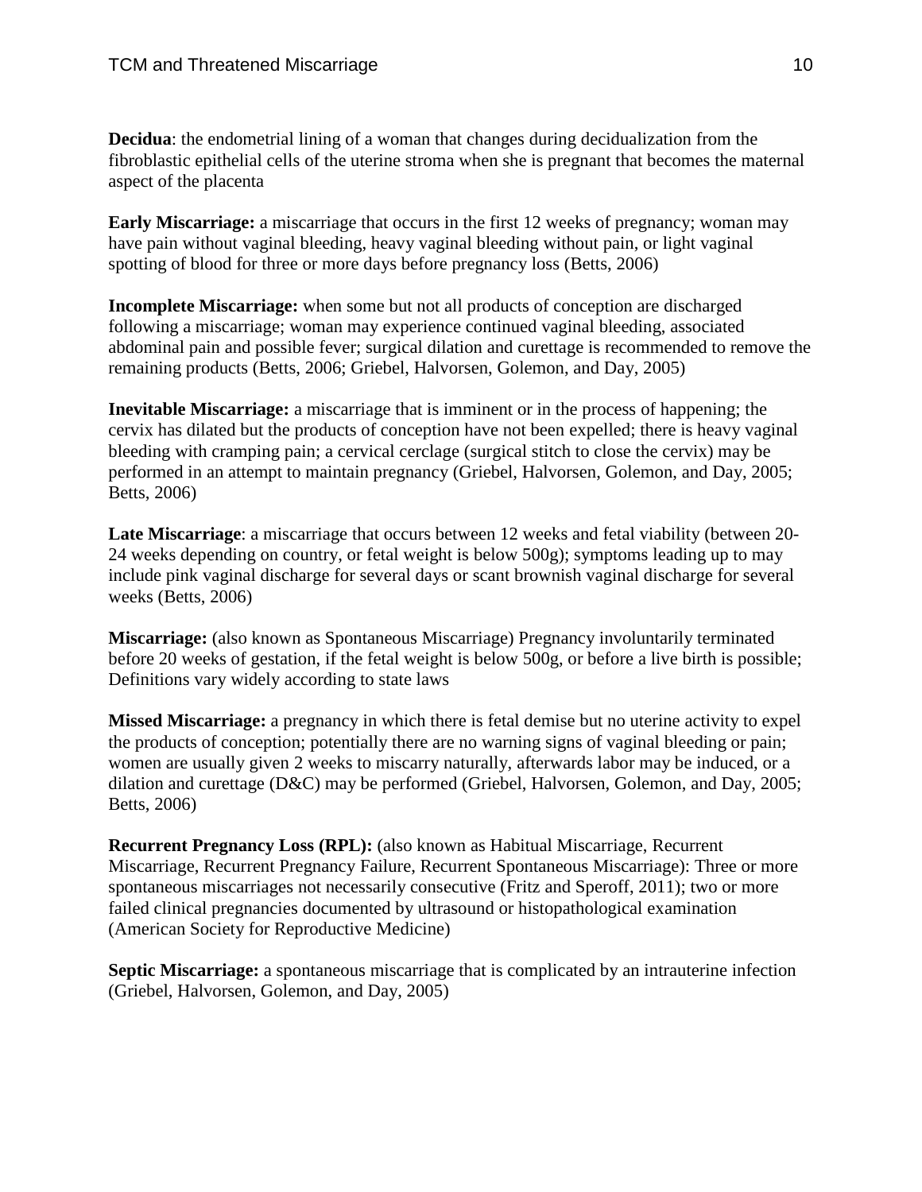**Decidua**: the endometrial lining of a woman that changes during decidualization from the fibroblastic epithelial cells of the uterine stroma when she is pregnant that becomes the maternal aspect of the placenta

**Early Miscarriage:** a miscarriage that occurs in the first 12 weeks of pregnancy; woman may have pain without vaginal bleeding, heavy vaginal bleeding without pain, or light vaginal spotting of blood for three or more days before pregnancy loss (Betts, 2006)

**Incomplete Miscarriage:** when some but not all products of conception are discharged following a miscarriage; woman may experience continued vaginal bleeding, associated abdominal pain and possible fever; surgical dilation and curettage is recommended to remove the remaining products (Betts, 2006; Griebel, Halvorsen, Golemon, and Day, 2005)

**Inevitable Miscarriage:** a miscarriage that is imminent or in the process of happening; the cervix has dilated but the products of conception have not been expelled; there is heavy vaginal bleeding with cramping pain; a cervical cerclage (surgical stitch to close the cervix) may be performed in an attempt to maintain pregnancy (Griebel, Halvorsen, Golemon, and Day, 2005; Betts, 2006)

**Late Miscarriage**: a miscarriage that occurs between 12 weeks and fetal viability (between 20-24 weeks depending on country, or fetal weight is below 500g); symptoms leading up to may include pink vaginal discharge for several days or scant brownish vaginal discharge for several weeks (Betts, 2006)

**Miscarriage:** (also known as Spontaneous Miscarriage) Pregnancy involuntarily terminated before 20 weeks of gestation, if the fetal weight is below 500g, or before a live birth is possible; Definitions vary widely according to state laws

**Missed Miscarriage:** a pregnancy in which there is fetal demise but no uterine activity to expel the products of conception; potentially there are no warning signs of vaginal bleeding or pain; women are usually given 2 weeks to miscarry naturally, afterwards labor may be induced, or a dilation and curettage (D&C) may be performed (Griebel, Halvorsen, Golemon, and Day, 2005; Betts, 2006)

**Recurrent Pregnancy Loss (RPL):** (also known as Habitual Miscarriage, Recurrent Miscarriage, Recurrent Pregnancy Failure, Recurrent Spontaneous Miscarriage): Three or more spontaneous miscarriages not necessarily consecutive (Fritz and Speroff, 2011); two or more failed clinical pregnancies documented by ultrasound or histopathological examination (American Society for Reproductive Medicine)

**Septic Miscarriage:** a spontaneous miscarriage that is complicated by an intrauterine infection (Griebel, Halvorsen, Golemon, and Day, 2005)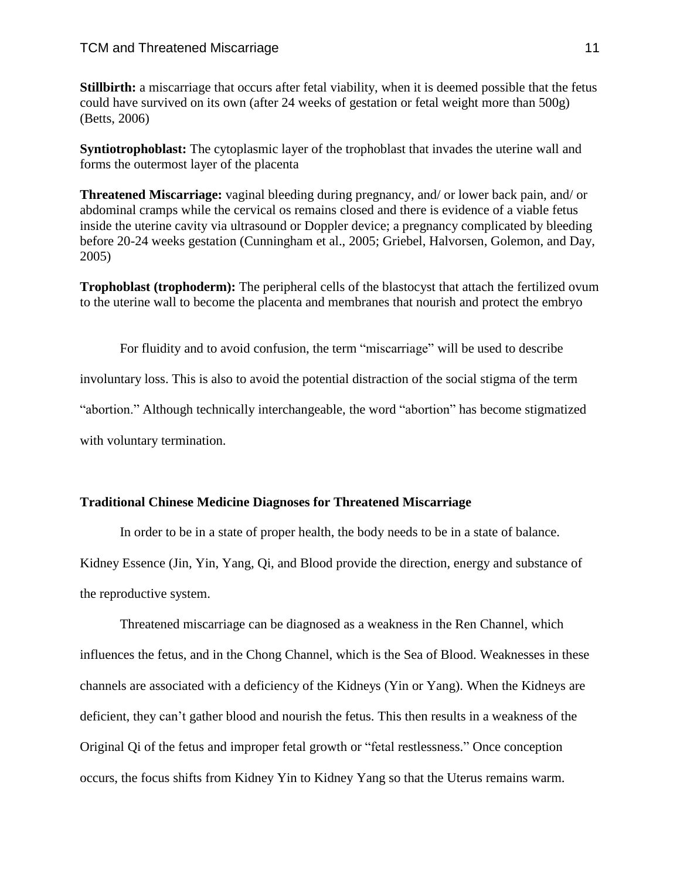**Stillbirth:** a miscarriage that occurs after fetal viability, when it is deemed possible that the fetus could have survived on its own (after 24 weeks of gestation or fetal weight more than 500g) (Betts, 2006)

**Syntiotrophoblast:** The cytoplasmic layer of the trophoblast that invades the uterine wall and forms the outermost layer of the placenta

**Threatened Miscarriage:** vaginal bleeding during pregnancy, and/ or lower back pain, and/ or abdominal cramps while the cervical os remains closed and there is evidence of a viable fetus inside the uterine cavity via ultrasound or Doppler device; a pregnancy complicated by bleeding before 20-24 weeks gestation (Cunningham et al., 2005; Griebel, Halvorsen, Golemon, and Day, 2005)

**Trophoblast (trophoderm):** The peripheral cells of the blastocyst that attach the fertilized ovum to the uterine wall to become the placenta and membranes that nourish and protect the embryo

For fluidity and to avoid confusion, the term "miscarriage" will be used to describe involuntary loss. This is also to avoid the potential distraction of the social stigma of the term "abortion." Although technically interchangeable, the word "abortion" has become stigmatized with voluntary termination.

## Traditional Chinese Medicine Diagnoses for Threatened Miscarriage

In order to be in a state of proper health, the body needs to be in a state of balance. Kidney Essence (Jin, Yin, Yang, Qi, and Blood provide the direction, energy and substance of the reproductive system.

Threatened miscarriage can be diagnosed as a weakness in the Ren Channel, which influences the fetus, and in the Chong Channel, which is the Sea of Blood. Weaknesses in these channels are associated with a deficiency of the Kidneys (Yin or Yang). When the Kidneys are deficient, they can't gather blood and nourish the fetus. This then results in a weakness of the Original Qi of the fetus and improper fetal growth or "fetal restlessness." Once conception occurs, the focus shifts from Kidney Yin to Kidney Yang so that the Uterus remains warm.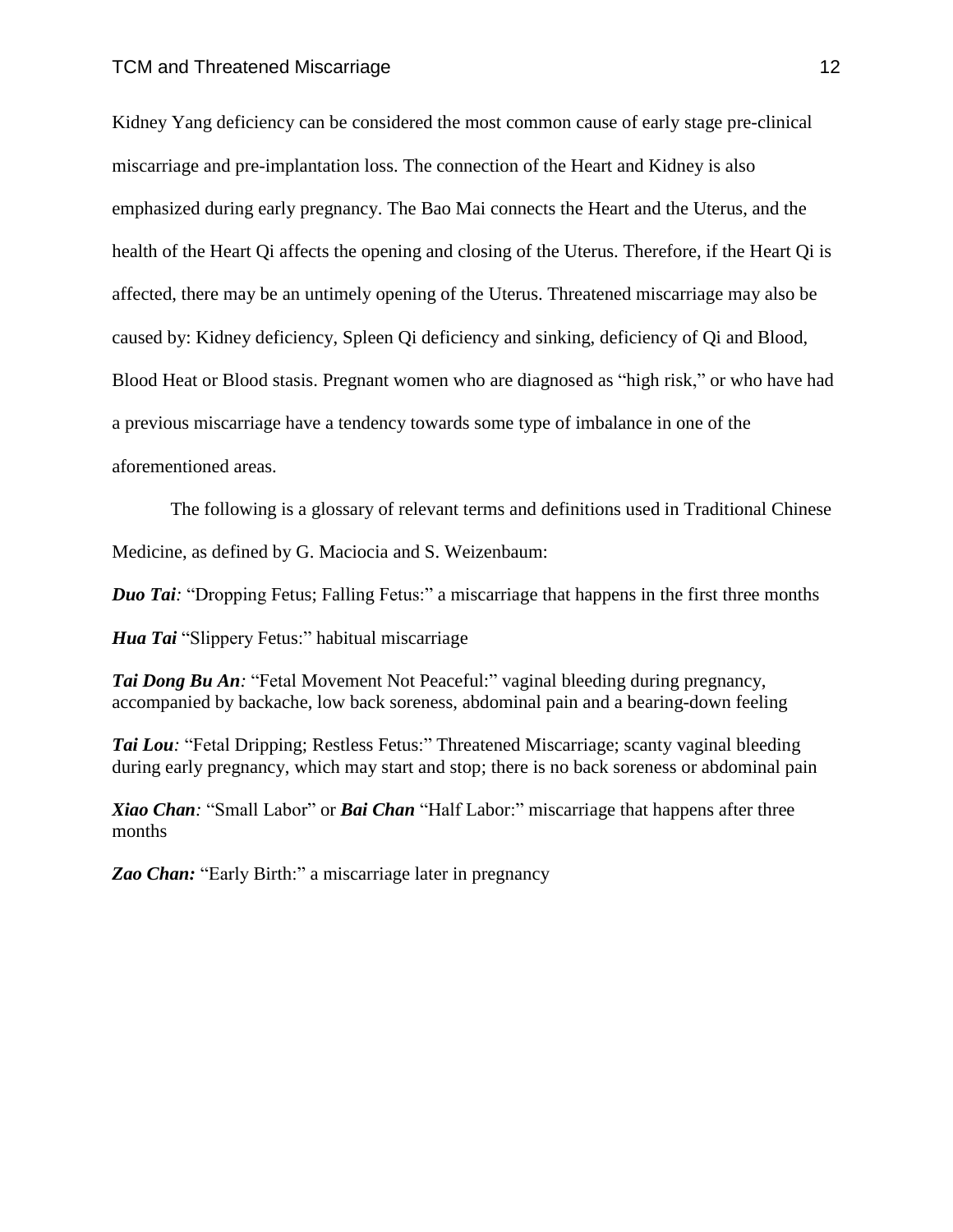Kidney Yang deficiency can be considered the most common cause of early stage pre-clinical miscarriage and pre-implantation loss. The connection of the Heart and Kidney is also emphasized during early pregnancy. The Bao Mai connects the Heart and the Uterus, and the health of the Heart Qi affects the opening and closing of the Uterus. Therefore, if the Heart Qi is affected, there may be an untimely opening of the Uterus. Threatened miscarriage may also be caused by: Kidney deficiency, Spleen Qi deficiency and sinking, deficiency of Qi and Blood, Blood Heat or Blood stasis. Pregnant women who are diagnosed as "high risk," or who have had a previous miscarriage have a tendency towards some type of imbalance in one of the aforementioned areas.

The following is a glossary of relevant terms and definitions used in Traditional Chinese Medicine, as defined by G. Maciocia and S. Weizenbaum:

***Duo Tai**:* "Dropping Fetus; Falling Fetus:" a miscarriage that happens in the first three months

***Hua Tai*** "Slippery Fetus:" habitual miscarriage

***Tai Dong Bu An**:* "Fetal Movement Not Peaceful:" vaginal bleeding during pregnancy, accompanied by backache, low back soreness, abdominal pain and a bearing-down feeling

***Tai Lou**:* "Fetal Dripping; Restless Fetus:" Threatened Miscarriage; scanty vaginal bleeding during early pregnancy, which may start and stop; there is no back soreness or abdominal pain

***Xiao Chan**:* "Small Labor" or ***Bai Chan*** "Half Labor:" miscarriage that happens after three months

***Zao Chan:*** "Early Birth:" a miscarriage later in pregnancy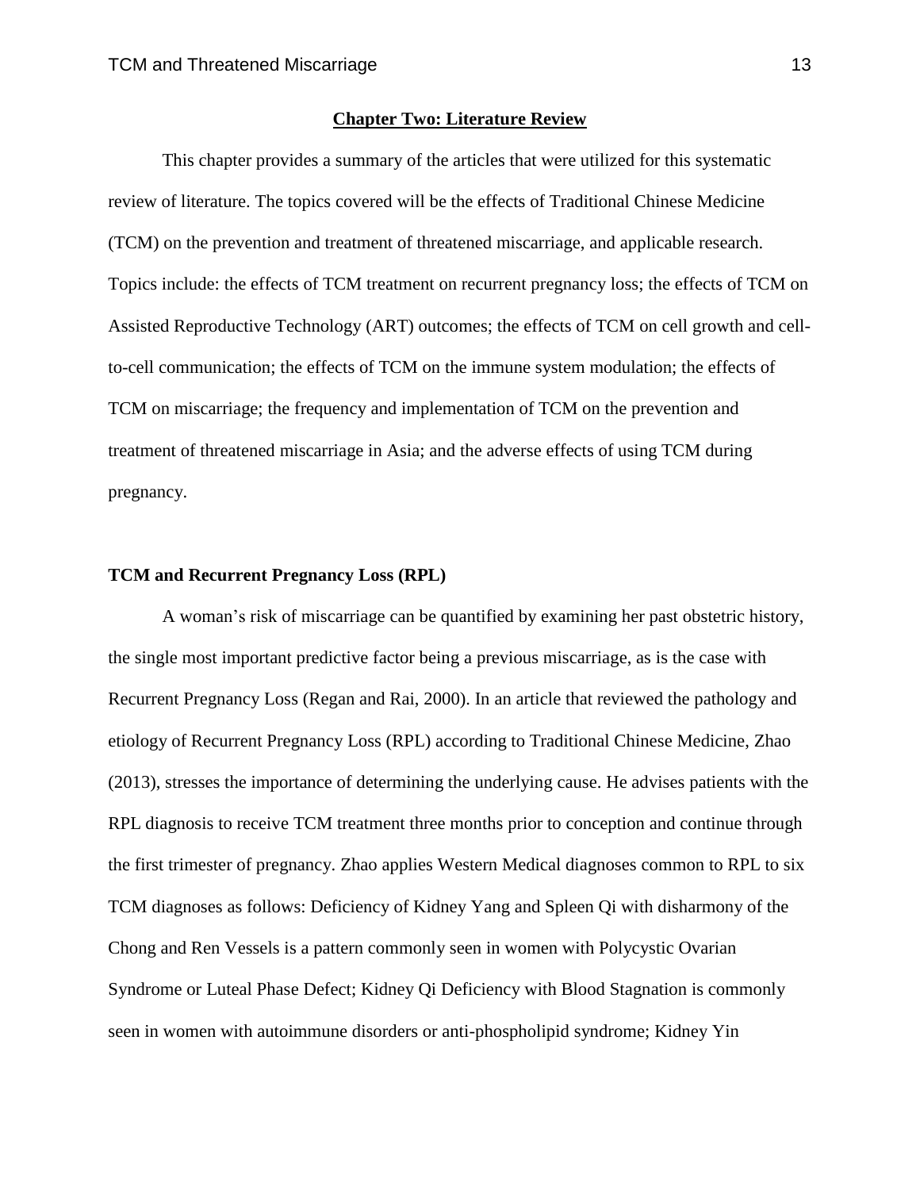## Chapter Two: Literature Review

This chapter provides a summary of the articles that were utilized for this systematic review of literature. The topics covered will be the effects of Traditional Chinese Medicine (TCM) on the prevention and treatment of threatened miscarriage, and applicable research. Topics include: the effects of TCM treatment on recurrent pregnancy loss; the effects of TCM on Assisted Reproductive Technology (ART) outcomes; the effects of TCM on cell growth and cell-to-cell communication; the effects of TCM on the immune system modulation; the effects of TCM on miscarriage; the frequency and implementation of TCM on the prevention and treatment of threatened miscarriage in Asia; and the adverse effects of using TCM during pregnancy.

### TCM and Recurrent Pregnancy Loss (RPL)

A woman's risk of miscarriage can be quantified by examining her past obstetric history, the single most important predictive factor being a previous miscarriage, as is the case with Recurrent Pregnancy Loss (Regan and Rai, 2000). In an article that reviewed the pathology and etiology of Recurrent Pregnancy Loss (RPL) according to Traditional Chinese Medicine, Zhao (2013), stresses the importance of determining the underlying cause. He advises patients with the RPL diagnosis to receive TCM treatment three months prior to conception and continue through the first trimester of pregnancy. Zhao applies Western Medical diagnoses common to RPL to six TCM diagnoses as follows: Deficiency of Kidney Yang and Spleen Qi with disharmony of the Chong and Ren Vessels is a pattern commonly seen in women with Polycystic Ovarian Syndrome or Luteal Phase Defect; Kidney Qi Deficiency with Blood Stagnation is commonly seen in women with autoimmune disorders or anti-phospholipid syndrome; Kidney Yin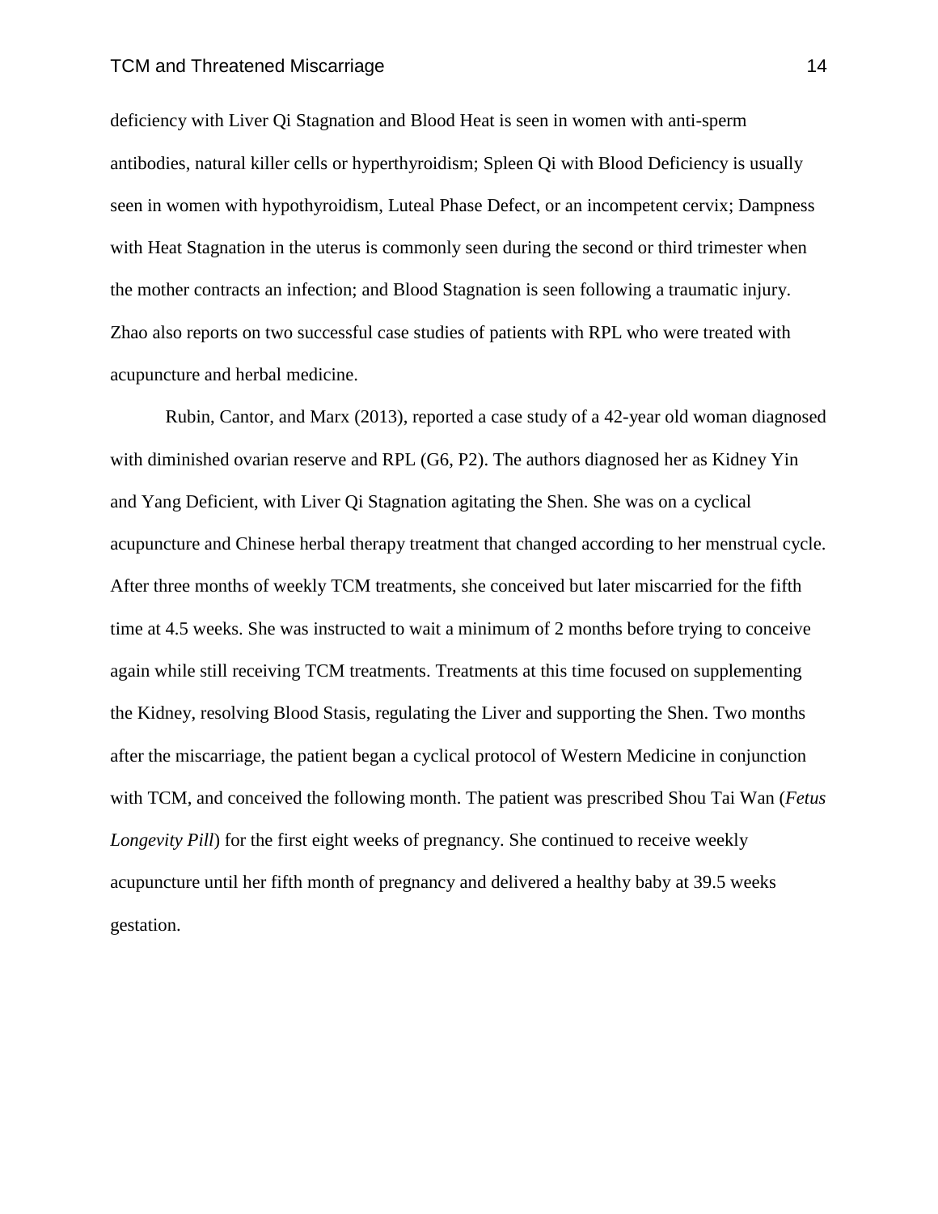deficiency with Liver Qi Stagnation and Blood Heat is seen in women with anti-sperm antibodies, natural killer cells or hyperthyroidism; Spleen Qi with Blood Deficiency is usually seen in women with hypothyroidism, Luteal Phase Defect, or an incompetent cervix; Dampness with Heat Stagnation in the uterus is commonly seen during the second or third trimester when the mother contracts an infection; and Blood Stagnation is seen following a traumatic injury. Zhao also reports on two successful case studies of patients with RPL who were treated with acupuncture and herbal medicine.

Rubin, Cantor, and Marx (2013), reported a case study of a 42-year old woman diagnosed with diminished ovarian reserve and RPL (G6, P2). The authors diagnosed her as Kidney Yin and Yang Deficient, with Liver Qi Stagnation agitating the Shen. She was on a cyclical acupuncture and Chinese herbal therapy treatment that changed according to her menstrual cycle. After three months of weekly TCM treatments, she conceived but later miscarried for the fifth time at 4.5 weeks. She was instructed to wait a minimum of 2 months before trying to conceive again while still receiving TCM treatments. Treatments at this time focused on supplementing the Kidney, resolving Blood Stasis, regulating the Liver and supporting the Shen. Two months after the miscarriage, the patient began a cyclical protocol of Western Medicine in conjunction with TCM, and conceived the following month. The patient was prescribed Shou Tai Wan (*Fetus Longevity Pill*) for the first eight weeks of pregnancy. She continued to receive weekly acupuncture until her fifth month of pregnancy and delivered a healthy baby at 39.5 weeks gestation.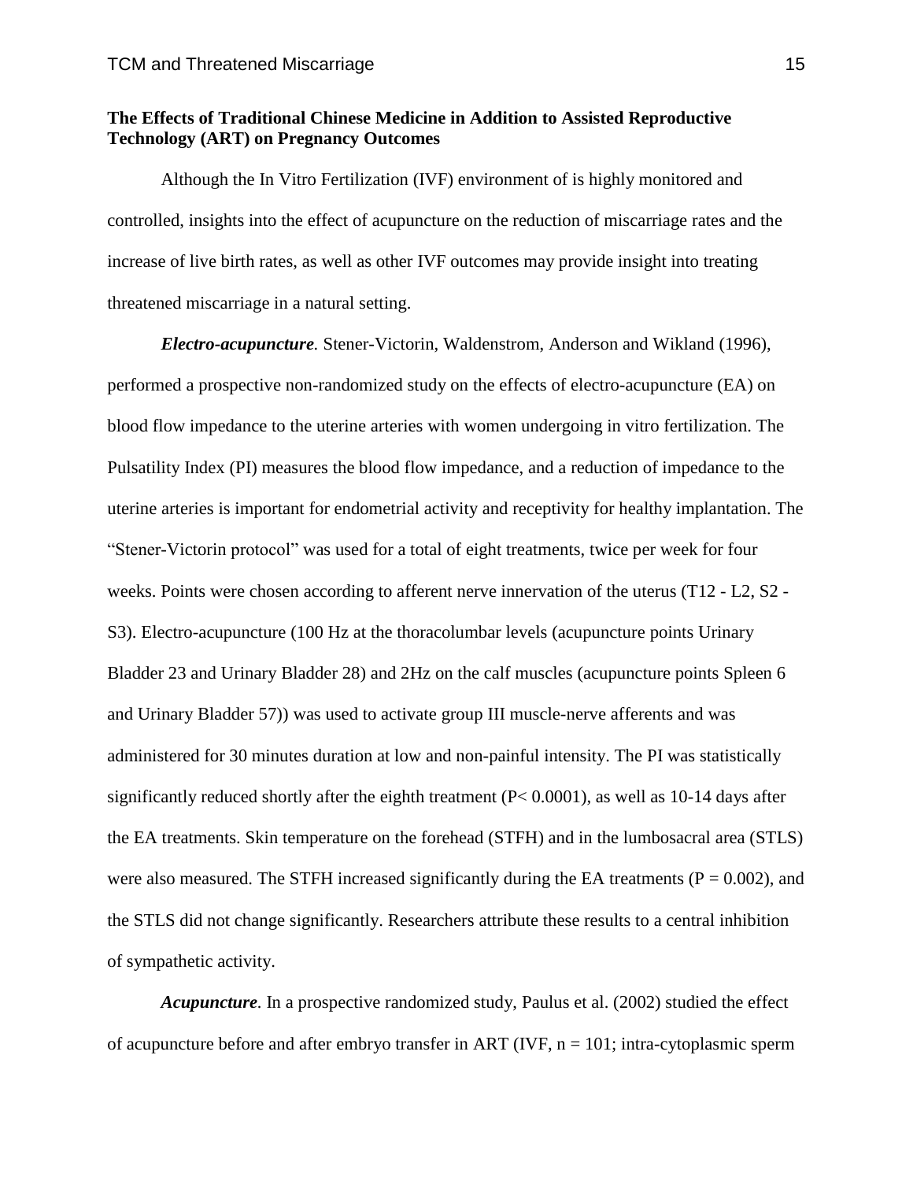**The Effects of Traditional Chinese Medicine in Addition to Assisted Reproductive Technology (ART) on Pregnancy Outcomes**

Although the In Vitro Fertilization (IVF) environment of is highly monitored and controlled, insights into the effect of acupuncture on the reduction of miscarriage rates and the increase of live birth rates, as well as other IVF outcomes may provide insight into treating threatened miscarriage in a natural setting.

***Electro-acupuncture.*** Stener-Victorin, Waldenstrom, Anderson and Wikland (1996), performed a prospective non-randomized study on the effects of electro-acupuncture (EA) on blood flow impedance to the uterine arteries with women undergoing in vitro fertilization. The Pulsatility Index (PI) measures the blood flow impedance, and a reduction of impedance to the uterine arteries is important for endometrial activity and receptivity for healthy implantation. The "Stener-Victorin protocol" was used for a total of eight treatments, twice per week for four weeks. Points were chosen according to afferent nerve innervation of the uterus (T12 - L2, S2 - S3). Electro-acupuncture (100 Hz at the thoracolumbar levels (acupuncture points Urinary Bladder 23 and Urinary Bladder 28) and 2Hz on the calf muscles (acupuncture points Spleen 6 and Urinary Bladder 57)) was used to activate group III muscle-nerve afferents and was administered for 30 minutes duration at low and non-painful intensity. The PI was statistically significantly reduced shortly after the eighth treatment ($P < 0.0001$), as well as 10-14 days after the EA treatments. Skin temperature on the forehead (STFH) and in the lumbosacral area (STLS) were also measured. The STFH increased significantly during the EA treatments ($P = 0.002$), and the STLS did not change significantly. Researchers attribute these results to a central inhibition of sympathetic activity.

***Acupuncture.*** In a prospective randomized study, Paulus et al. (2002) studied the effect of acupuncture before and after embryo transfer in ART (IVF, $n = 101$; intra-cytoplasmic sperm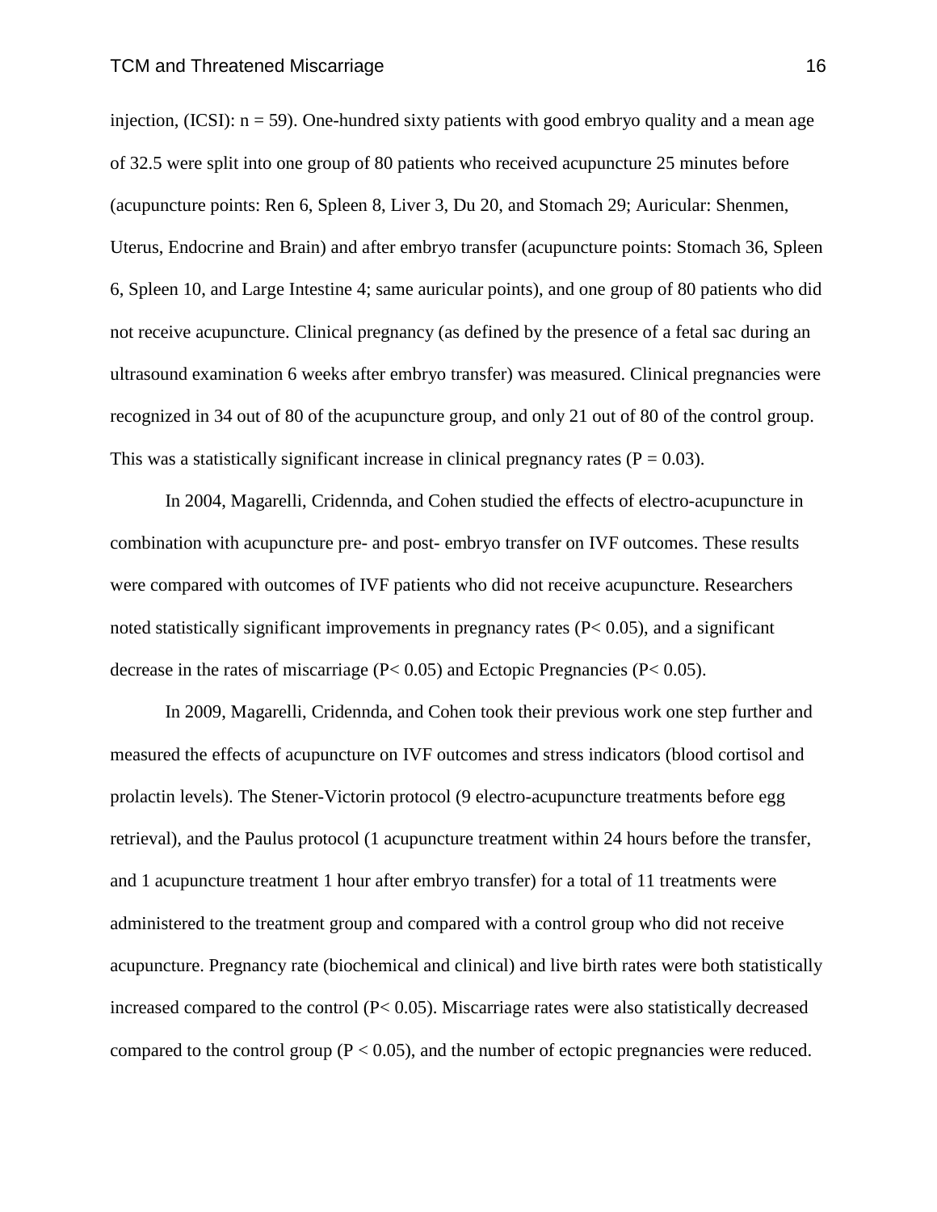injection, (ICSI): $n = 59$). One-hundred sixty patients with good embryo quality and a mean age of 32.5 were split into one group of 80 patients who received acupuncture 25 minutes before (acupuncture points: Ren 6, Spleen 8, Liver 3, Du 20, and Stomach 29; Auricular: Shenmen, Uterus, Endocrine and Brain) and after embryo transfer (acupuncture points: Stomach 36, Spleen 6, Spleen 10, and Large Intestine 4; same auricular points), and one group of 80 patients who did not receive acupuncture. Clinical pregnancy (as defined by the presence of a fetal sac during an ultrasound examination 6 weeks after embryo transfer) was measured. Clinical pregnancies were recognized in 34 out of 80 of the acupuncture group, and only 21 out of 80 of the control group. This was a statistically significant increase in clinical pregnancy rates ($P = 0.03$).

In 2004, Magarelli, Cridennda, and Cohen studied the effects of electro-acupuncture in combination with acupuncture pre- and post- embryo transfer on IVF outcomes. These results were compared with outcomes of IVF patients who did not receive acupuncture. Researchers noted statistically significant improvements in pregnancy rates ($P< 0.05$), and a significant decrease in the rates of miscarriage ($P< 0.05$) and Ectopic Pregnancies ($P< 0.05$).

In 2009, Magarelli, Cridennda, and Cohen took their previous work one step further and measured the effects of acupuncture on IVF outcomes and stress indicators (blood cortisol and prolactin levels). The Stener-Victorin protocol (9 electro-acupuncture treatments before egg retrieval), and the Paulus protocol (1 acupuncture treatment within 24 hours before the transfer, and 1 acupuncture treatment 1 hour after embryo transfer) for a total of 11 treatments were administered to the treatment group and compared with a control group who did not receive acupuncture. Pregnancy rate (biochemical and clinical) and live birth rates were both statistically increased compared to the control ($P< 0.05$). Miscarriage rates were also statistically decreased compared to the control group ($P < 0.05$), and the number of ectopic pregnancies were reduced.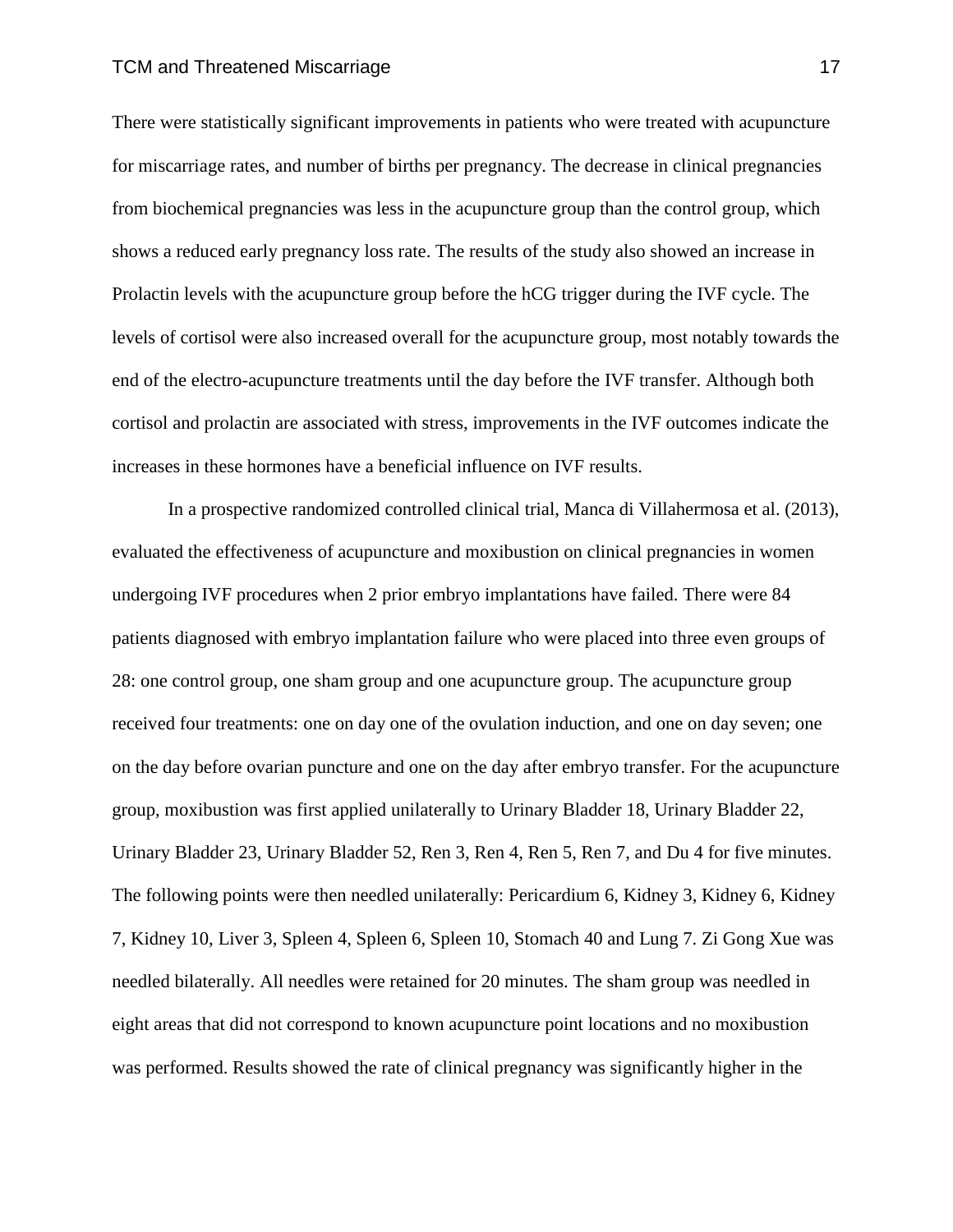There were statistically significant improvements in patients who were treated with acupuncture for miscarriage rates, and number of births per pregnancy. The decrease in clinical pregnancies from biochemical pregnancies was less in the acupuncture group than the control group, which shows a reduced early pregnancy loss rate. The results of the study also showed an increase in Prolactin levels with the acupuncture group before the hCG trigger during the IVF cycle. The levels of cortisol were also increased overall for the acupuncture group, most notably towards the end of the electro-acupuncture treatments until the day before the IVF transfer. Although both cortisol and prolactin are associated with stress, improvements in the IVF outcomes indicate the increases in these hormones have a beneficial influence on IVF results.

In a prospective randomized controlled clinical trial, Manca di Villahermosa et al. (2013), evaluated the effectiveness of acupuncture and moxibustion on clinical pregnancies in women undergoing IVF procedures when 2 prior embryo implantations have failed. There were 84 patients diagnosed with embryo implantation failure who were placed into three even groups of 28: one control group, one sham group and one acupuncture group. The acupuncture group received four treatments: one on day one of the ovulation induction, and one on day seven; one on the day before ovarian puncture and one on the day after embryo transfer. For the acupuncture group, moxibustion was first applied unilaterally to Urinary Bladder 18, Urinary Bladder 22, Urinary Bladder 23, Urinary Bladder 52, Ren 3, Ren 4, Ren 5, Ren 7, and Du 4 for five minutes. The following points were then needled unilaterally: Pericardium 6, Kidney 3, Kidney 6, Kidney 7, Kidney 10, Liver 3, Spleen 4, Spleen 6, Spleen 10, Stomach 40 and Lung 7. Zi Gong Xue was needled bilaterally. All needles were retained for 20 minutes. The sham group was needled in eight areas that did not correspond to known acupuncture point locations and no moxibustion was performed. Results showed the rate of clinical pregnancy was significantly higher in the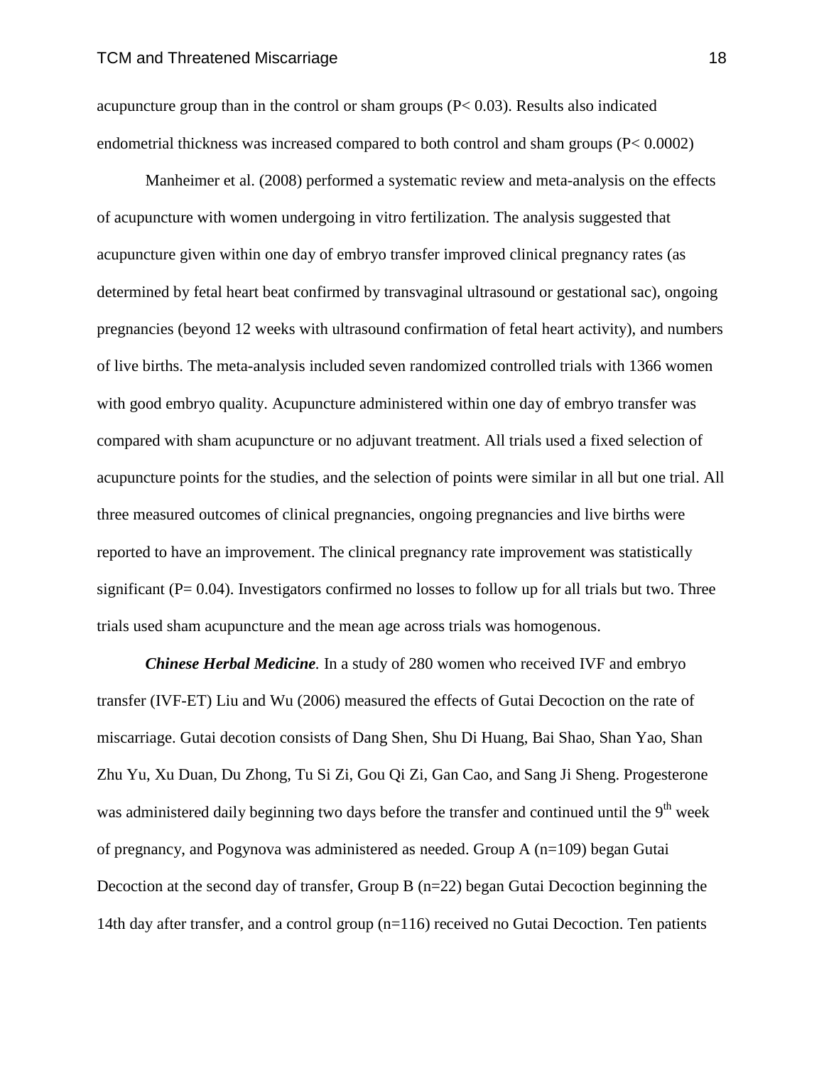acupuncture group than in the control or sham groups ($P < 0.03$). Results also indicated endometrial thickness was increased compared to both control and sham groups ($P < 0.0002$)

Manheimer et al. (2008) performed a systematic review and meta-analysis on the effects of acupuncture with women undergoing in vitro fertilization. The analysis suggested that acupuncture given within one day of embryo transfer improved clinical pregnancy rates (as determined by fetal heart beat confirmed by transvaginal ultrasound or gestational sac), ongoing pregnancies (beyond 12 weeks with ultrasound confirmation of fetal heart activity), and numbers of live births. The meta-analysis included seven randomized controlled trials with 1366 women with good embryo quality. Acupuncture administered within one day of embryo transfer was compared with sham acupuncture or no adjuvant treatment. All trials used a fixed selection of acupuncture points for the studies, and the selection of points were similar in all but one trial. All three measured outcomes of clinical pregnancies, ongoing pregnancies and live births were reported to have an improvement. The clinical pregnancy rate improvement was statistically significant ($P = 0.04$). Investigators confirmed no losses to follow up for all trials but two. Three trials used sham acupuncture and the mean age across trials was homogenous.

***Chinese Herbal Medicine.*** In a study of 280 women who received IVF and embryo transfer (IVF-ET) Liu and Wu (2006) measured the effects of Gutai Decoction on the rate of miscarriage. Gutai decotion consists of Dang Shen, Shu Di Huang, Bai Shao, Shan Yao, Shan Zhu Yu, Xu Duan, Du Zhong, Tu Si Zi, Gou Qi Zi, Gan Cao, and Sang Ji Sheng. Progesterone was administered daily beginning two days before the transfer and continued until the 9th week of pregnancy, and Pogynova was administered as needed. Group A (n=109) began Gutai Decoction at the second day of transfer, Group B (n=22) began Gutai Decoction beginning the 14th day after transfer, and a control group (n=116) received no Gutai Decoction. Ten patients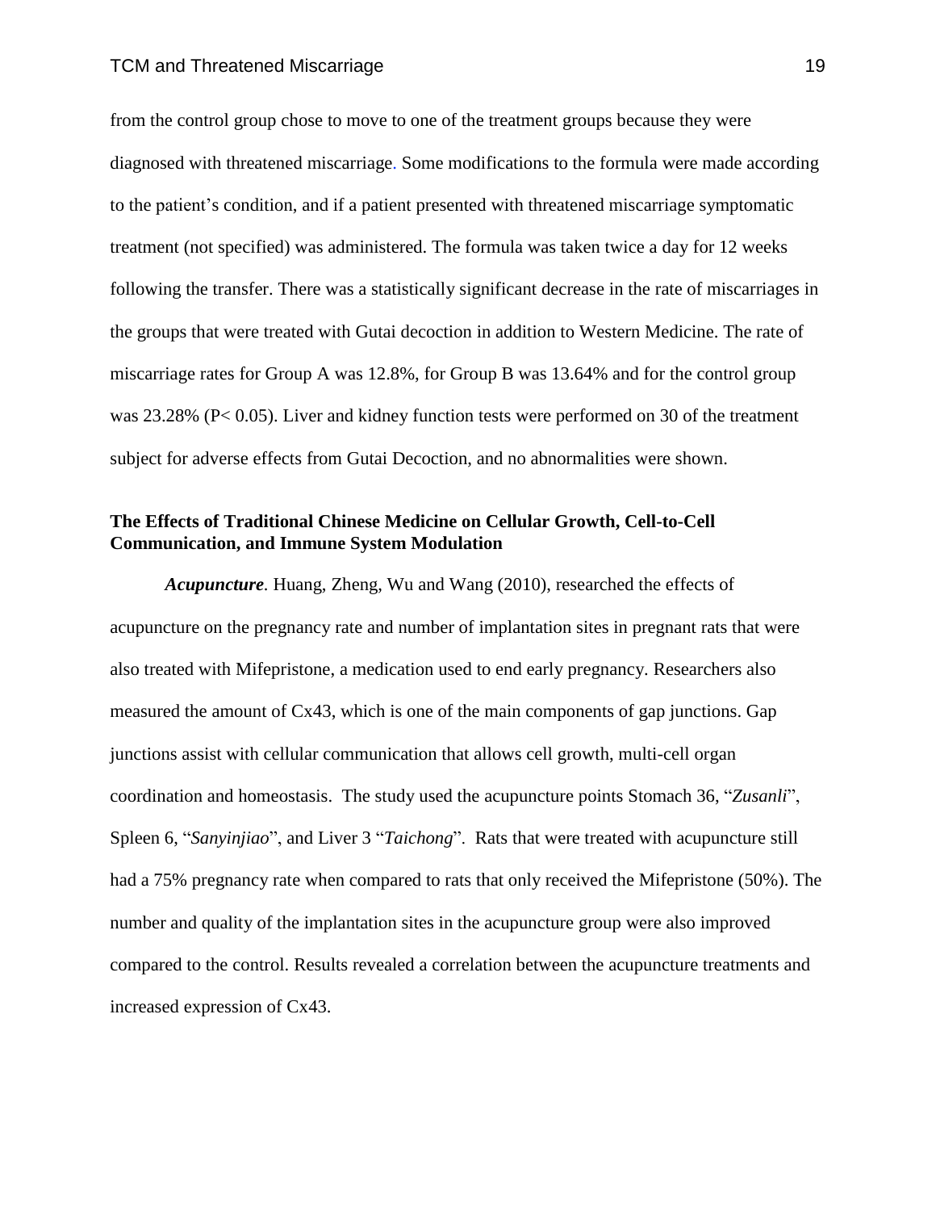from the control group chose to move to one of the treatment groups because they were diagnosed with threatened miscarriage. Some modifications to the formula were made according to the patient's condition, and if a patient presented with threatened miscarriage symptomatic treatment (not specified) was administered. The formula was taken twice a day for 12 weeks following the transfer. There was a statistically significant decrease in the rate of miscarriages in the groups that were treated with Gutai decoction in addition to Western Medicine. The rate of miscarriage rates for Group A was 12.8%, for Group B was 13.64% and for the control group was 23.28% ($P < 0.05$). Liver and kidney function tests were performed on 30 of the treatment subject for adverse effects from Gutai Decoction, and no abnormalities were shown.

### The Effects of Traditional Chinese Medicine on Cellular Growth, Cell-to-Cell Communication, and Immune System Modulation

***Acupuncture*.** Huang, Zheng, Wu and Wang (2010), researched the effects of acupuncture on the pregnancy rate and number of implantation sites in pregnant rats that were also treated with Mifepristone, a medication used to end early pregnancy. Researchers also measured the amount of Cx43, which is one of the main components of gap junctions. Gap junctions assist with cellular communication that allows cell growth, multi-cell organ coordination and homeostasis. The study used the acupuncture points Stomach 36, "*Zusanli*", Spleen 6, "*Sanyinjiao*", and Liver 3 "*Taichong*". Rats that were treated with acupuncture still had a 75% pregnancy rate when compared to rats that only received the Mifepristone (50%). The number and quality of the implantation sites in the acupuncture group were also improved compared to the control. Results revealed a correlation between the acupuncture treatments and increased expression of Cx43.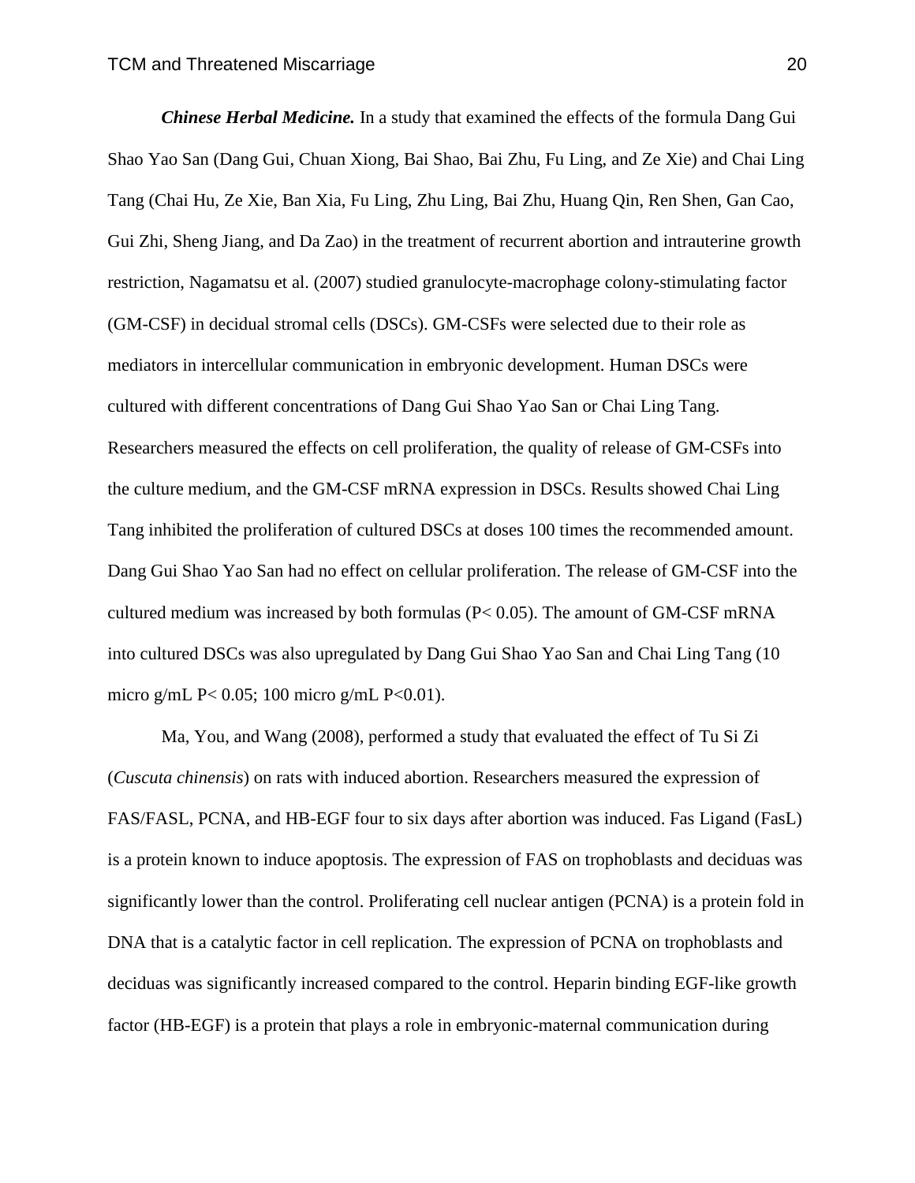***Chinese Herbal Medicine.*** In a study that examined the effects of the formula Dang Gui Shao Yao San (Dang Gui, Chuan Xiong, Bai Shao, Bai Zhu, Fu Ling, and Ze Xie) and Chai Ling Tang (Chai Hu, Ze Xie, Ban Xia, Fu Ling, Zhu Ling, Bai Zhu, Huang Qin, Ren Shen, Gan Cao, Gui Zhi, Sheng Jiang, and Da Zao) in the treatment of recurrent abortion and intrauterine growth restriction, Nagamatsu et al. (2007) studied granulocyte-macrophage colony-stimulating factor (GM-CSF) in decidual stromal cells (DSCs). GM-CSFs were selected due to their role as mediators in intercellular communication in embryonic development. Human DSCs were cultured with different concentrations of Dang Gui Shao Yao San or Chai Ling Tang. Researchers measured the effects on cell proliferation, the quality of release of GM-CSFs into the culture medium, and the GM-CSF mRNA expression in DSCs. Results showed Chai Ling Tang inhibited the proliferation of cultured DSCs at doses 100 times the recommended amount. Dang Gui Shao Yao San had no effect on cellular proliferation. The release of GM-CSF into the cultured medium was increased by both formulas ($P < 0.05$). The amount of GM-CSF mRNA into cultured DSCs was also upregulated by Dang Gui Shao Yao San and Chai Ling Tang (10 micro g/mL $P < 0.05$; 100 micro g/mL $P < 0.01$).

Ma, You, and Wang (2008), performed a study that evaluated the effect of Tu Si Zi (*Cuscuta chinensis*) on rats with induced abortion. Researchers measured the expression of FAS/FASL, PCNA, and HB-EGF four to six days after abortion was induced. Fas Ligand (FasL) is a protein known to induce apoptosis. The expression of FAS on trophoblasts and deciduas was significantly lower than the control. Proliferating cell nuclear antigen (PCNA) is a protein fold in DNA that is a catalytic factor in cell replication. The expression of PCNA on trophoblasts and deciduas was significantly increased compared to the control. Heparin binding EGF-like growth factor (HB-EGF) is a protein that plays a role in embryonic-maternal communication during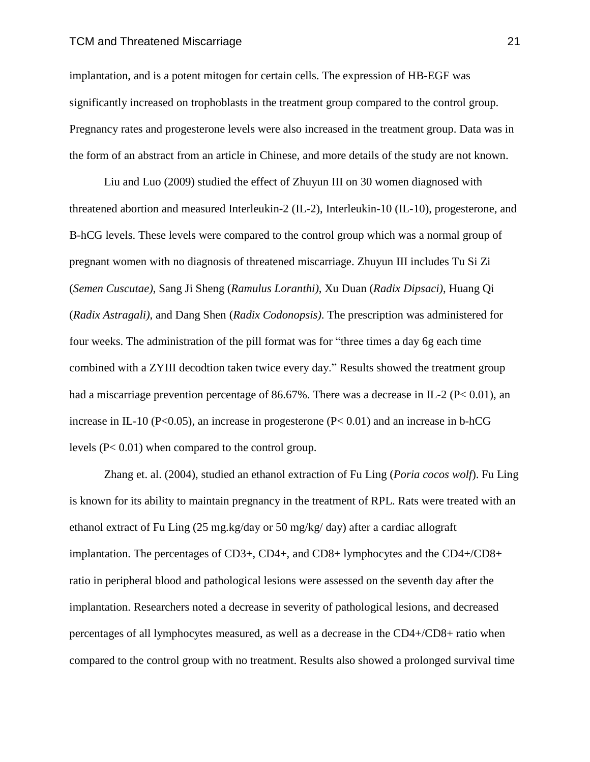implantation, and is a potent mitogen for certain cells. The expression of HB-EGF was significantly increased on trophoblasts in the treatment group compared to the control group. Pregnancy rates and progesterone levels were also increased in the treatment group. Data was in the form of an abstract from an article in Chinese, and more details of the study are not known.

Liu and Luo (2009) studied the effect of Zhuyun III on 30 women diagnosed with threatened abortion and measured Interleukin-2 (IL-2), Interleukin-10 (IL-10), progesterone, and B-hCG levels. These levels were compared to the control group which was a normal group of pregnant women with no diagnosis of threatened miscarriage. Zhuyun III includes Tu Si Zi (*Semen Cuscutae)*, Sang Ji Sheng (*Ramulus Loranthi)*, Xu Duan (*Radix Dipsaci)*, Huang Qi (*Radix Astragali)*, and Dang Shen (*Radix Codonopsis)*. The prescription was administered for four weeks. The administration of the pill format was for "three times a day 6g each time combined with a ZYIII decodtion taken twice every day." Results showed the treatment group had a miscarriage prevention percentage of 86.67%. There was a decrease in IL-2 ($P< 0.01$), an increase in IL-10 ($P<0.05$), an increase in progesterone ($P< 0.01$) and an increase in b-hCG levels ($P< 0.01$) when compared to the control group.

Zhang et. al. (2004), studied an ethanol extraction of Fu Ling (*Poria cocos wolf*). Fu Ling is known for its ability to maintain pregnancy in the treatment of RPL. Rats were treated with an ethanol extract of Fu Ling (25 mg.kg/day or 50 mg/kg/ day) after a cardiac allograft implantation. The percentages of CD3+, CD4+, and CD8+ lymphocytes and the CD4+/CD8+ ratio in peripheral blood and pathological lesions were assessed on the seventh day after the implantation. Researchers noted a decrease in severity of pathological lesions, and decreased percentages of all lymphocytes measured, as well as a decrease in the CD4+/CD8+ ratio when compared to the control group with no treatment. Results also showed a prolonged survival time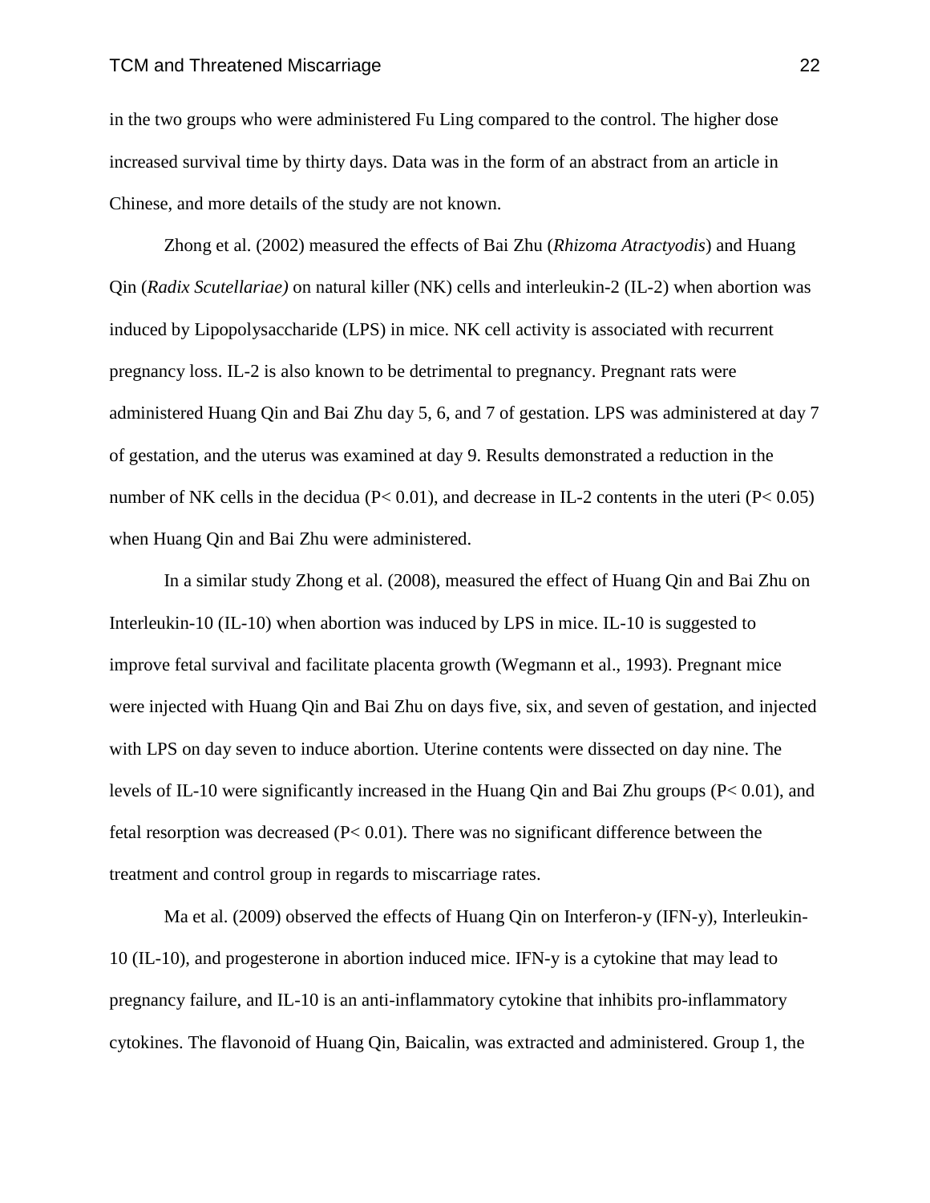in the two groups who were administered Fu Ling compared to the control. The higher dose increased survival time by thirty days. Data was in the form of an abstract from an article in Chinese, and more details of the study are not known.

Zhong et al. (2002) measured the effects of Bai Zhu (*Rhizoma Atractyodis*) and Huang Qin (*Radix Scutellariae)* on natural killer (NK) cells and interleukin-2 (IL-2) when abortion was induced by Lipopolysaccharide (LPS) in mice. NK cell activity is associated with recurrent pregnancy loss. IL-2 is also known to be detrimental to pregnancy. Pregnant rats were administered Huang Qin and Bai Zhu day 5, 6, and 7 of gestation. LPS was administered at day 7 of gestation, and the uterus was examined at day 9. Results demonstrated a reduction in the number of NK cells in the decidua ($P < 0.01$), and decrease in IL-2 contents in the uteri ($P < 0.05$) when Huang Qin and Bai Zhu were administered.

In a similar study Zhong et al. (2008), measured the effect of Huang Qin and Bai Zhu on Interleukin-10 (IL-10) when abortion was induced by LPS in mice. IL-10 is suggested to improve fetal survival and facilitate placenta growth (Wegmann et al., 1993). Pregnant mice were injected with Huang Qin and Bai Zhu on days five, six, and seven of gestation, and injected with LPS on day seven to induce abortion. Uterine contents were dissected on day nine. The levels of IL-10 were significantly increased in the Huang Qin and Bai Zhu groups ($P < 0.01$), and fetal resorption was decreased ($P < 0.01$). There was no significant difference between the treatment and control group in regards to miscarriage rates.

Ma et al. (2009) observed the effects of Huang Qin on Interferon-y (IFN-y), Interleukin-10 (IL-10), and progesterone in abortion induced mice. IFN-y is a cytokine that may lead to pregnancy failure, and IL-10 is an anti-inflammatory cytokine that inhibits pro-inflammatory cytokines. The flavonoid of Huang Qin, Baicalin, was extracted and administered. Group 1, the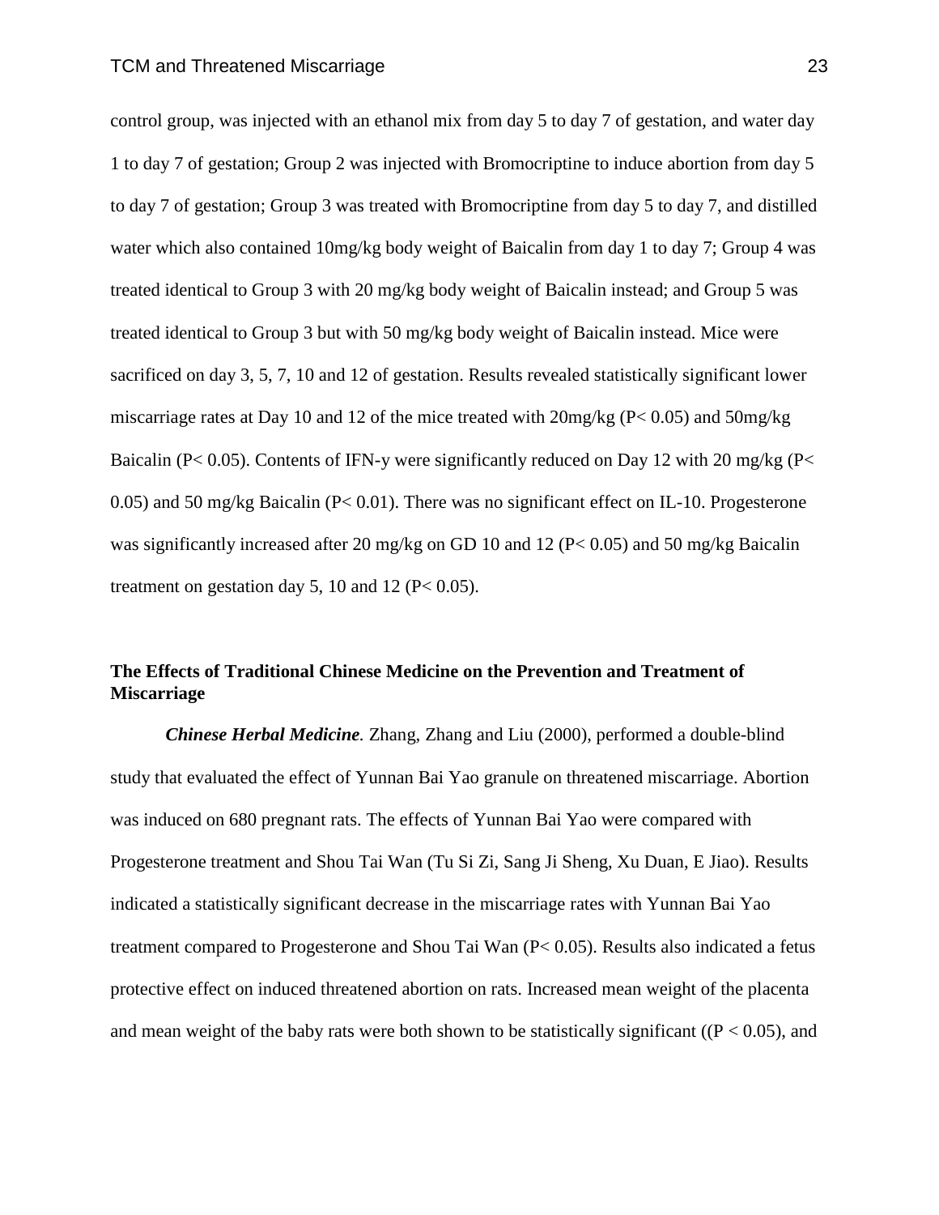control group, was injected with an ethanol mix from day 5 to day 7 of gestation, and water day 1 to day 7 of gestation; Group 2 was injected with Bromocriptine to induce abortion from day 5 to day 7 of gestation; Group 3 was treated with Bromocriptine from day 5 to day 7, and distilled water which also contained 10mg/kg body weight of Baicalin from day 1 to day 7; Group 4 was treated identical to Group 3 with 20 mg/kg body weight of Baicalin instead; and Group 5 was treated identical to Group 3 but with 50 mg/kg body weight of Baicalin instead. Mice were sacrificed on day 3, 5, 7, 10 and 12 of gestation. Results revealed statistically significant lower miscarriage rates at Day 10 and 12 of the mice treated with 20mg/kg ($P < 0.05$) and 50mg/kg Baicalin ($P < 0.05$). Contents of IFN-y were significantly reduced on Day 12 with 20 mg/kg ($P < 0.05$) and 50 mg/kg Baicalin ($P < 0.01$). There was no significant effect on IL-10. Progesterone was significantly increased after 20 mg/kg on GD 10 and 12 ($P < 0.05$) and 50 mg/kg Baicalin treatment on gestation day 5, 10 and 12 ($P < 0.05$).

## The Effects of Traditional Chinese Medicine on the Prevention and Treatment of Miscarriage

***Chinese Herbal Medicine.*** Zhang, Zhang and Liu (2000), performed a double-blind study that evaluated the effect of Yunnan Bai Yao granule on threatened miscarriage. Abortion was induced on 680 pregnant rats. The effects of Yunnan Bai Yao were compared with Progesterone treatment and Shou Tai Wan (Tu Si Zi, Sang Ji Sheng, Xu Duan, E Jiao). Results indicated a statistically significant decrease in the miscarriage rates with Yunnan Bai Yao treatment compared to Progesterone and Shou Tai Wan ($P < 0.05$). Results also indicated a fetus protective effect on induced threatened abortion on rats. Increased mean weight of the placenta and mean weight of the baby rats were both shown to be statistically significant (($P < 0.05$), and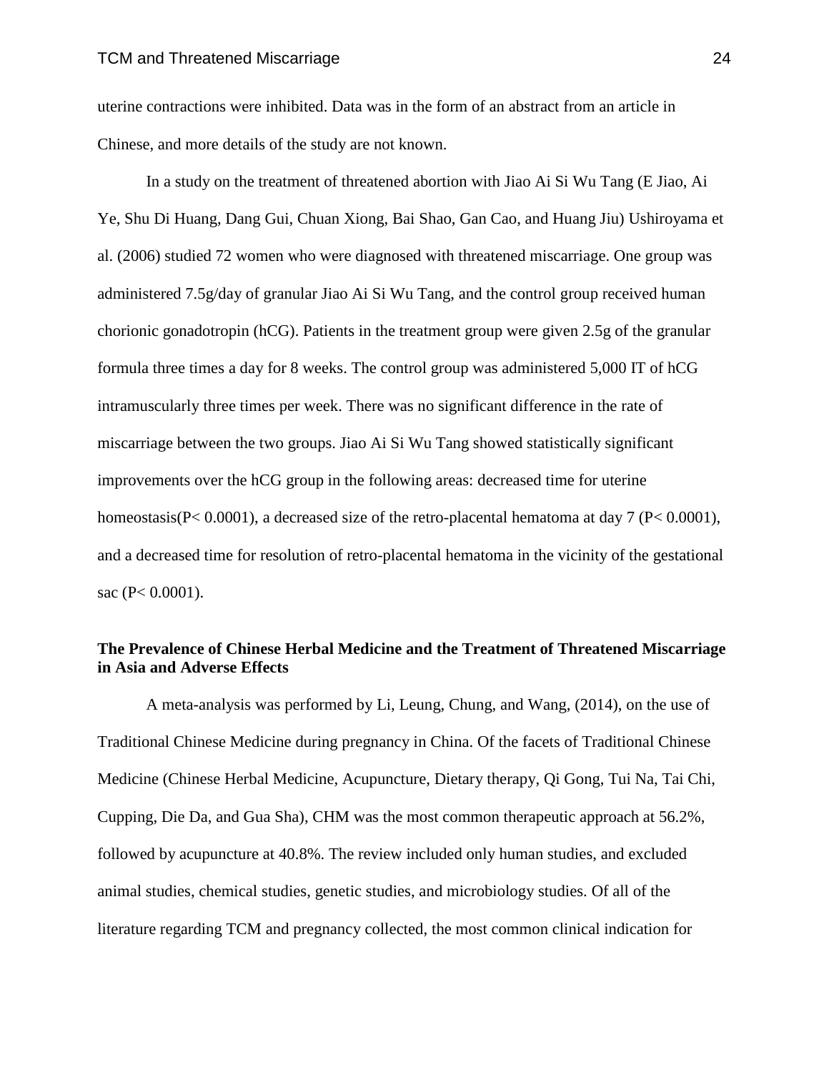uterine contractions were inhibited. Data was in the form of an abstract from an article in Chinese, and more details of the study are not known.

In a study on the treatment of threatened abortion with Jiao Ai Si Wu Tang (E Jiao, Ai Ye, Shu Di Huang, Dang Gui, Chuan Xiong, Bai Shao, Gan Cao, and Huang Jiu) Ushiroyama et al. (2006) studied 72 women who were diagnosed with threatened miscarriage. One group was administered 7.5g/day of granular Jiao Ai Si Wu Tang, and the control group received human chorionic gonadotropin (hCG). Patients in the treatment group were given 2.5g of the granular formula three times a day for 8 weeks. The control group was administered 5,000 IT of hCG intramuscularly three times per week. There was no significant difference in the rate of miscarriage between the two groups. Jiao Ai Si Wu Tang showed statistically significant improvements over the hCG group in the following areas: decreased time for uterine homeostasis($P < 0.0001$), a decreased size of the retro-placental hematoma at day 7 ($P < 0.0001$), and a decreased time for resolution of retro-placental hematoma in the vicinity of the gestational sac ($P < 0.0001$).

### The Prevalence of Chinese Herbal Medicine and the Treatment of Threatened Miscarriage in Asia and Adverse Effects

A meta-analysis was performed by Li, Leung, Chung, and Wang, (2014), on the use of Traditional Chinese Medicine during pregnancy in China. Of the facets of Traditional Chinese Medicine (Chinese Herbal Medicine, Acupuncture, Dietary therapy, Qi Gong, Tui Na, Tai Chi, Cupping, Die Da, and Gua Sha), CHM was the most common therapeutic approach at 56.2%, followed by acupuncture at 40.8%. The review included only human studies, and excluded animal studies, chemical studies, genetic studies, and microbiology studies. Of all of the literature regarding TCM and pregnancy collected, the most common clinical indication for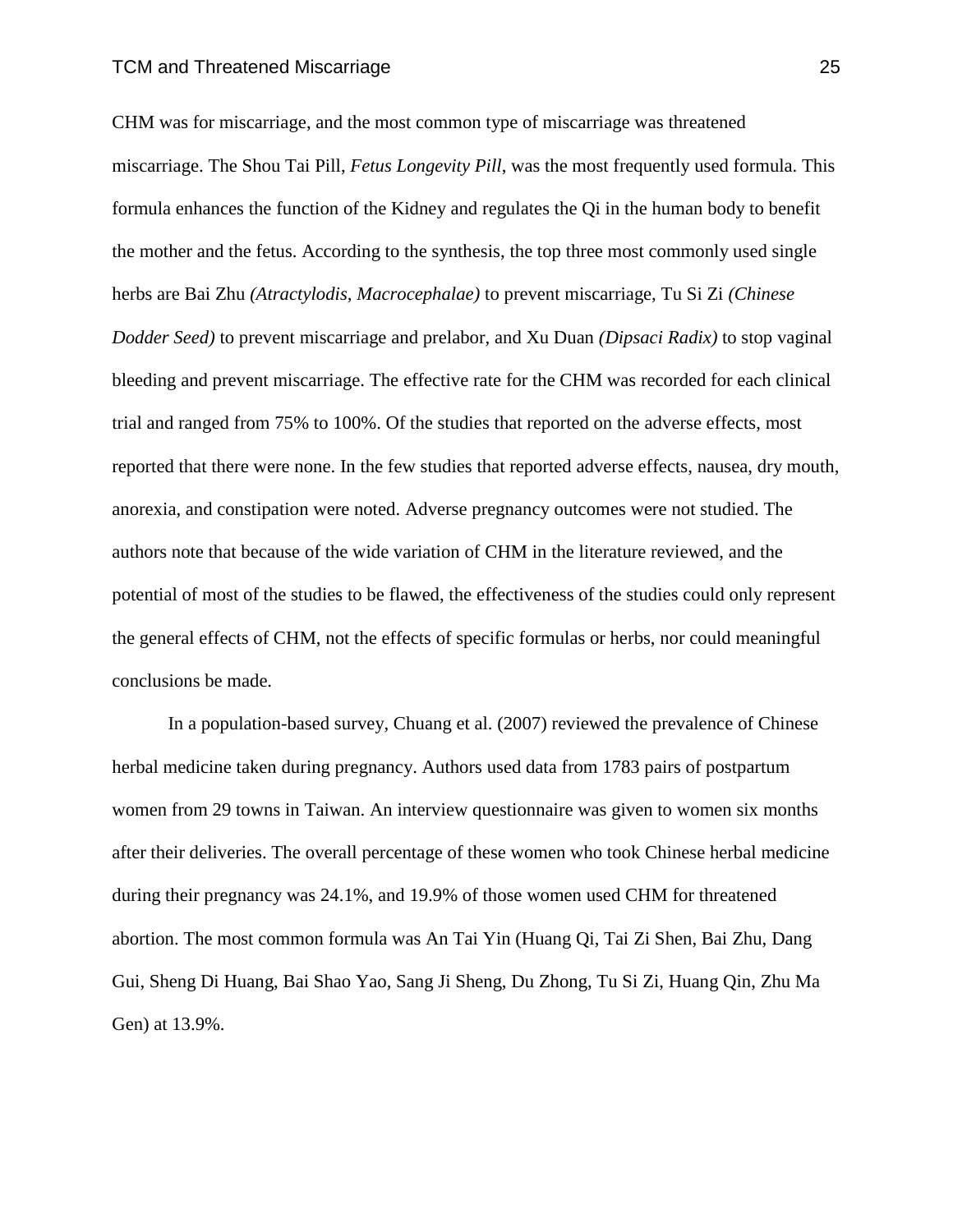CHM was for miscarriage, and the most common type of miscarriage was threatened miscarriage. The Shou Tai Pill, *Fetus Longevity Pill*, was the most frequently used formula. This formula enhances the function of the Kidney and regulates the Qi in the human body to benefit the mother and the fetus. According to the synthesis, the top three most commonly used single herbs are Bai Zhu *(Atractylodis, Macrocephalae)* to prevent miscarriage, Tu Si Zi *(Chinese Dodder Seed)* to prevent miscarriage and prelabor, and Xu Duan *(Dipsaci Radix)* to stop vaginal bleeding and prevent miscarriage. The effective rate for the CHM was recorded for each clinical trial and ranged from 75% to 100%. Of the studies that reported on the adverse effects, most reported that there were none. In the few studies that reported adverse effects, nausea, dry mouth, anorexia, and constipation were noted. Adverse pregnancy outcomes were not studied. The authors note that because of the wide variation of CHM in the literature reviewed, and the potential of most of the studies to be flawed, the effectiveness of the studies could only represent the general effects of CHM, not the effects of specific formulas or herbs, nor could meaningful conclusions be made.

In a population-based survey, Chuang et al. (2007) reviewed the prevalence of Chinese herbal medicine taken during pregnancy. Authors used data from 1783 pairs of postpartum women from 29 towns in Taiwan. An interview questionnaire was given to women six months after their deliveries. The overall percentage of these women who took Chinese herbal medicine during their pregnancy was 24.1%, and 19.9% of those women used CHM for threatened abortion. The most common formula was An Tai Yin (Huang Qi, Tai Zi Shen, Bai Zhu, Dang Gui, Sheng Di Huang, Bai Shao Yao, Sang Ji Sheng, Du Zhong, Tu Si Zi, Huang Qin, Zhu Ma Gen) at 13.9%.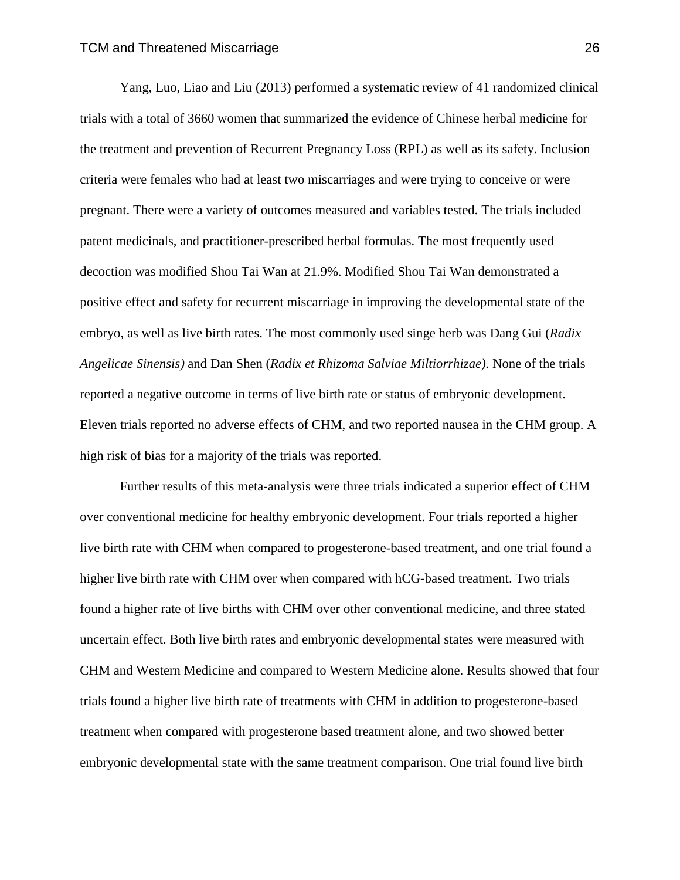Yang, Luo, Liao and Liu (2013) performed a systematic review of 41 randomized clinical trials with a total of 3660 women that summarized the evidence of Chinese herbal medicine for the treatment and prevention of Recurrent Pregnancy Loss (RPL) as well as its safety. Inclusion criteria were females who had at least two miscarriages and were trying to conceive or were pregnant. There were a variety of outcomes measured and variables tested. The trials included patent medicinals, and practitioner-prescribed herbal formulas. The most frequently used decoction was modified Shou Tai Wan at 21.9%. Modified Shou Tai Wan demonstrated a positive effect and safety for recurrent miscarriage in improving the developmental state of the embryo, as well as live birth rates. The most commonly used singe herb was Dang Gui (*Radix Angelicae Sinensis)* and Dan Shen (*Radix et Rhizoma Salviae Miltiorrhizae).* None of the trials reported a negative outcome in terms of live birth rate or status of embryonic development. Eleven trials reported no adverse effects of CHM, and two reported nausea in the CHM group. A high risk of bias for a majority of the trials was reported.

Further results of this meta-analysis were three trials indicated a superior effect of CHM over conventional medicine for healthy embryonic development. Four trials reported a higher live birth rate with CHM when compared to progesterone-based treatment, and one trial found a higher live birth rate with CHM over when compared with hCG-based treatment. Two trials found a higher rate of live births with CHM over other conventional medicine, and three stated uncertain effect. Both live birth rates and embryonic developmental states were measured with CHM and Western Medicine and compared to Western Medicine alone. Results showed that four trials found a higher live birth rate of treatments with CHM in addition to progesterone-based treatment when compared with progesterone based treatment alone, and two showed better embryonic developmental state with the same treatment comparison. One trial found live birth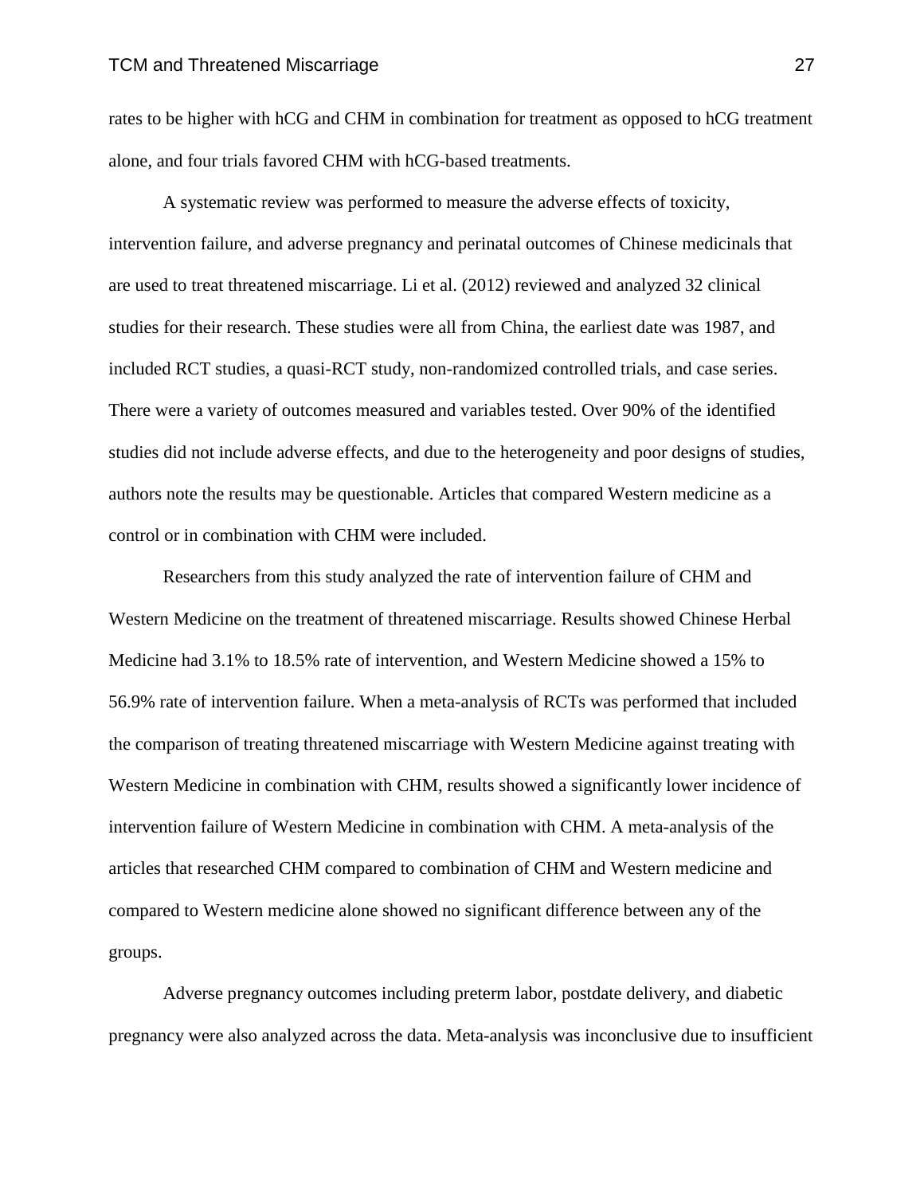rates to be higher with hCG and CHM in combination for treatment as opposed to hCG treatment alone, and four trials favored CHM with hCG-based treatments.

A systematic review was performed to measure the adverse effects of toxicity, intervention failure, and adverse pregnancy and perinatal outcomes of Chinese medicinals that are used to treat threatened miscarriage. Li et al. (2012) reviewed and analyzed 32 clinical studies for their research. These studies were all from China, the earliest date was 1987, and included RCT studies, a quasi-RCT study, non-randomized controlled trials, and case series. There were a variety of outcomes measured and variables tested. Over 90% of the identified studies did not include adverse effects, and due to the heterogeneity and poor designs of studies, authors note the results may be questionable. Articles that compared Western medicine as a control or in combination with CHM were included.

Researchers from this study analyzed the rate of intervention failure of CHM and Western Medicine on the treatment of threatened miscarriage. Results showed Chinese Herbal Medicine had 3.1% to 18.5% rate of intervention, and Western Medicine showed a 15% to 56.9% rate of intervention failure. When a meta-analysis of RCTs was performed that included the comparison of treating threatened miscarriage with Western Medicine against treating with Western Medicine in combination with CHM, results showed a significantly lower incidence of intervention failure of Western Medicine in combination with CHM. A meta-analysis of the articles that researched CHM compared to combination of CHM and Western medicine and compared to Western medicine alone showed no significant difference between any of the groups.

Adverse pregnancy outcomes including preterm labor, postdate delivery, and diabetic pregnancy were also analyzed across the data. Meta-analysis was inconclusive due to insufficient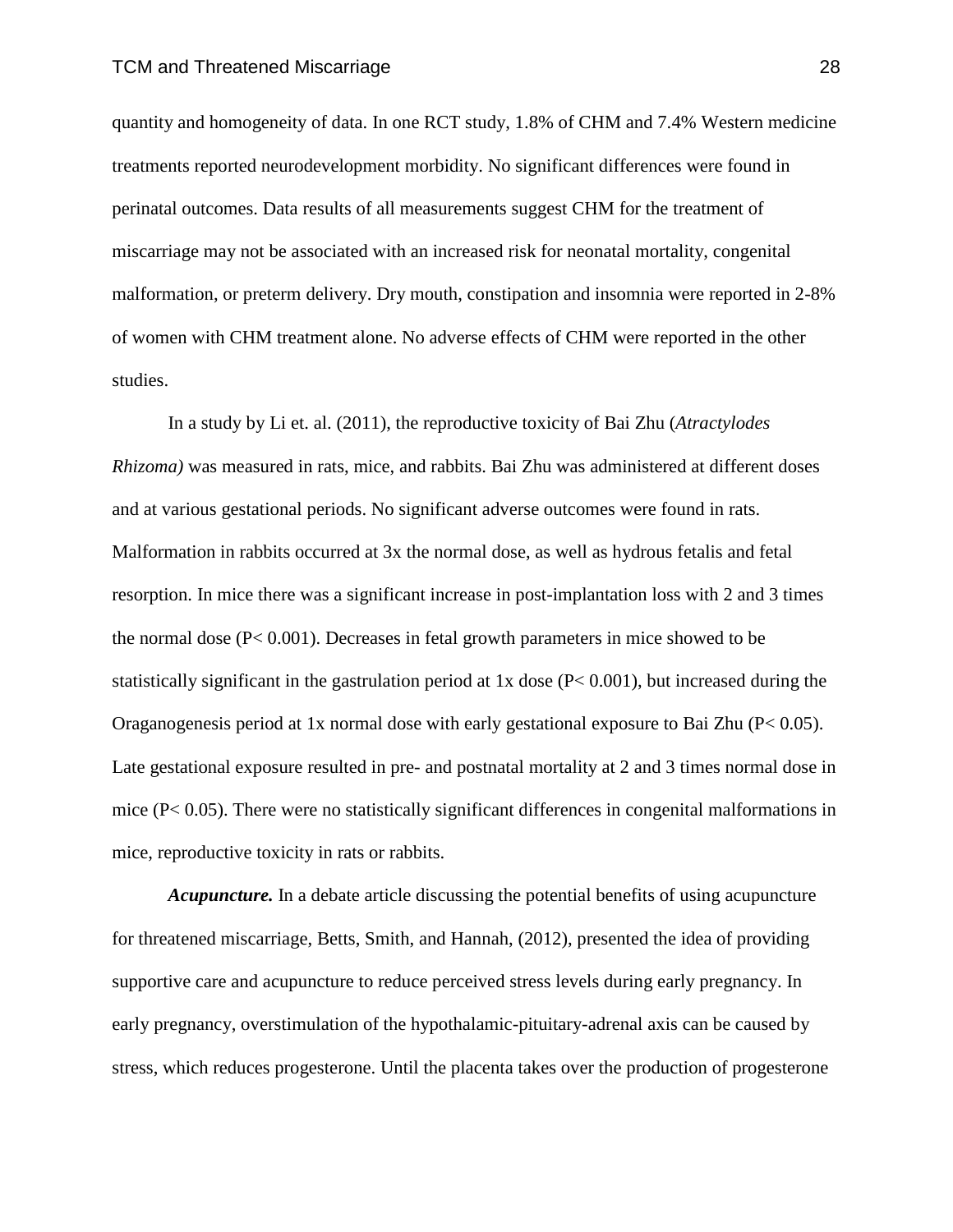quantity and homogeneity of data. In one RCT study, 1.8% of CHM and 7.4% Western medicine treatments reported neurodevelopment morbidity. No significant differences were found in perinatal outcomes. Data results of all measurements suggest CHM for the treatment of miscarriage may not be associated with an increased risk for neonatal mortality, congenital malformation, or preterm delivery. Dry mouth, constipation and insomnia were reported in 2-8% of women with CHM treatment alone. No adverse effects of CHM were reported in the other studies.

In a study by Li et. al. (2011), the reproductive toxicity of Bai Zhu (*Atractylodes Rhizoma)* was measured in rats, mice, and rabbits. Bai Zhu was administered at different doses and at various gestational periods. No significant adverse outcomes were found in rats. Malformation in rabbits occurred at 3x the normal dose, as well as hydrous fetalis and fetal resorption. In mice there was a significant increase in post-implantation loss with 2 and 3 times the normal dose ($P< 0.001$). Decreases in fetal growth parameters in mice showed to be statistically significant in the gastrulation period at 1x dose ($P< 0.001$), but increased during the Oraganogenesis period at 1x normal dose with early gestational exposure to Bai Zhu ($P< 0.05$). Late gestational exposure resulted in pre- and postnatal mortality at 2 and 3 times normal dose in mice ($P< 0.05$). There were no statistically significant differences in congenital malformations in mice, reproductive toxicity in rats or rabbits.

***Acupuncture.*** In a debate article discussing the potential benefits of using acupuncture for threatened miscarriage, Betts, Smith, and Hannah, (2012), presented the idea of providing supportive care and acupuncture to reduce perceived stress levels during early pregnancy. In early pregnancy, overstimulation of the hypothalamic-pituitary-adrenal axis can be caused by stress, which reduces progesterone. Until the placenta takes over the production of progesterone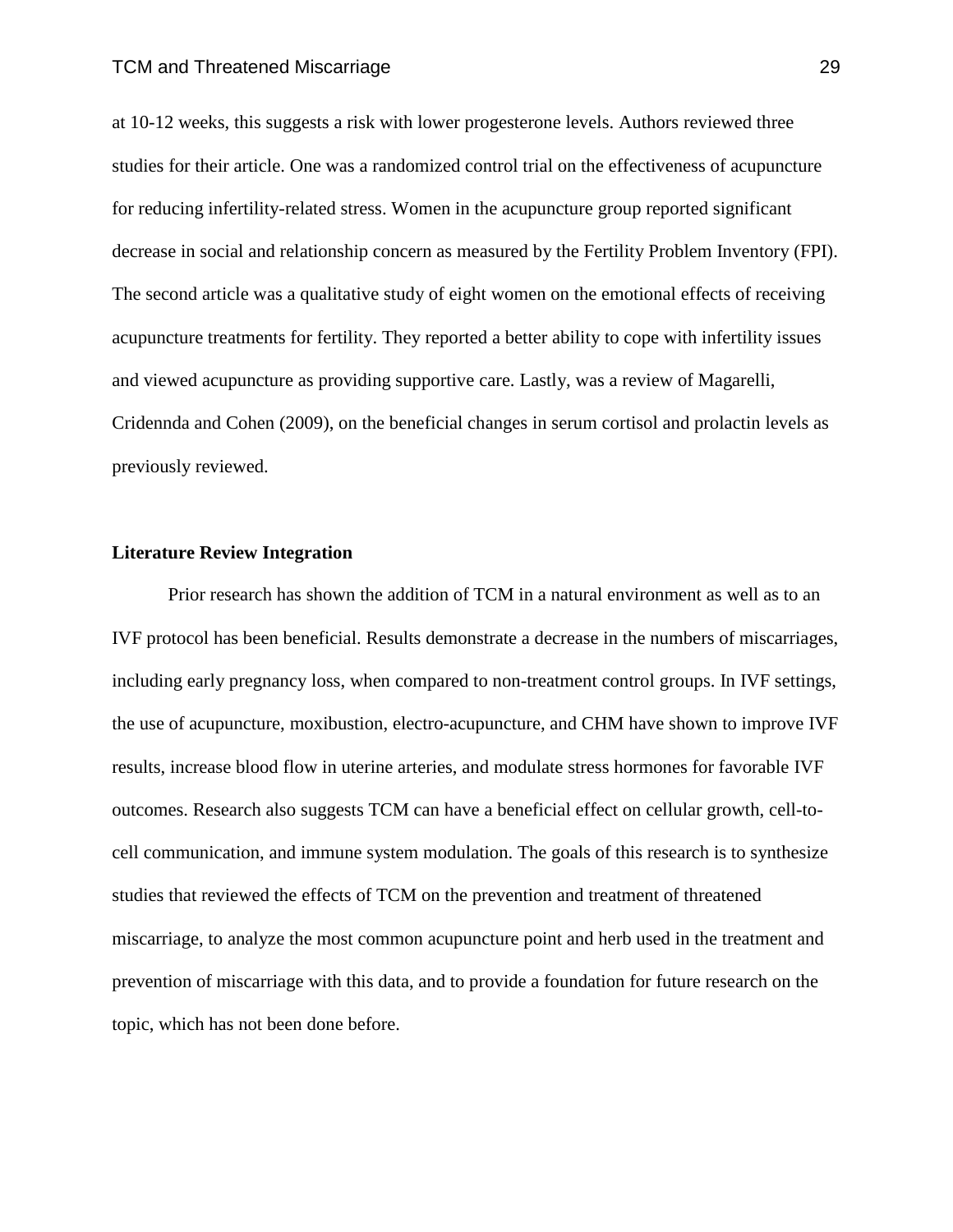at 10-12 weeks, this suggests a risk with lower progesterone levels. Authors reviewed three studies for their article. One was a randomized control trial on the effectiveness of acupuncture for reducing infertility-related stress. Women in the acupuncture group reported significant decrease in social and relationship concern as measured by the Fertility Problem Inventory (FPI). The second article was a qualitative study of eight women on the emotional effects of receiving acupuncture treatments for fertility. They reported a better ability to cope with infertility issues and viewed acupuncture as providing supportive care. Lastly, was a review of Magarelli, Cridennda and Cohen (2009), on the beneficial changes in serum cortisol and prolactin levels as previously reviewed.

**Literature Review Integration**

Prior research has shown the addition of TCM in a natural environment as well as to an IVF protocol has been beneficial. Results demonstrate a decrease in the numbers of miscarriages, including early pregnancy loss, when compared to non-treatment control groups. In IVF settings, the use of acupuncture, moxibustion, electro-acupuncture, and CHM have shown to improve IVF results, increase blood flow in uterine arteries, and modulate stress hormones for favorable IVF outcomes. Research also suggests TCM can have a beneficial effect on cellular growth, cell-to-cell communication, and immune system modulation. The goals of this research is to synthesize studies that reviewed the effects of TCM on the prevention and treatment of threatened miscarriage, to analyze the most common acupuncture point and herb used in the treatment and prevention of miscarriage with this data, and to provide a foundation for future research on the topic, which has not been done before.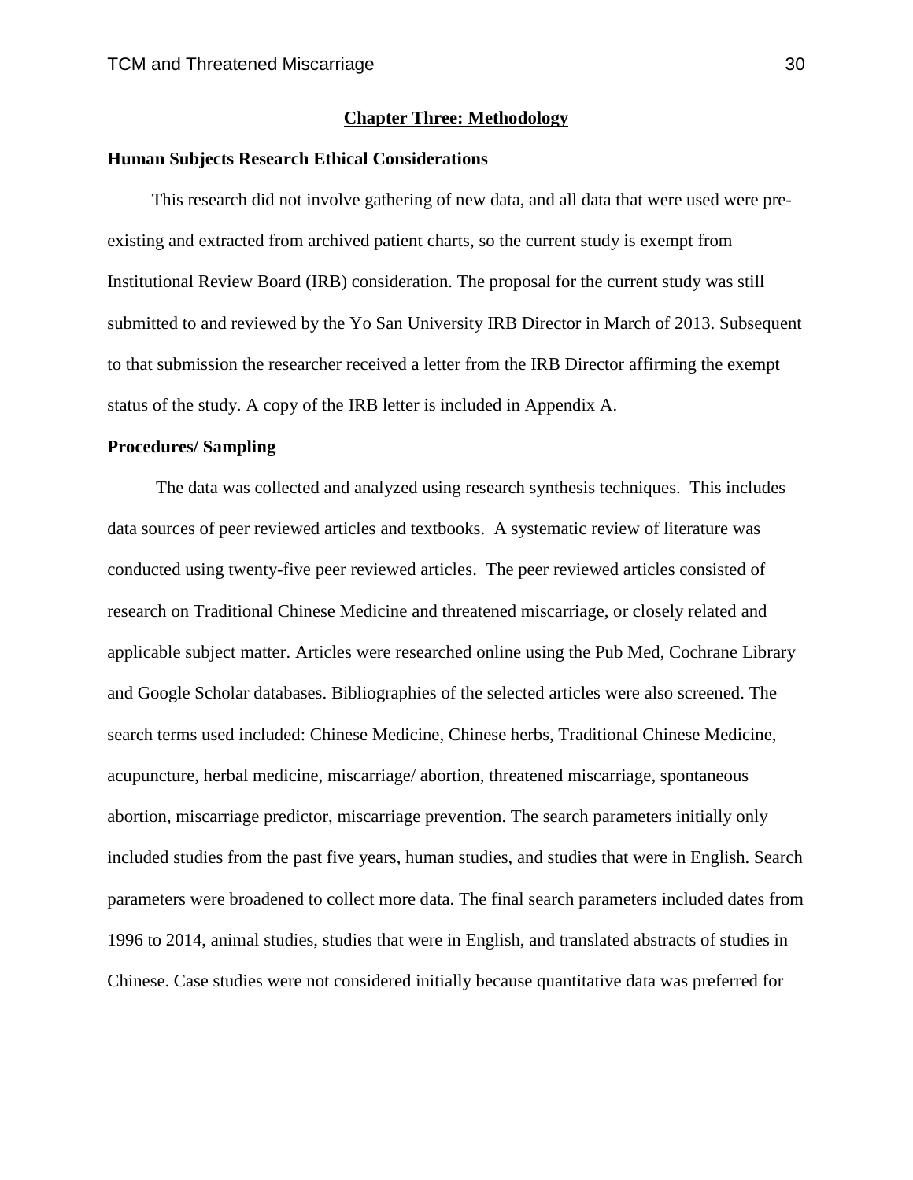## Chapter Three: Methodology

### Human Subjects Research Ethical Considerations

This research did not involve gathering of new data, and all data that were used were pre-existing and extracted from archived patient charts, so the current study is exempt from Institutional Review Board (IRB) consideration. The proposal for the current study was still submitted to and reviewed by the Yo San University IRB Director in March of 2013. Subsequent to that submission the researcher received a letter from the IRB Director affirming the exempt status of the study. A copy of the IRB letter is included in Appendix A.

### Procedures/ Sampling

The data was collected and analyzed using research synthesis techniques. This includes data sources of peer reviewed articles and textbooks. A systematic review of literature was conducted using twenty-five peer reviewed articles. The peer reviewed articles consisted of research on Traditional Chinese Medicine and threatened miscarriage, or closely related and applicable subject matter. Articles were researched online using the Pub Med, Cochrane Library and Google Scholar databases. Bibliographies of the selected articles were also screened. The search terms used included: Chinese Medicine, Chinese herbs, Traditional Chinese Medicine, acupuncture, herbal medicine, miscarriage/ abortion, threatened miscarriage, spontaneous abortion, miscarriage predictor, miscarriage prevention. The search parameters initially only included studies from the past five years, human studies, and studies that were in English. Search parameters were broadened to collect more data. The final search parameters included dates from 1996 to 2014, animal studies, studies that were in English, and translated abstracts of studies in Chinese. Case studies were not considered initially because quantitative data was preferred for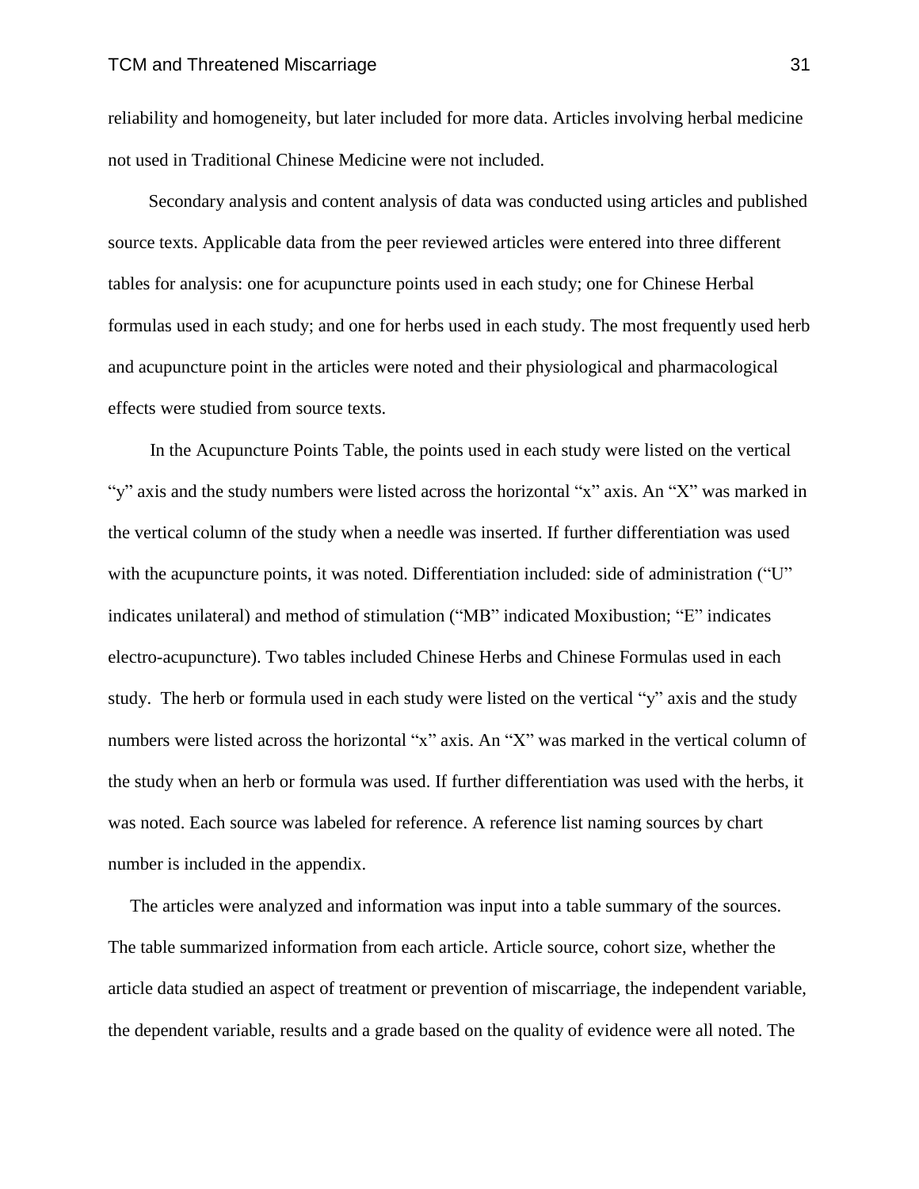reliability and homogeneity, but later included for more data. Articles involving herbal medicine not used in Traditional Chinese Medicine were not included.

Secondary analysis and content analysis of data was conducted using articles and published source texts. Applicable data from the peer reviewed articles were entered into three different tables for analysis: one for acupuncture points used in each study; one for Chinese Herbal formulas used in each study; and one for herbs used in each study. The most frequently used herb and acupuncture point in the articles were noted and their physiological and pharmacological effects were studied from source texts.

In the Acupuncture Points Table, the points used in each study were listed on the vertical "y" axis and the study numbers were listed across the horizontal "x" axis. An "X" was marked in the vertical column of the study when a needle was inserted. If further differentiation was used with the acupuncture points, it was noted. Differentiation included: side of administration ("U" indicates unilateral) and method of stimulation ("MB" indicated Moxibustion; "E" indicates electro-acupuncture). Two tables included Chinese Herbs and Chinese Formulas used in each study. The herb or formula used in each study were listed on the vertical "y" axis and the study numbers were listed across the horizontal "x" axis. An "X" was marked in the vertical column of the study when an herb or formula was used. If further differentiation was used with the herbs, it was noted. Each source was labeled for reference. A reference list naming sources by chart number is included in the appendix.

The articles were analyzed and information was input into a table summary of the sources. The table summarized information from each article. Article source, cohort size, whether the article data studied an aspect of treatment or prevention of miscarriage, the independent variable, the dependent variable, results and a grade based on the quality of evidence were all noted. The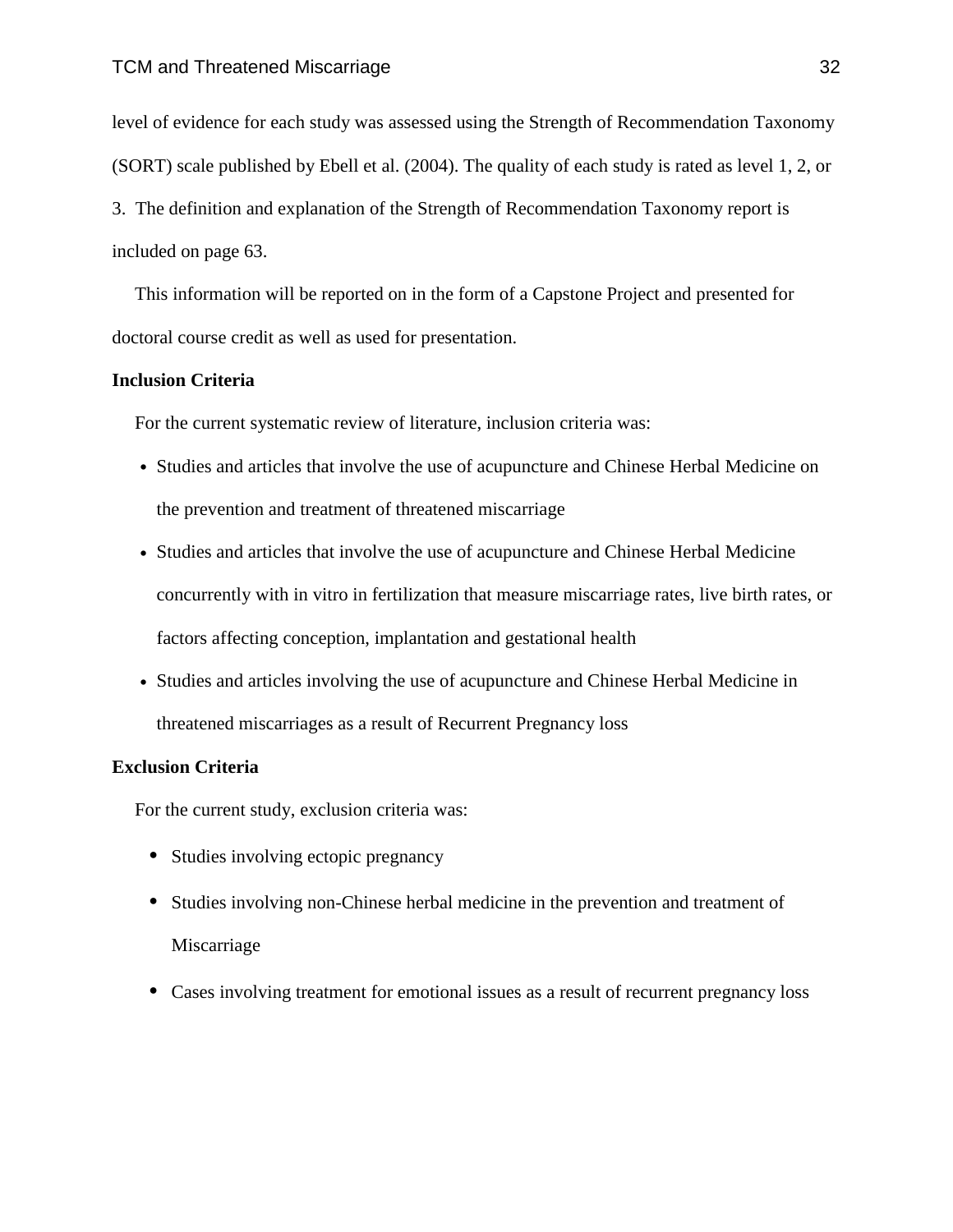level of evidence for each study was assessed using the Strength of Recommendation Taxonomy (SORT) scale published by Ebell et al. (2004). The quality of each study is rated as level 1, 2, or 3. The definition and explanation of the Strength of Recommendation Taxonomy report is included on page 63.

This information will be reported on in the form of a Capstone Project and presented for doctoral course credit as well as used for presentation.

**Inclusion Criteria**

For the current systematic review of literature, inclusion criteria was:

- Studies and articles that involve the use of acupuncture and Chinese Herbal Medicine on the prevention and treatment of threatened miscarriage
- Studies and articles that involve the use of acupuncture and Chinese Herbal Medicine concurrently with in vitro in fertilization that measure miscarriage rates, live birth rates, or factors affecting conception, implantation and gestational health
- Studies and articles involving the use of acupuncture and Chinese Herbal Medicine in threatened miscarriages as a result of Recurrent Pregnancy loss

**Exclusion Criteria**

For the current study, exclusion criteria was:

- Studies involving ectopic pregnancy
- Studies involving non-Chinese herbal medicine in the prevention and treatment of Miscarriage
- Cases involving treatment for emotional issues as a result of recurrent pregnancy loss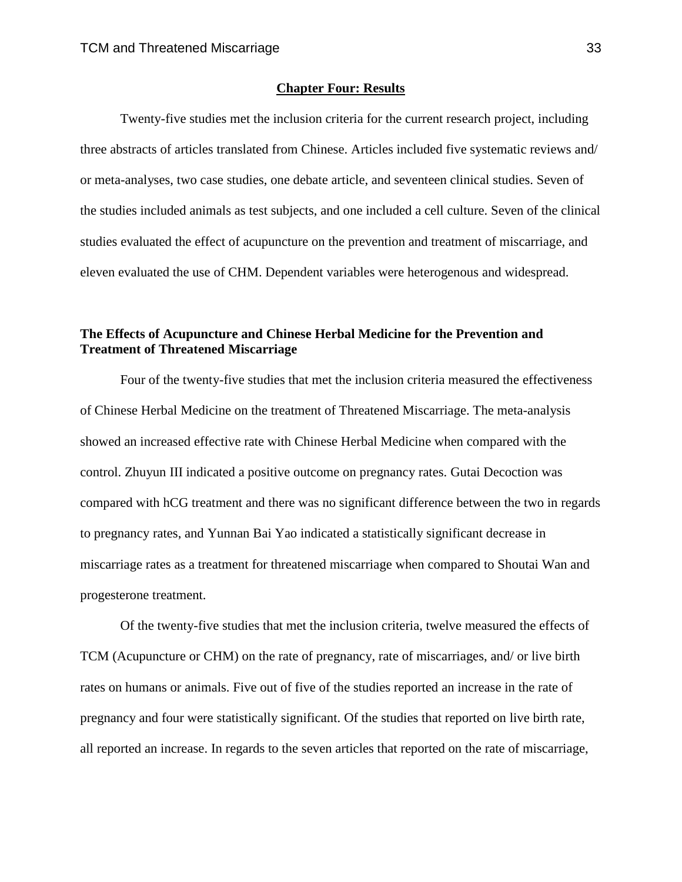## Chapter Four: Results

Twenty-five studies met the inclusion criteria for the current research project, including three abstracts of articles translated from Chinese. Articles included five systematic reviews and/ or meta-analyses, two case studies, one debate article, and seventeen clinical studies. Seven of the studies included animals as test subjects, and one included a cell culture. Seven of the clinical studies evaluated the effect of acupuncture on the prevention and treatment of miscarriage, and eleven evaluated the use of CHM. Dependent variables were heterogenous and widespread.

### The Effects of Acupuncture and Chinese Herbal Medicine for the Prevention and Treatment of Threatened Miscarriage

Four of the twenty-five studies that met the inclusion criteria measured the effectiveness of Chinese Herbal Medicine on the treatment of Threatened Miscarriage. The meta-analysis showed an increased effective rate with Chinese Herbal Medicine when compared with the control. Zhuyun III indicated a positive outcome on pregnancy rates. Gutai Decoction was compared with hCG treatment and there was no significant difference between the two in regards to pregnancy rates, and Yunnan Bai Yao indicated a statistically significant decrease in miscarriage rates as a treatment for threatened miscarriage when compared to Shoutai Wan and progesterone treatment.

Of the twenty-five studies that met the inclusion criteria, twelve measured the effects of TCM (Acupuncture or CHM) on the rate of pregnancy, rate of miscarriages, and/ or live birth rates on humans or animals. Five out of five of the studies reported an increase in the rate of pregnancy and four were statistically significant. Of the studies that reported on live birth rate, all reported an increase. In regards to the seven articles that reported on the rate of miscarriage,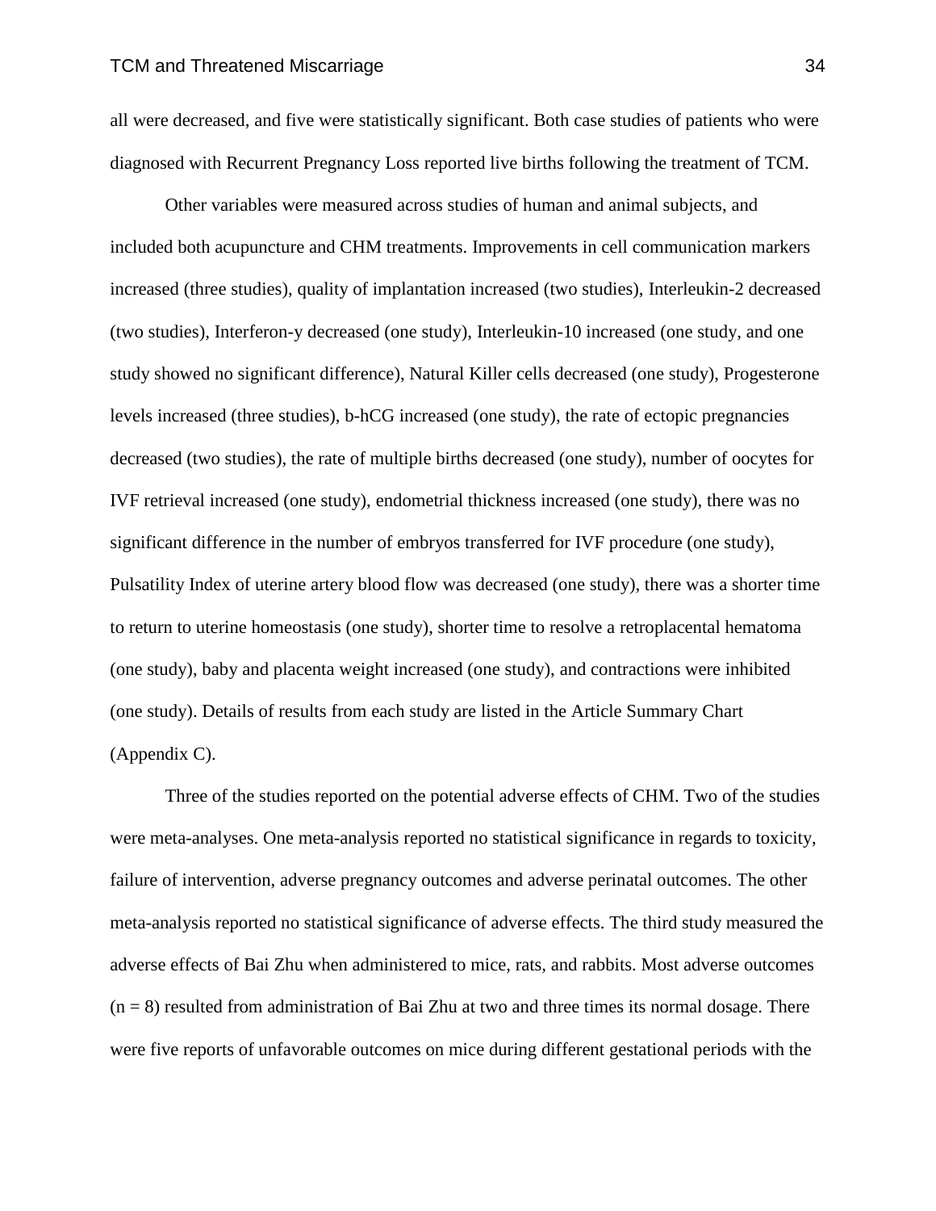all were decreased, and five were statistically significant. Both case studies of patients who were diagnosed with Recurrent Pregnancy Loss reported live births following the treatment of TCM.

Other variables were measured across studies of human and animal subjects, and included both acupuncture and CHM treatments. Improvements in cell communication markers increased (three studies), quality of implantation increased (two studies), Interleukin-2 decreased (two studies), Interferon-y decreased (one study), Interleukin-10 increased (one study, and one study showed no significant difference), Natural Killer cells decreased (one study), Progesterone levels increased (three studies), b-hCG increased (one study), the rate of ectopic pregnancies decreased (two studies), the rate of multiple births decreased (one study), number of oocytes for IVF retrieval increased (one study), endometrial thickness increased (one study), there was no significant difference in the number of embryos transferred for IVF procedure (one study), Pulsatility Index of uterine artery blood flow was decreased (one study), there was a shorter time to return to uterine homeostasis (one study), shorter time to resolve a retroplacental hematoma (one study), baby and placenta weight increased (one study), and contractions were inhibited (one study). Details of results from each study are listed in the Article Summary Chart (Appendix C).

Three of the studies reported on the potential adverse effects of CHM. Two of the studies were meta-analyses. One meta-analysis reported no statistical significance in regards to toxicity, failure of intervention, adverse pregnancy outcomes and adverse perinatal outcomes. The other meta-analysis reported no statistical significance of adverse effects. The third study measured the adverse effects of Bai Zhu when administered to mice, rats, and rabbits. Most adverse outcomes ($n = 8$) resulted from administration of Bai Zhu at two and three times its normal dosage. There were five reports of unfavorable outcomes on mice during different gestational periods with the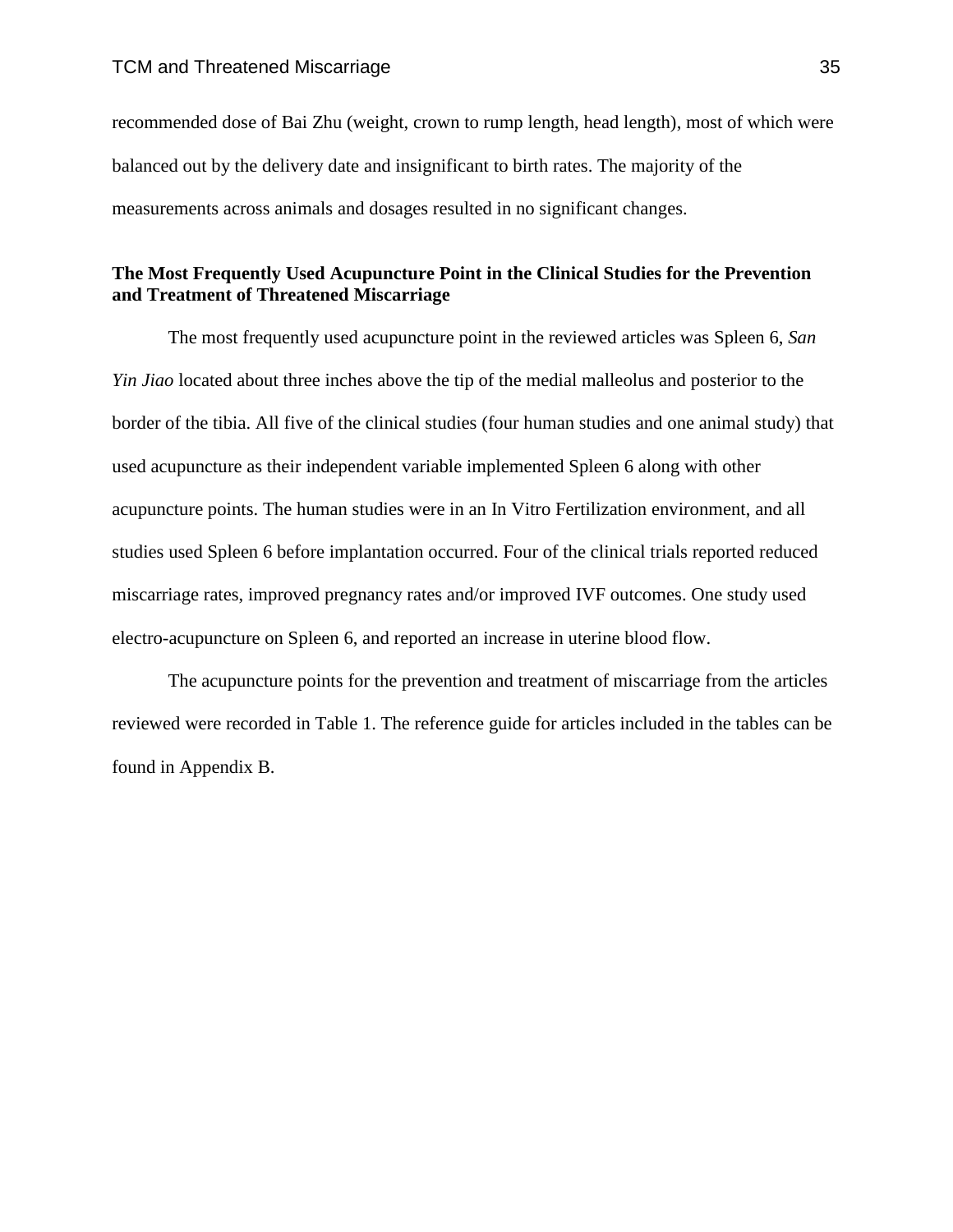recommended dose of Bai Zhu (weight, crown to rump length, head length), most of which were balanced out by the delivery date and insignificant to birth rates. The majority of the measurements across animals and dosages resulted in no significant changes.

### The Most Frequently Used Acupuncture Point in the Clinical Studies for the Prevention and Treatment of Threatened Miscarriage

The most frequently used acupuncture point in the reviewed articles was Spleen 6, *San Yin Jiao* located about three inches above the tip of the medial malleolus and posterior to the border of the tibia. All five of the clinical studies (four human studies and one animal study) that used acupuncture as their independent variable implemented Spleen 6 along with other acupuncture points. The human studies were in an In Vitro Fertilization environment, and all studies used Spleen 6 before implantation occurred. Four of the clinical trials reported reduced miscarriage rates, improved pregnancy rates and/or improved IVF outcomes. One study used electro-acupuncture on Spleen 6, and reported an increase in uterine blood flow.

The acupuncture points for the prevention and treatment of miscarriage from the articles reviewed were recorded in Table 1. The reference guide for articles included in the tables can be found in Appendix B.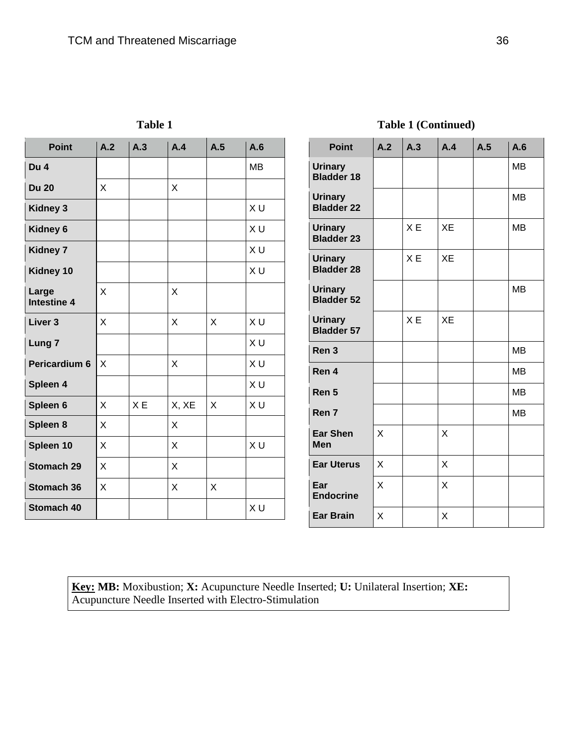**Table 1**

| Point | A.2 | A.3 | A.4 | A.5 | A.6 |
|---|---|---|---|---|---|
| Du 4 | | | | | MB |
| Du 20 | X | | X | | |
| Kidney 3 | | | | | X U |
| Kidney 6 | | | | | X U |
| Kidney 7 | | | | | X U |
| Kidney 10 | | | | | X U |
| Large Intestine 4 | X | | X | | |
| Liver 3 | X | | X | X | X U |
| Lung 7 | | | | | X U |
| Pericardium 6 | X | | X | | X U |
| Spleen 4 | | | | | X U |
| Spleen 6 | X | X E | X, XE | X | X U |
| Spleen 8 | X | | X | | |
| Spleen 10 | X | | X | | X U |
| Stomach 29 | X | | X | | |
| Stomach 36 | X | | X | X | |
| Stomach 40 | | | | | X U |

**Table 1 (Continued)**

| Point | A.2 | A.3 | A.4 | A.5 | A.6 |
|---|---|---|---|---|---|
| Urinary Bladder 18 | | | | | MB |
| Urinary Bladder 22 | | | | | MB |
| Urinary Bladder 23 | | X E | XE | | MB |
| Urinary Bladder 28 | | X E | XE | | |
| Urinary Bladder 52 | | | | | MB |
| Urinary Bladder 57 | | X E | XE | | |
| Ren 3 | | | | | MB |
| Ren 4 | | | | | MB |
| Ren 5 | | | | | MB |
| Ren 7 | | | | | MB |
| Ear Shen Men | X | | X | | |
| Ear Uterus | X | | X | | |
| Ear Endocrine | X | | X | | |
| Ear Brain | X | | X | | |

**Key:** **MB:** Moxibustion; **X:** Acupuncture Needle Inserted; **U:** Unilateral Insertion; **XE:** Acupuncture Needle Inserted with Electro-Stimulation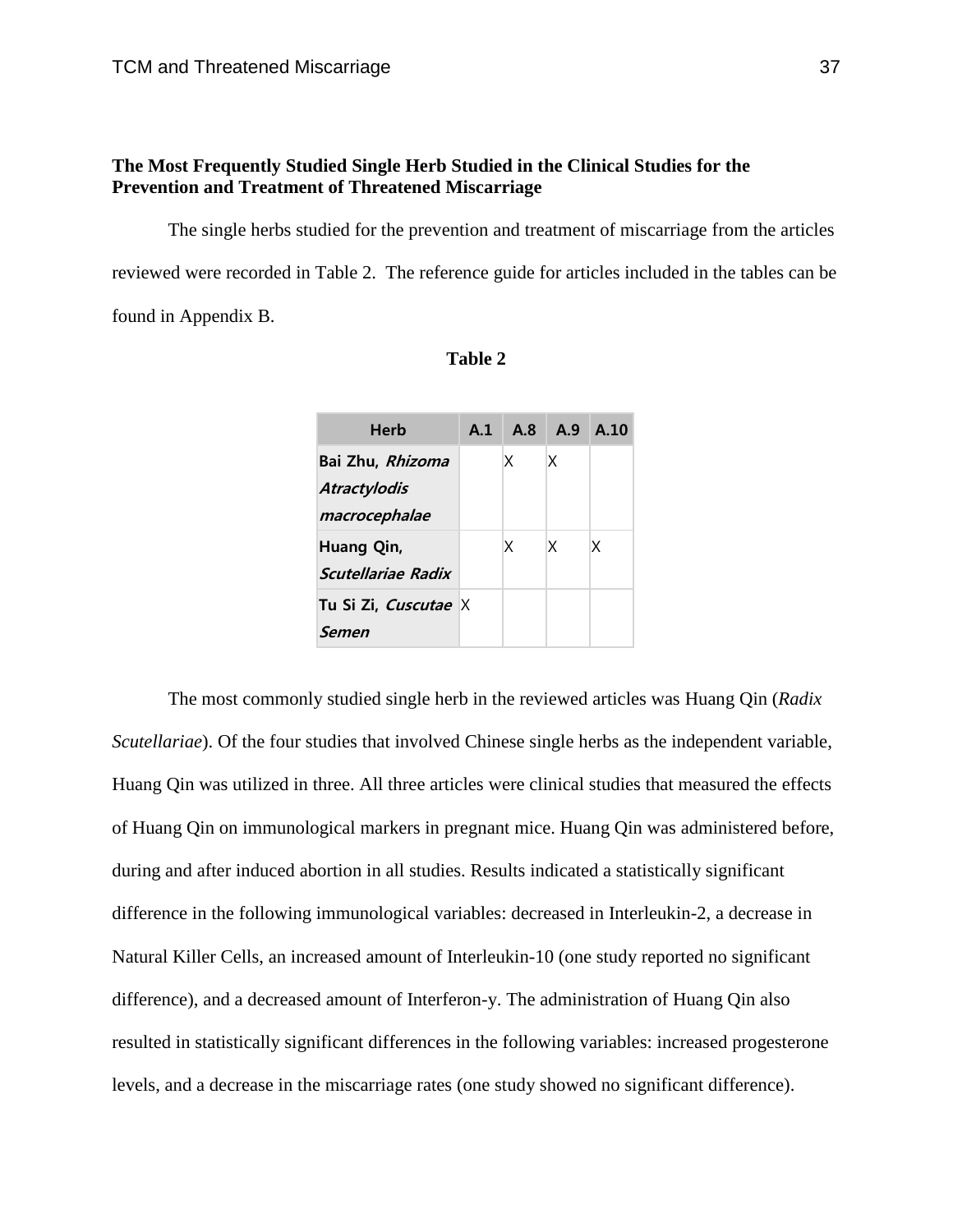**The Most Frequently Studied Single Herb Studied in the Clinical Studies for the Prevention and Treatment of Threatened Miscarriage**

The single herbs studied for the prevention and treatment of miscarriage from the articles reviewed were recorded in Table 2. The reference guide for articles included in the tables can be found in Appendix B.

**Table 2**

| Herb | A.1 | A.8 | A.9 | A.10 |
|---|---|---|---|---|
| **Bai Zhu, *Rhizoma Atractylodis macrocephalae*** | | X | X | |
| **Huang Qin, *Scutellariae Radix*** | | X | X | X |
| **Tu Si Zi, *Cuscutae Semen*** | X | | | |

The most commonly studied single herb in the reviewed articles was Huang Qin (*Radix Scutellariae*). Of the four studies that involved Chinese single herbs as the independent variable, Huang Qin was utilized in three. All three articles were clinical studies that measured the effects of Huang Qin on immunological markers in pregnant mice. Huang Qin was administered before, during and after induced abortion in all studies. Results indicated a statistically significant difference in the following immunological variables: decreased in Interleukin-2, a decrease in Natural Killer Cells, an increased amount of Interleukin-10 (one study reported no significant difference), and a decreased amount of Interferon-y. The administration of Huang Qin also resulted in statistically significant differences in the following variables: increased progesterone levels, and a decrease in the miscarriage rates (one study showed no significant difference).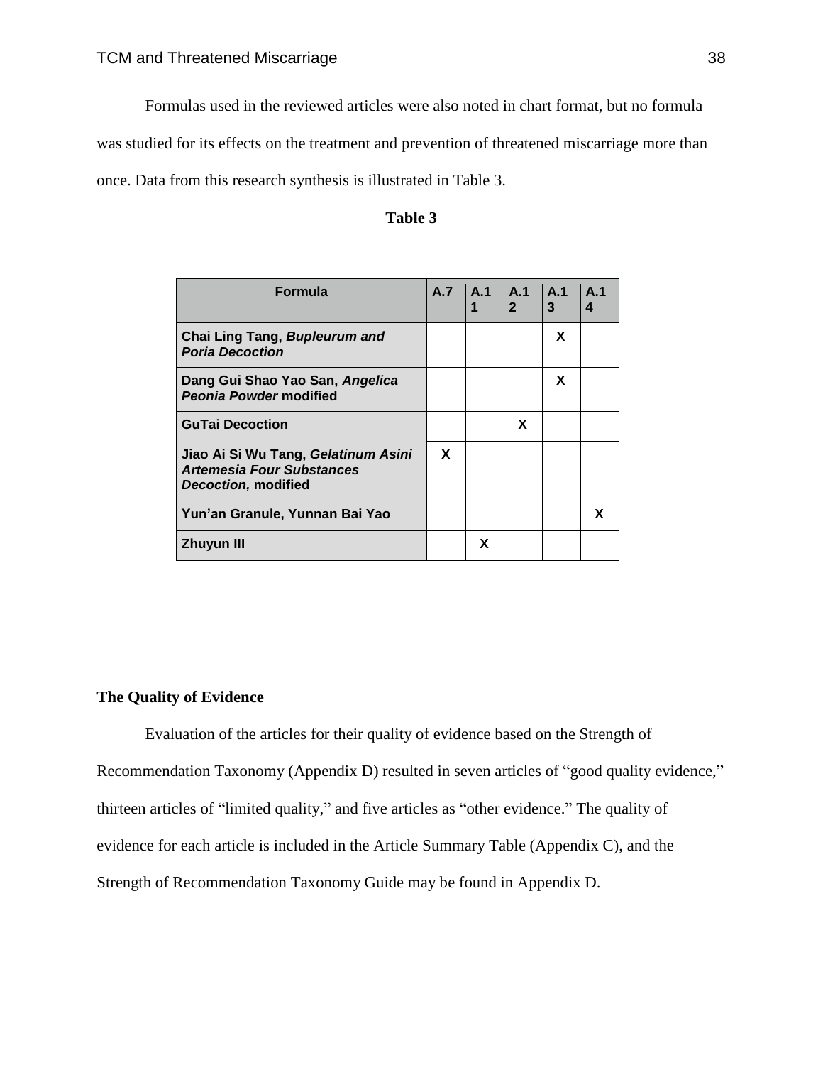Formulas used in the reviewed articles were also noted in chart format, but no formula was studied for its effects on the treatment and prevention of threatened miscarriage more than once. Data from this research synthesis is illustrated in Table 3.

**Table 3**

| Formula | A.7 | A.11 | A.12 | A.13 | A.14 |
|---|---|---|---|---|---|
| **Chai Ling Tang, *Bupleurum and Poria Decoction*** | | | | **X** | |
| **Dang Gui Shao Yao San, *Angelica Peonia Powder* modified** | | | | **X** | |
| **GuTai Decoction** | | | **X** | | |
| **Jiao Ai Si Wu Tang, *Gelatinum Asini Artemesia Four Substances Decoction,* modified** | **X** | | | | |
| **Yun'an Granule, Yunnan Bai Yao** | | | | | **X** |
| **Zhuyun III** | | **X** | | | |

## The Quality of Evidence

Evaluation of the articles for their quality of evidence based on the Strength of Recommendation Taxonomy (Appendix D) resulted in seven articles of "good quality evidence," thirteen articles of "limited quality," and five articles as "other evidence." The quality of evidence for each article is included in the Article Summary Table (Appendix C), and the Strength of Recommendation Taxonomy Guide may be found in Appendix D.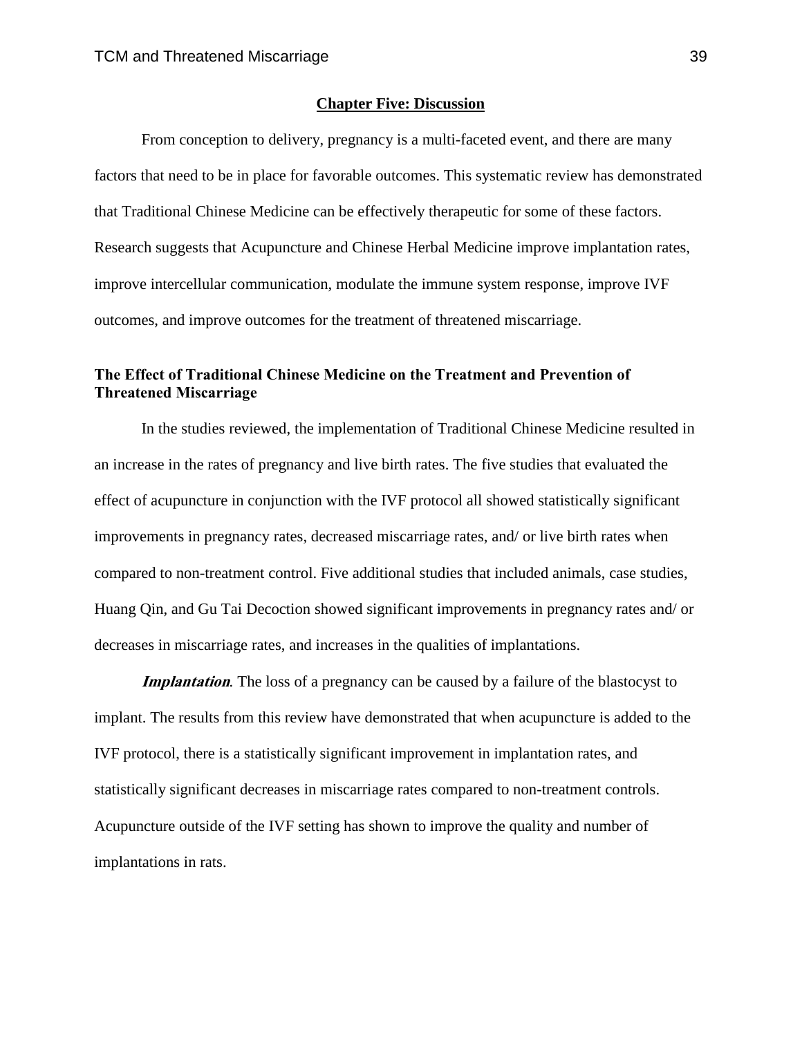## Chapter Five: Discussion

From conception to delivery, pregnancy is a multi-faceted event, and there are many factors that need to be in place for favorable outcomes. This systematic review has demonstrated that Traditional Chinese Medicine can be effectively therapeutic for some of these factors. Research suggests that Acupuncture and Chinese Herbal Medicine improve implantation rates, improve intercellular communication, modulate the immune system response, improve IVF outcomes, and improve outcomes for the treatment of threatened miscarriage.

### The Effect of Traditional Chinese Medicine on the Treatment and Prevention of Threatened Miscarriage

In the studies reviewed, the implementation of Traditional Chinese Medicine resulted in an increase in the rates of pregnancy and live birth rates. The five studies that evaluated the effect of acupuncture in conjunction with the IVF protocol all showed statistically significant improvements in pregnancy rates, decreased miscarriage rates, and/ or live birth rates when compared to non-treatment control. Five additional studies that included animals, case studies, Huang Qin, and Gu Tai Decoction showed significant improvements in pregnancy rates and/ or decreases in miscarriage rates, and increases in the qualities of implantations.

***Implantation*.** The loss of a pregnancy can be caused by a failure of the blastocyst to implant. The results from this review have demonstrated that when acupuncture is added to the IVF protocol, there is a statistically significant improvement in implantation rates, and statistically significant decreases in miscarriage rates compared to non-treatment controls. Acupuncture outside of the IVF setting has shown to improve the quality and number of implantations in rats.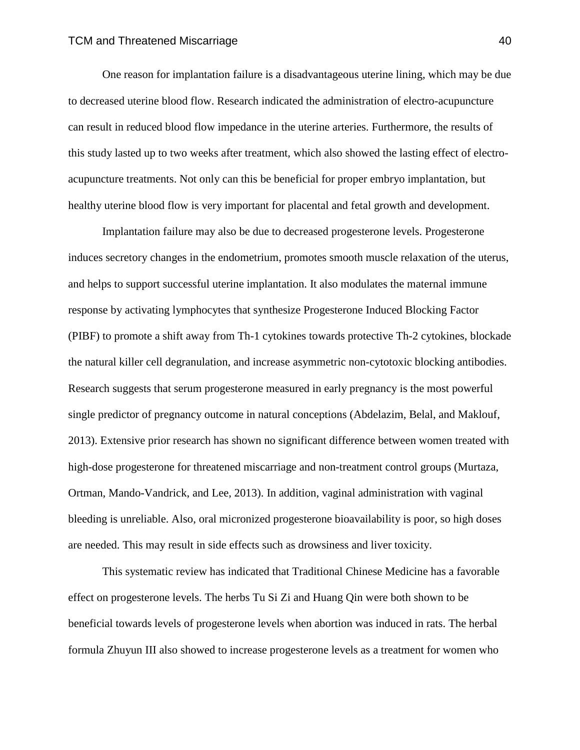One reason for implantation failure is a disadvantageous uterine lining, which may be due to decreased uterine blood flow. Research indicated the administration of electro-acupuncture can result in reduced blood flow impedance in the uterine arteries. Furthermore, the results of this study lasted up to two weeks after treatment, which also showed the lasting effect of electro-acupuncture treatments. Not only can this be beneficial for proper embryo implantation, but healthy uterine blood flow is very important for placental and fetal growth and development.

Implantation failure may also be due to decreased progesterone levels. Progesterone induces secretory changes in the endometrium, promotes smooth muscle relaxation of the uterus, and helps to support successful uterine implantation. It also modulates the maternal immune response by activating lymphocytes that synthesize Progesterone Induced Blocking Factor (PIBF) to promote a shift away from Th-1 cytokines towards protective Th-2 cytokines, blockade the natural killer cell degranulation, and increase asymmetric non-cytotoxic blocking antibodies. Research suggests that serum progesterone measured in early pregnancy is the most powerful single predictor of pregnancy outcome in natural conceptions (Abdelazim, Belal, and Maklouf, 2013). Extensive prior research has shown no significant difference between women treated with high-dose progesterone for threatened miscarriage and non-treatment control groups (Murtaza, Ortman, Mando-Vandrick, and Lee, 2013). In addition, vaginal administration with vaginal bleeding is unreliable. Also, oral micronized progesterone bioavailability is poor, so high doses are needed. This may result in side effects such as drowsiness and liver toxicity.

This systematic review has indicated that Traditional Chinese Medicine has a favorable effect on progesterone levels. The herbs Tu Si Zi and Huang Qin were both shown to be beneficial towards levels of progesterone levels when abortion was induced in rats. The herbal formula Zhuyun III also showed to increase progesterone levels as a treatment for women who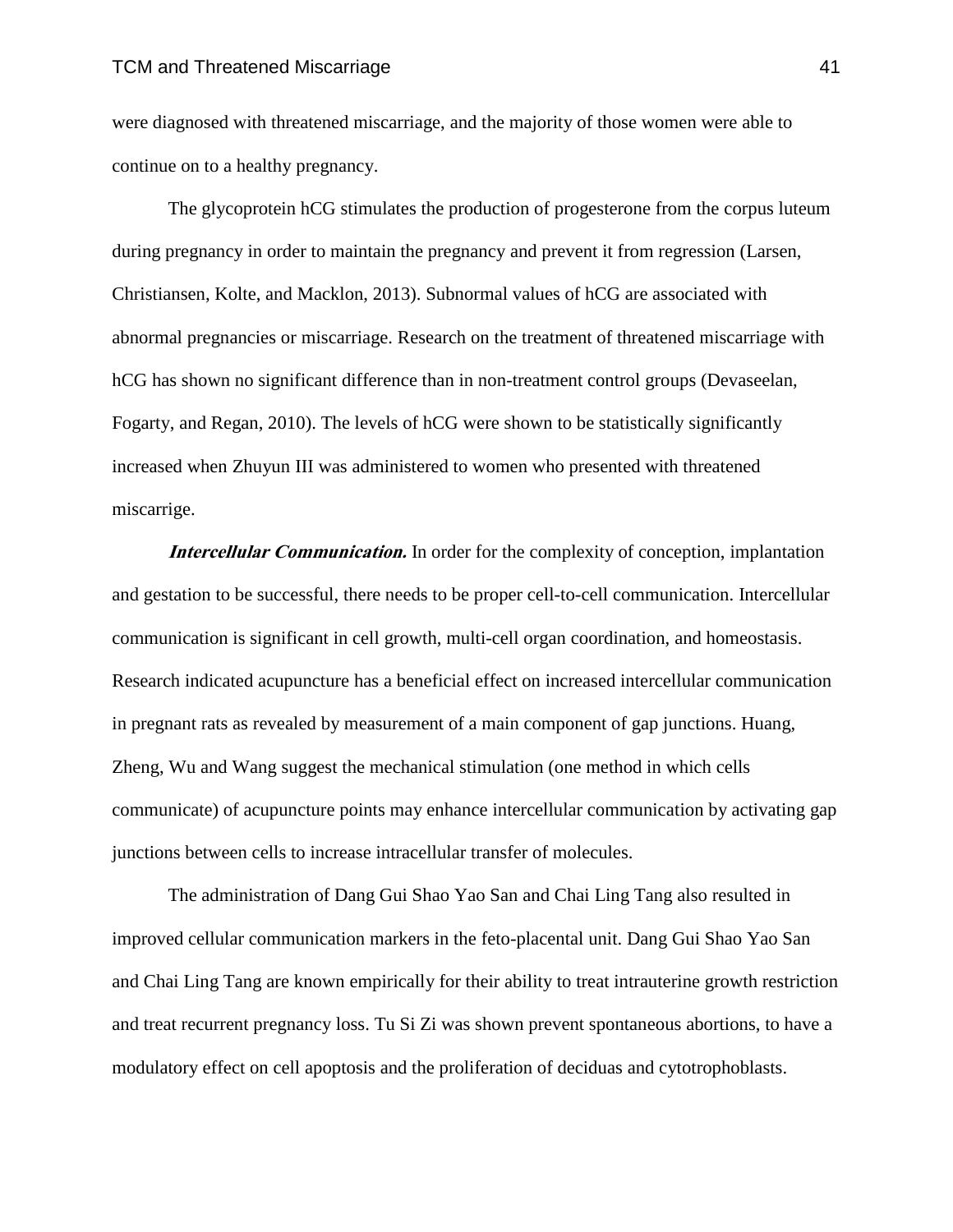were diagnosed with threatened miscarriage, and the majority of those women were able to continue on to a healthy pregnancy.

The glycoprotein hCG stimulates the production of progesterone from the corpus luteum during pregnancy in order to maintain the pregnancy and prevent it from regression (Larsen, Christiansen, Kolte, and Macklon, 2013). Subnormal values of hCG are associated with abnormal pregnancies or miscarriage. Research on the treatment of threatened miscarriage with hCG has shown no significant difference than in non-treatment control groups (Devaseelan, Fogarty, and Regan, 2010). The levels of hCG were shown to be statistically significantly increased when Zhuyun III was administered to women who presented with threatened miscarrige.

***Intercellular Communication.*** In order for the complexity of conception, implantation and gestation to be successful, there needs to be proper cell-to-cell communication. Intercellular communication is significant in cell growth, multi-cell organ coordination, and homeostasis. Research indicated acupuncture has a beneficial effect on increased intercellular communication in pregnant rats as revealed by measurement of a main component of gap junctions. Huang, Zheng, Wu and Wang suggest the mechanical stimulation (one method in which cells communicate) of acupuncture points may enhance intercellular communication by activating gap junctions between cells to increase intracellular transfer of molecules.

The administration of Dang Gui Shao Yao San and Chai Ling Tang also resulted in improved cellular communication markers in the feto-placental unit. Dang Gui Shao Yao San and Chai Ling Tang are known empirically for their ability to treat intrauterine growth restriction and treat recurrent pregnancy loss. Tu Si Zi was shown prevent spontaneous abortions, to have a modulatory effect on cell apoptosis and the proliferation of deciduas and cytotrophoblasts.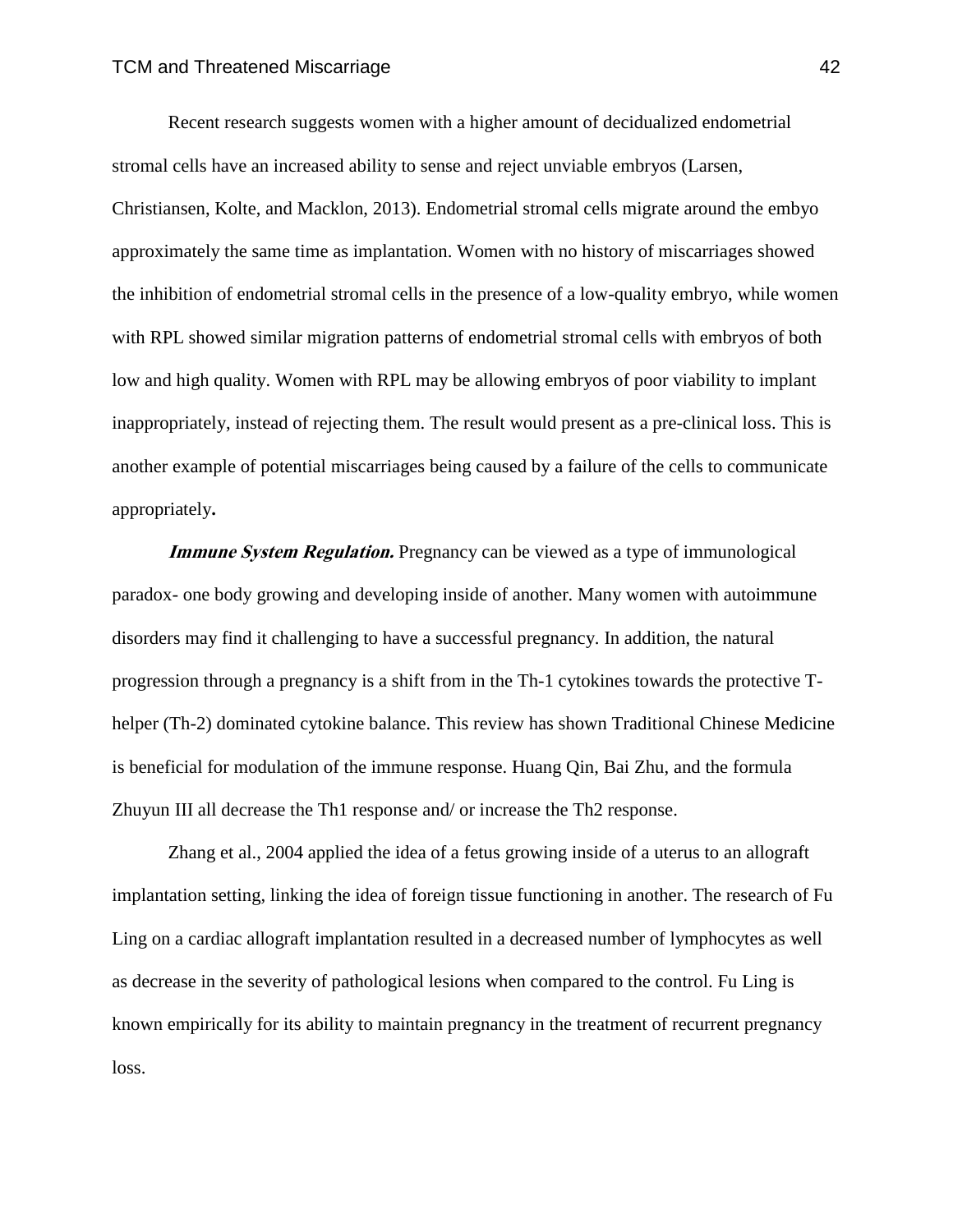Recent research suggests women with a higher amount of decidualized endometrial stromal cells have an increased ability to sense and reject unviable embryos (Larsen, Christiansen, Kolte, and Macklon, 2013). Endometrial stromal cells migrate around the embyo approximately the same time as implantation. Women with no history of miscarriages showed the inhibition of endometrial stromal cells in the presence of a low-quality embryo, while women with RPL showed similar migration patterns of endometrial stromal cells with embryos of both low and high quality. Women with RPL may be allowing embryos of poor viability to implant inappropriately, instead of rejecting them. The result would present as a pre-clinical loss. This is another example of potential miscarriages being caused by a failure of the cells to communicate appropriately**.**

***Immune System Regulation.*** Pregnancy can be viewed as a type of immunological paradox- one body growing and developing inside of another. Many women with autoimmune disorders may find it challenging to have a successful pregnancy. In addition, the natural progression through a pregnancy is a shift from in the Th-1 cytokines towards the protective T-helper (Th-2) dominated cytokine balance. This review has shown Traditional Chinese Medicine is beneficial for modulation of the immune response. Huang Qin, Bai Zhu, and the formula Zhuyun III all decrease the Th1 response and/ or increase the Th2 response.

Zhang et al., 2004 applied the idea of a fetus growing inside of a uterus to an allograft implantation setting, linking the idea of foreign tissue functioning in another. The research of Fu Ling on a cardiac allograft implantation resulted in a decreased number of lymphocytes as well as decrease in the severity of pathological lesions when compared to the control. Fu Ling is known empirically for its ability to maintain pregnancy in the treatment of recurrent pregnancy loss.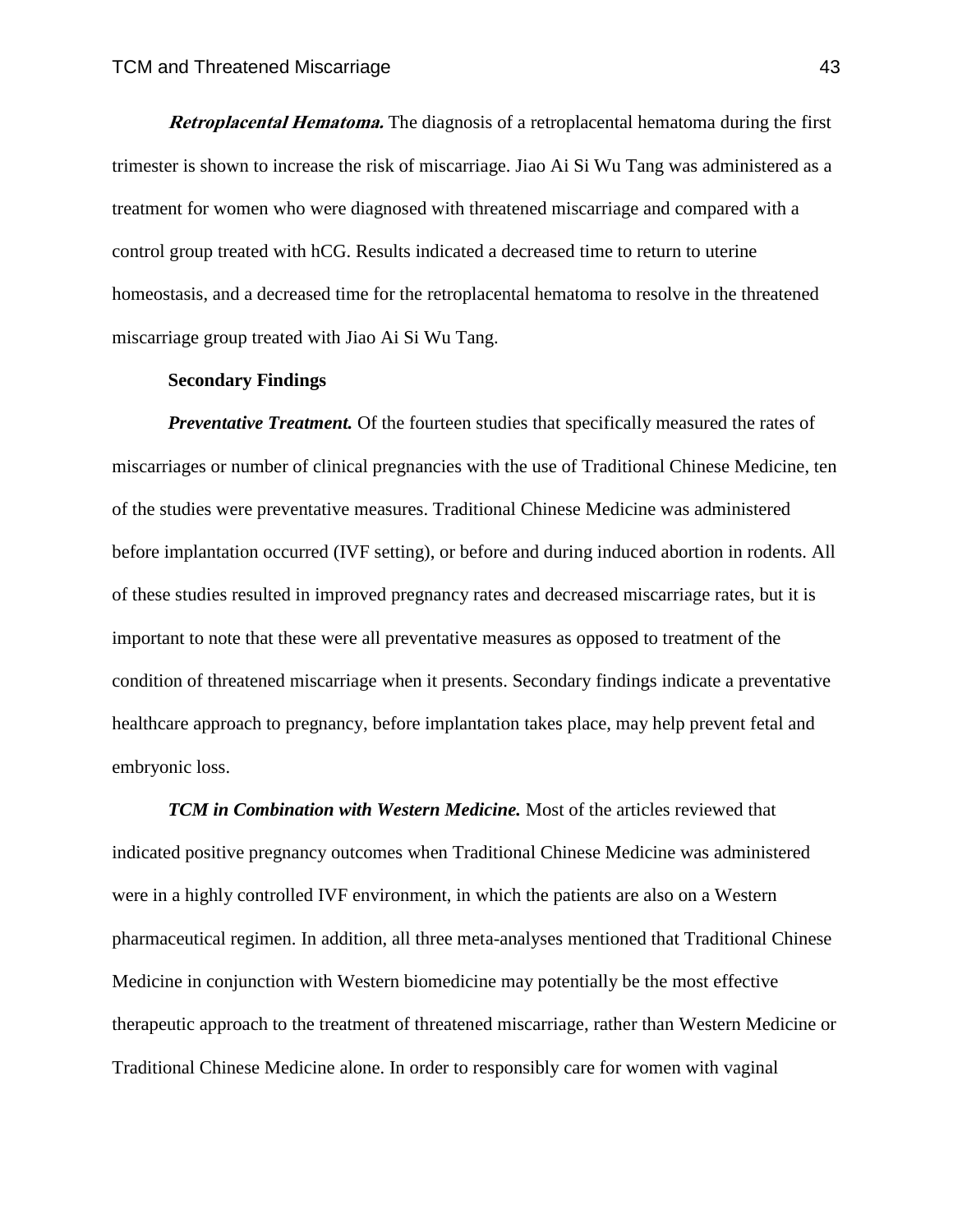***Retroplacental Hematoma.*** The diagnosis of a retroplacental hematoma during the first trimester is shown to increase the risk of miscarriage. Jiao Ai Si Wu Tang was administered as a treatment for women who were diagnosed with threatened miscarriage and compared with a control group treated with hCG. Results indicated a decreased time to return to uterine homeostasis, and a decreased time for the retroplacental hematoma to resolve in the threatened miscarriage group treated with Jiao Ai Si Wu Tang.

**Secondary Findings**

***Preventative Treatment.*** Of the fourteen studies that specifically measured the rates of miscarriages or number of clinical pregnancies with the use of Traditional Chinese Medicine, ten of the studies were preventative measures. Traditional Chinese Medicine was administered before implantation occurred (IVF setting), or before and during induced abortion in rodents. All of these studies resulted in improved pregnancy rates and decreased miscarriage rates, but it is important to note that these were all preventative measures as opposed to treatment of the condition of threatened miscarriage when it presents. Secondary findings indicate a preventative healthcare approach to pregnancy, before implantation takes place, may help prevent fetal and embryonic loss.

***TCM in Combination with Western Medicine.*** Most of the articles reviewed that indicated positive pregnancy outcomes when Traditional Chinese Medicine was administered were in a highly controlled IVF environment, in which the patients are also on a Western pharmaceutical regimen. In addition, all three meta-analyses mentioned that Traditional Chinese Medicine in conjunction with Western biomedicine may potentially be the most effective therapeutic approach to the treatment of threatened miscarriage, rather than Western Medicine or Traditional Chinese Medicine alone. In order to responsibly care for women with vaginal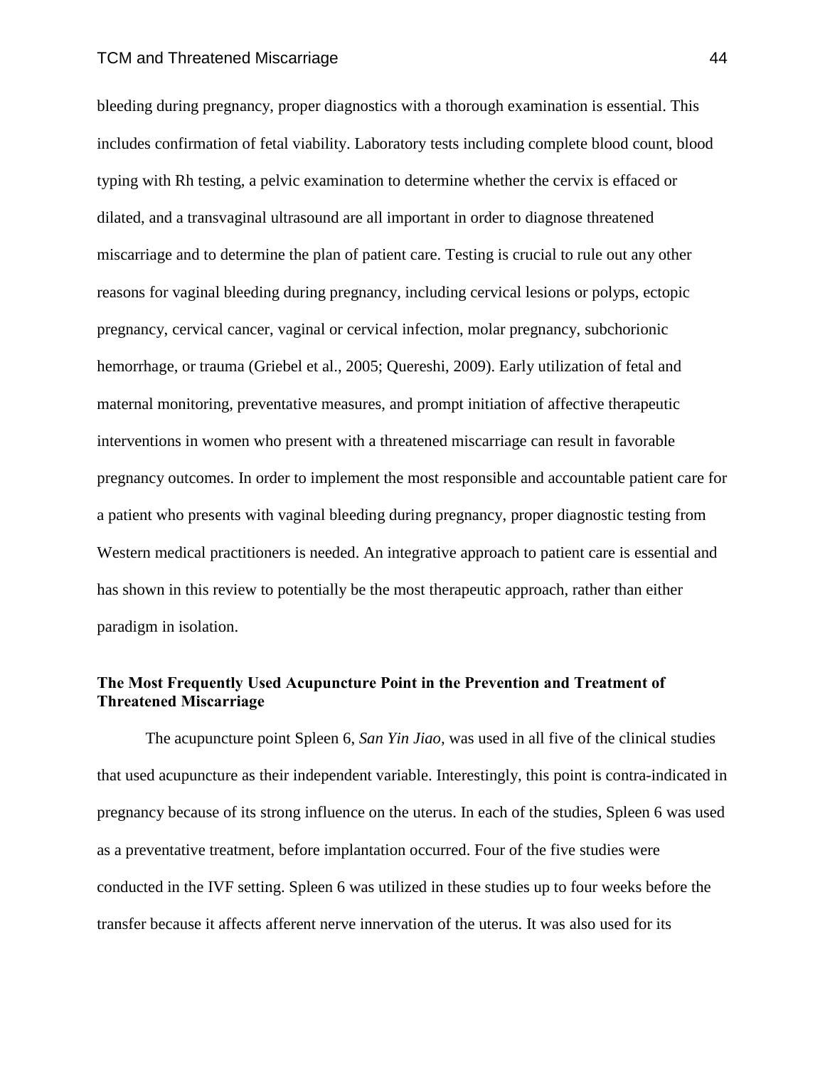bleeding during pregnancy, proper diagnostics with a thorough examination is essential. This includes confirmation of fetal viability. Laboratory tests including complete blood count, blood typing with Rh testing, a pelvic examination to determine whether the cervix is effaced or dilated, and a transvaginal ultrasound are all important in order to diagnose threatened miscarriage and to determine the plan of patient care. Testing is crucial to rule out any other reasons for vaginal bleeding during pregnancy, including cervical lesions or polyps, ectopic pregnancy, cervical cancer, vaginal or cervical infection, molar pregnancy, subchorionic hemorrhage, or trauma (Griebel et al., 2005; Quereshi, 2009). Early utilization of fetal and maternal monitoring, preventative measures, and prompt initiation of affective therapeutic interventions in women who present with a threatened miscarriage can result in favorable pregnancy outcomes. In order to implement the most responsible and accountable patient care for a patient who presents with vaginal bleeding during pregnancy, proper diagnostic testing from Western medical practitioners is needed. An integrative approach to patient care is essential and has shown in this review to potentially be the most therapeutic approach, rather than either paradigm in isolation.

### The Most Frequently Used Acupuncture Point in the Prevention and Treatment of Threatened Miscarriage

The acupuncture point Spleen 6, *San Yin Jiao,* was used in all five of the clinical studies that used acupuncture as their independent variable. Interestingly, this point is contra-indicated in pregnancy because of its strong influence on the uterus. In each of the studies, Spleen 6 was used as a preventative treatment, before implantation occurred. Four of the five studies were conducted in the IVF setting. Spleen 6 was utilized in these studies up to four weeks before the transfer because it affects afferent nerve innervation of the uterus. It was also used for its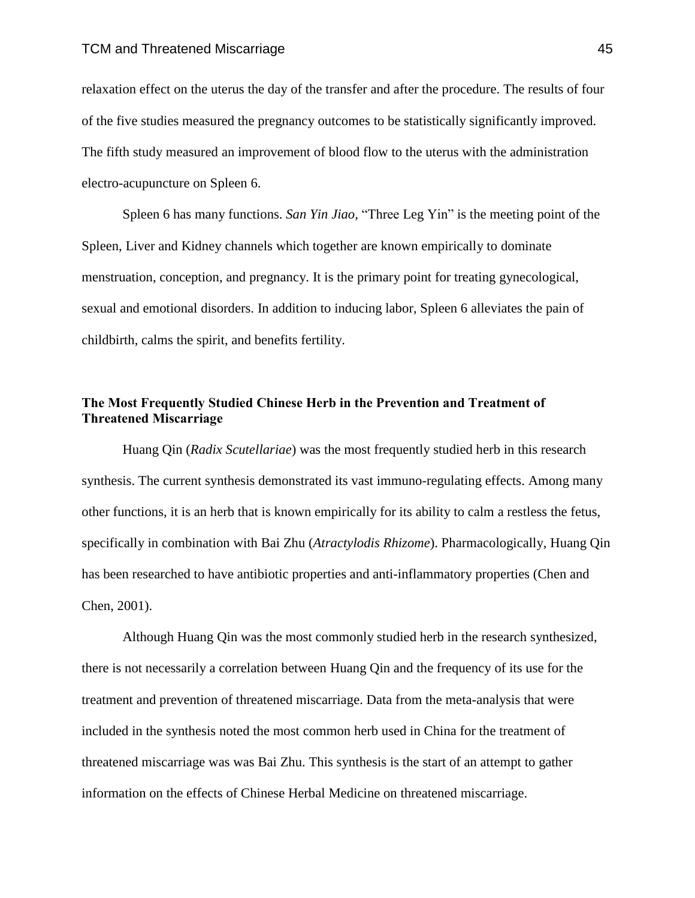relaxation effect on the uterus the day of the transfer and after the procedure. The results of four of the five studies measured the pregnancy outcomes to be statistically significantly improved. The fifth study measured an improvement of blood flow to the uterus with the administration electro-acupuncture on Spleen 6.

Spleen 6 has many functions. *San Yin Jiao*, "Three Leg Yin" is the meeting point of the Spleen, Liver and Kidney channels which together are known empirically to dominate menstruation, conception, and pregnancy. It is the primary point for treating gynecological, sexual and emotional disorders. In addition to inducing labor, Spleen 6 alleviates the pain of childbirth, calms the spirit, and benefits fertility.

## The Most Frequently Studied Chinese Herb in the Prevention and Treatment of Threatened Miscarriage

Huang Qin (*Radix Scutellariae*) was the most frequently studied herb in this research synthesis. The current synthesis demonstrated its vast immuno-regulating effects. Among many other functions, it is an herb that is known empirically for its ability to calm a restless the fetus, specifically in combination with Bai Zhu (*Atractylodis Rhizome*). Pharmacologically, Huang Qin has been researched to have antibiotic properties and anti-inflammatory properties (Chen and Chen, 2001).

Although Huang Qin was the most commonly studied herb in the research synthesized, there is not necessarily a correlation between Huang Qin and the frequency of its use for the treatment and prevention of threatened miscarriage. Data from the meta-analysis that were included in the synthesis noted the most common herb used in China for the treatment of threatened miscarriage was was Bai Zhu. This synthesis is the start of an attempt to gather information on the effects of Chinese Herbal Medicine on threatened miscarriage.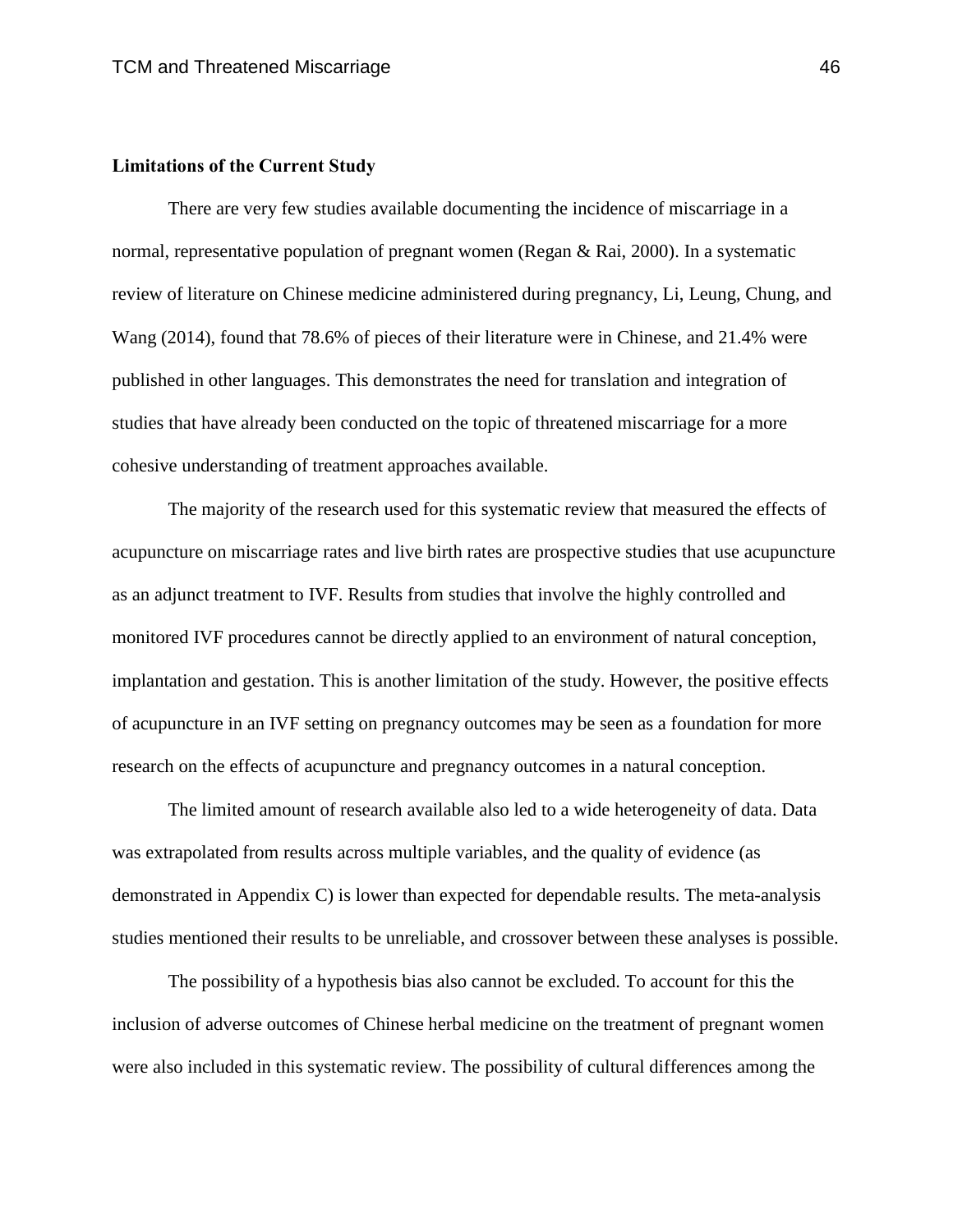**Limitations of the Current Study**

There are very few studies available documenting the incidence of miscarriage in a normal, representative population of pregnant women (Regan & Rai, 2000). In a systematic review of literature on Chinese medicine administered during pregnancy, Li, Leung, Chung, and Wang (2014), found that 78.6% of pieces of their literature were in Chinese, and 21.4% were published in other languages. This demonstrates the need for translation and integration of studies that have already been conducted on the topic of threatened miscarriage for a more cohesive understanding of treatment approaches available.

The majority of the research used for this systematic review that measured the effects of acupuncture on miscarriage rates and live birth rates are prospective studies that use acupuncture as an adjunct treatment to IVF. Results from studies that involve the highly controlled and monitored IVF procedures cannot be directly applied to an environment of natural conception, implantation and gestation. This is another limitation of the study. However, the positive effects of acupuncture in an IVF setting on pregnancy outcomes may be seen as a foundation for more research on the effects of acupuncture and pregnancy outcomes in a natural conception.

The limited amount of research available also led to a wide heterogeneity of data. Data was extrapolated from results across multiple variables, and the quality of evidence (as demonstrated in Appendix C) is lower than expected for dependable results. The meta-analysis studies mentioned their results to be unreliable, and crossover between these analyses is possible.

The possibility of a hypothesis bias also cannot be excluded. To account for this the inclusion of adverse outcomes of Chinese herbal medicine on the treatment of pregnant women were also included in this systematic review. The possibility of cultural differences among the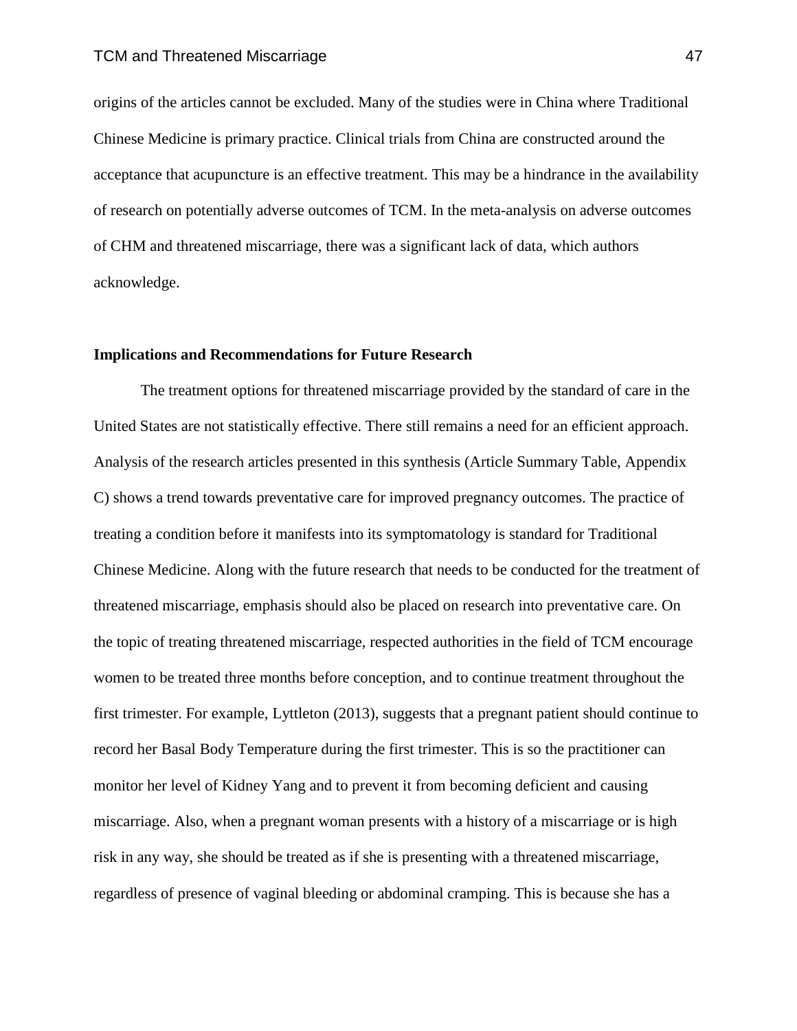origins of the articles cannot be excluded. Many of the studies were in China where Traditional Chinese Medicine is primary practice. Clinical trials from China are constructed around the acceptance that acupuncture is an effective treatment. This may be a hindrance in the availability of research on potentially adverse outcomes of TCM. In the meta-analysis on adverse outcomes of CHM and threatened miscarriage, there was a significant lack of data, which authors acknowledge.

**Implications and Recommendations for Future Research**

The treatment options for threatened miscarriage provided by the standard of care in the United States are not statistically effective. There still remains a need for an efficient approach. Analysis of the research articles presented in this synthesis (Article Summary Table, Appendix C) shows a trend towards preventative care for improved pregnancy outcomes. The practice of treating a condition before it manifests into its symptomatology is standard for Traditional Chinese Medicine. Along with the future research that needs to be conducted for the treatment of threatened miscarriage, emphasis should also be placed on research into preventative care. On the topic of treating threatened miscarriage, respected authorities in the field of TCM encourage women to be treated three months before conception, and to continue treatment throughout the first trimester. For example, Lyttleton (2013), suggests that a pregnant patient should continue to record her Basal Body Temperature during the first trimester. This is so the practitioner can monitor her level of Kidney Yang and to prevent it from becoming deficient and causing miscarriage. Also, when a pregnant woman presents with a history of a miscarriage or is high risk in any way, she should be treated as if she is presenting with a threatened miscarriage, regardless of presence of vaginal bleeding or abdominal cramping. This is because she has a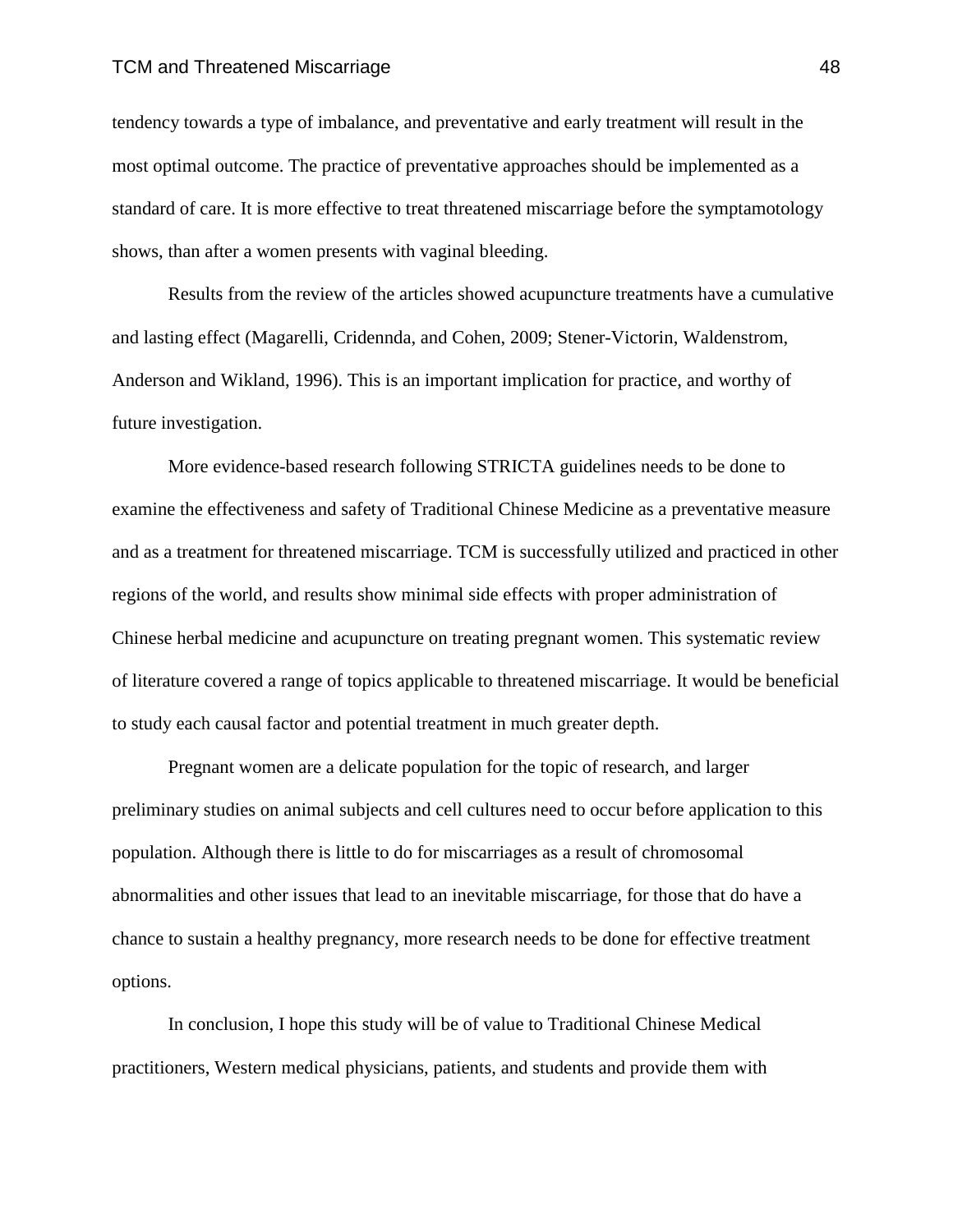tendency towards a type of imbalance, and preventative and early treatment will result in the most optimal outcome. The practice of preventative approaches should be implemented as a standard of care. It is more effective to treat threatened miscarriage before the symptamotology shows, than after a women presents with vaginal bleeding.

Results from the review of the articles showed acupuncture treatments have a cumulative and lasting effect (Magarelli, Cridennda, and Cohen, 2009; Stener-Victorin, Waldenstrom, Anderson and Wikland, 1996). This is an important implication for practice, and worthy of future investigation.

More evidence-based research following STRICTA guidelines needs to be done to examine the effectiveness and safety of Traditional Chinese Medicine as a preventative measure and as a treatment for threatened miscarriage. TCM is successfully utilized and practiced in other regions of the world, and results show minimal side effects with proper administration of Chinese herbal medicine and acupuncture on treating pregnant women. This systematic review of literature covered a range of topics applicable to threatened miscarriage. It would be beneficial to study each causal factor and potential treatment in much greater depth.

Pregnant women are a delicate population for the topic of research, and larger preliminary studies on animal subjects and cell cultures need to occur before application to this population. Although there is little to do for miscarriages as a result of chromosomal abnormalities and other issues that lead to an inevitable miscarriage, for those that do have a chance to sustain a healthy pregnancy, more research needs to be done for effective treatment options.

In conclusion, I hope this study will be of value to Traditional Chinese Medical practitioners, Western medical physicians, patients, and students and provide them with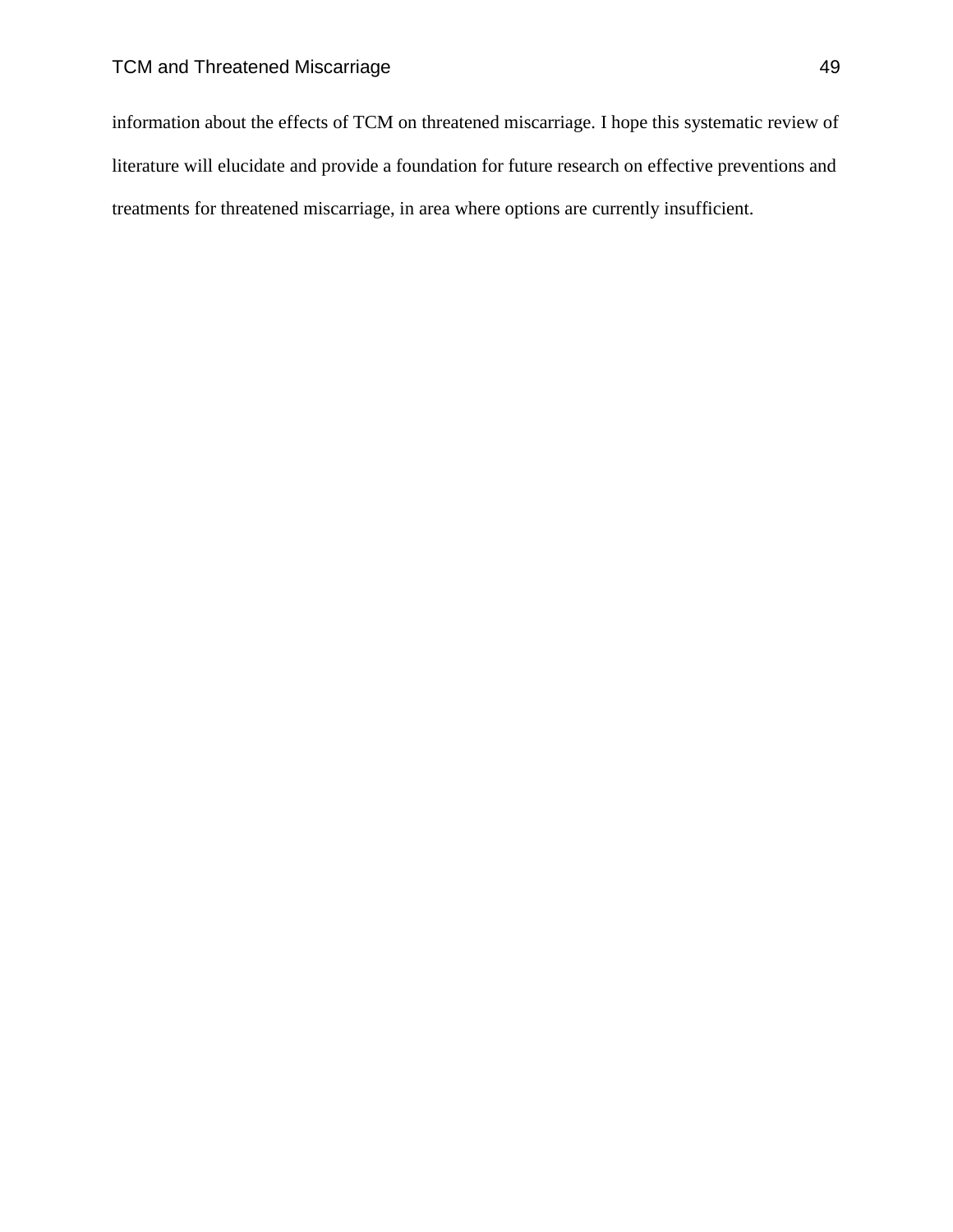information about the effects of TCM on threatened miscarriage. I hope this systematic review of literature will elucidate and provide a foundation for future research on effective preventions and treatments for threatened miscarriage, in area where options are currently insufficient.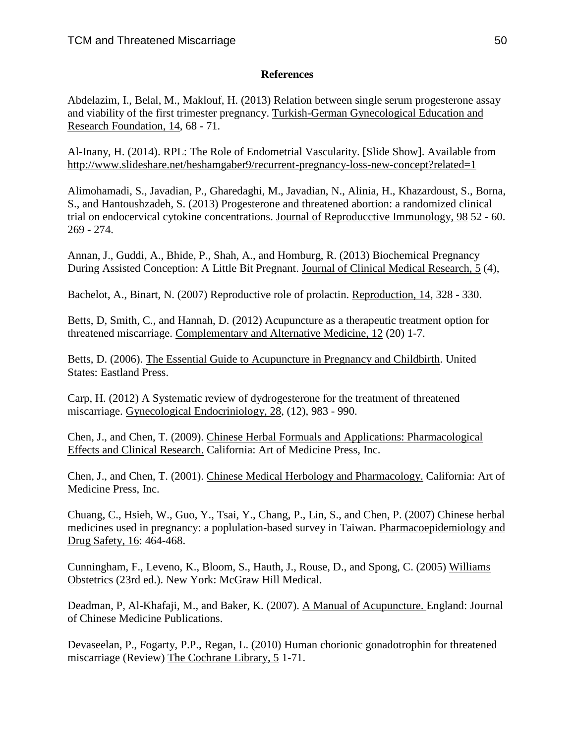**References**

Abdelazim, I., Belal, M., Maklouf, H. (2013) Relation between single serum progesterone assay and viability of the first trimester pregnancy. Turkish-German Gynecological Education and Research Foundation, 14, 68 - 71.

Al-Inany, H. (2014). RPL: The Role of Endometrial Vascularity. [Slide Show]. Available from http://www.slideshare.net/heshamgaber9/recurrent-pregnancy-loss-new-concept?related=1

Alimohamadi, S., Javadian, P., Gharedaghi, M., Javadian, N., Alinia, H., Khazardoust, S., Borna, S., and Hantoushzadeh, S. (2013) Progesterone and threatened abortion: a randomized clinical trial on endocervical cytokine concentrations. Journal of Reproducctive Immunology, 98 52 - 60. 269 - 274.

Annan, J., Guddi, A., Bhide, P., Shah, A., and Homburg, R. (2013) Biochemical Pregnancy During Assisted Conception: A Little Bit Pregnant. Journal of Clinical Medical Research, 5 (4),

Bachelot, A., Binart, N. (2007) Reproductive role of prolactin. Reproduction, 14, 328 - 330.

Betts, D, Smith, C., and Hannah, D. (2012) Acupuncture as a therapeutic treatment option for threatened miscarriage. Complementary and Alternative Medicine, 12 (20) 1-7.

Betts, D. (2006). The Essential Guide to Acupuncture in Pregnancy and Childbirth. United States: Eastland Press.

Carp, H. (2012) A Systematic review of dydrogesterone for the treatment of threatened miscarriage. Gynecological Endocriniology, 28, (12), 983 - 990.

Chen, J., and Chen, T. (2009). Chinese Herbal Formuals and Applications: Pharmacological Effects and Clinical Research. California: Art of Medicine Press, Inc.

Chen, J., and Chen, T. (2001). Chinese Medical Herbology and Pharmacology. California: Art of Medicine Press, Inc.

Chuang, C., Hsieh, W., Guo, Y., Tsai, Y., Chang, P., Lin, S., and Chen, P. (2007) Chinese herbal medicines used in pregnancy: a poplulation-based survey in Taiwan. Pharmacoepidemiology and Drug Safety, 16: 464-468.

Cunningham, F., Leveno, K., Bloom, S., Hauth, J., Rouse, D., and Spong, C. (2005) Williams Obstetrics (23rd ed.). New York: McGraw Hill Medical.

Deadman, P, Al-Khafaji, M., and Baker, K. (2007). A Manual of Acupuncture. England: Journal of Chinese Medicine Publications.

Devaseelan, P., Fogarty, P.P., Regan, L. (2010) Human chorionic gonadotrophin for threatened miscarriage (Review) The Cochrane Library, 5 1-71.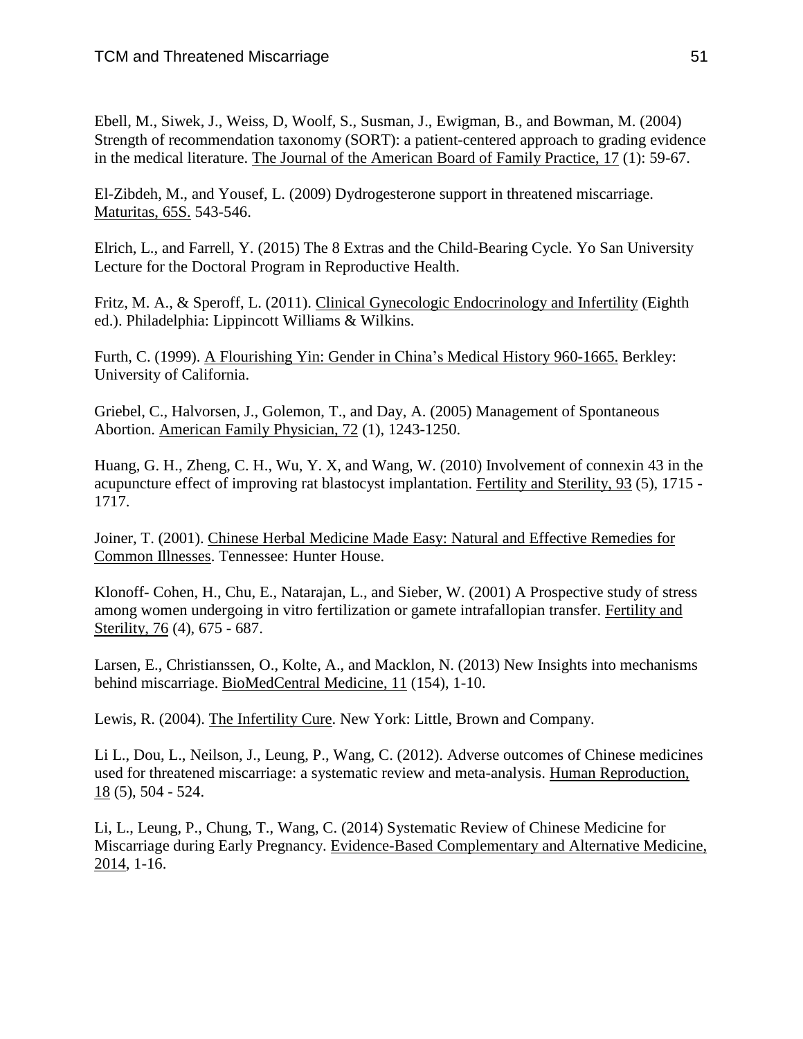Ebell, M., Siwek, J., Weiss, D, Woolf, S., Susman, J., Ewigman, B., and Bowman, M. (2004) Strength of recommendation taxonomy (SORT): a patient-centered approach to grading evidence in the medical literature. The Journal of the American Board of Family Practice, 17 (1): 59-67.

El-Zibdeh, M., and Yousef, L. (2009) Dydrogesterone support in threatened miscarriage. Maturitas, 65S. 543-546.

Elrich, L., and Farrell, Y. (2015) The 8 Extras and the Child-Bearing Cycle. Yo San University Lecture for the Doctoral Program in Reproductive Health.

Fritz, M. A., & Speroff, L. (2011). Clinical Gynecologic Endocrinology and Infertility (Eighth ed.). Philadelphia: Lippincott Williams & Wilkins.

Furth, C. (1999). A Flourishing Yin: Gender in China's Medical History 960-1665. Berkley: University of California.

Griebel, C., Halvorsen, J., Golemon, T., and Day, A. (2005) Management of Spontaneous Abortion. American Family Physician, 72 (1), 1243-1250.

Huang, G. H., Zheng, C. H., Wu, Y. X, and Wang, W. (2010) Involvement of connexin 43 in the acupuncture effect of improving rat blastocyst implantation. Fertility and Sterility, 93 (5), 1715 - 1717.

Joiner, T. (2001). Chinese Herbal Medicine Made Easy: Natural and Effective Remedies for Common Illnesses. Tennessee: Hunter House.

Klonoff- Cohen, H., Chu, E., Natarajan, L., and Sieber, W. (2001) A Prospective study of stress among women undergoing in vitro fertilization or gamete intrafallopian transfer. Fertility and Sterility, 76 (4), 675 - 687.

Larsen, E., Christianssen, O., Kolte, A., and Macklon, N. (2013) New Insights into mechanisms behind miscarriage. BioMedCentral Medicine, 11 (154), 1-10.

Lewis, R. (2004). The Infertility Cure. New York: Little, Brown and Company.

Li L., Dou, L., Neilson, J., Leung, P., Wang, C. (2012). Adverse outcomes of Chinese medicines used for threatened miscarriage: a systematic review and meta-analysis. Human Reproduction, 18 (5), 504 - 524.

Li, L., Leung, P., Chung, T., Wang, C. (2014) Systematic Review of Chinese Medicine for Miscarriage during Early Pregnancy. Evidence-Based Complementary and Alternative Medicine, 2014, 1-16.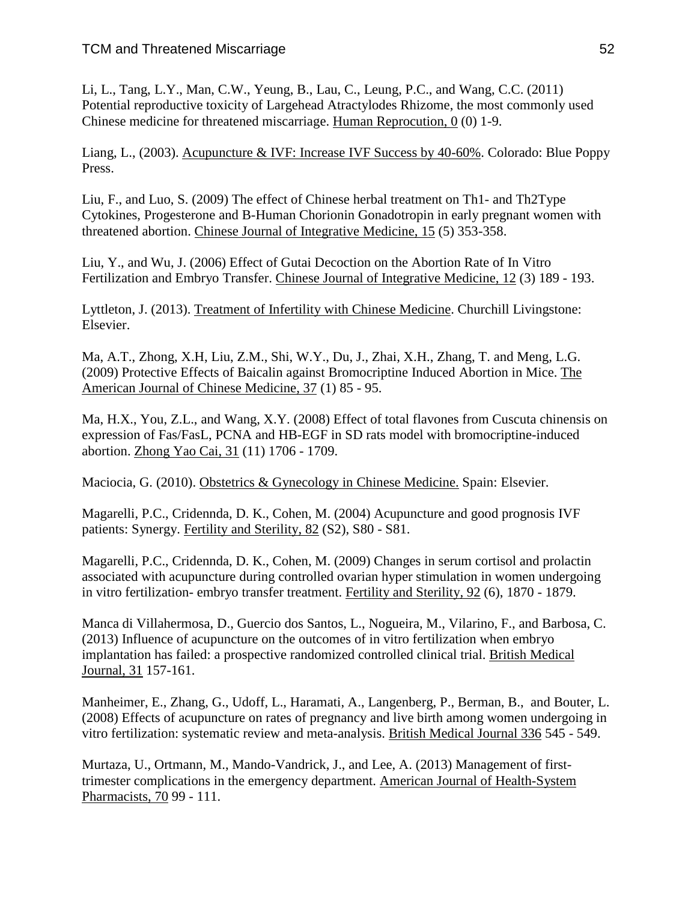Li, L., Tang, L.Y., Man, C.W., Yeung, B., Lau, C., Leung, P.C., and Wang, C.C. (2011) Potential reproductive toxicity of Largehead Atractylodes Rhizome, the most commonly used Chinese medicine for threatened miscarriage. <u>Human Reprocution, 0</u> (0) 1-9.

Liang, L., (2003). <u>Acupuncture & IVF: Increase IVF Success by 40-60%</u>. Colorado: Blue Poppy Press.

Liu, F., and Luo, S. (2009) The effect of Chinese herbal treatment on Th1- and Th2Type Cytokines, Progesterone and B-Human Chorionin Gonadotropin in early pregnant women with threatened abortion. <u>Chinese Journal of Integrative Medicine, 15</u> (5) 353-358.

Liu, Y., and Wu, J. (2006) Effect of Gutai Decoction on the Abortion Rate of In Vitro Fertilization and Embryo Transfer. <u>Chinese Journal of Integrative Medicine, 12</u> (3) 189 - 193.

Lyttleton, J. (2013). <u>Treatment of Infertility with Chinese Medicine</u>. Churchill Livingstone: Elsevier.

Ma, A.T., Zhong, X.H, Liu, Z.M., Shi, W.Y., Du, J., Zhai, X.H., Zhang, T. and Meng, L.G. (2009) Protective Effects of Baicalin against Bromocriptine Induced Abortion in Mice. <u>The American Journal of Chinese Medicine, 37</u> (1) 85 - 95.

Ma, H.X., You, Z.L., and Wang, X.Y. (2008) Effect of total flavones from Cuscuta chinensis on expression of Fas/FasL, PCNA and HB-EGF in SD rats model with bromocriptine-induced abortion. <u>Zhong Yao Cai, 31</u> (11) 1706 - 1709.

Maciocia, G. (2010). <u>Obstetrics & Gynecology in Chinese Medicine.</u> Spain: Elsevier.

Magarelli, P.C., Cridennda, D. K., Cohen, M. (2004) Acupuncture and good prognosis IVF patients: Synergy. <u>Fertility and Sterility, 82</u> (S2), S80 - S81.

Magarelli, P.C., Cridennda, D. K., Cohen, M. (2009) Changes in serum cortisol and prolactin associated with acupuncture during controlled ovarian hyper stimulation in women undergoing in vitro fertilization- embryo transfer treatment. <u>Fertility and Sterility, 92</u> (6), 1870 - 1879.

Manca di Villahermosa, D., Guercio dos Santos, L., Nogueira, M., Vilarino, F., and Barbosa, C. (2013) Influence of acupuncture on the outcomes of in vitro fertilization when embryo implantation has failed: a prospective randomized controlled clinical trial. <u>British Medical Journal, 31</u> 157-161.

Manheimer, E., Zhang, G., Udoff, L., Haramati, A., Langenberg, P., Berman, B., and Bouter, L. (2008) Effects of acupuncture on rates of pregnancy and live birth among women undergoing in vitro fertilization: systematic review and meta-analysis. <u>British Medical Journal 336</u> 545 - 549.

Murtaza, U., Ortmann, M., Mando-Vandrick, J., and Lee, A. (2013) Management of first-trimester complications in the emergency department. <u>American Journal of Health-System Pharmacists, 70</u> 99 - 111.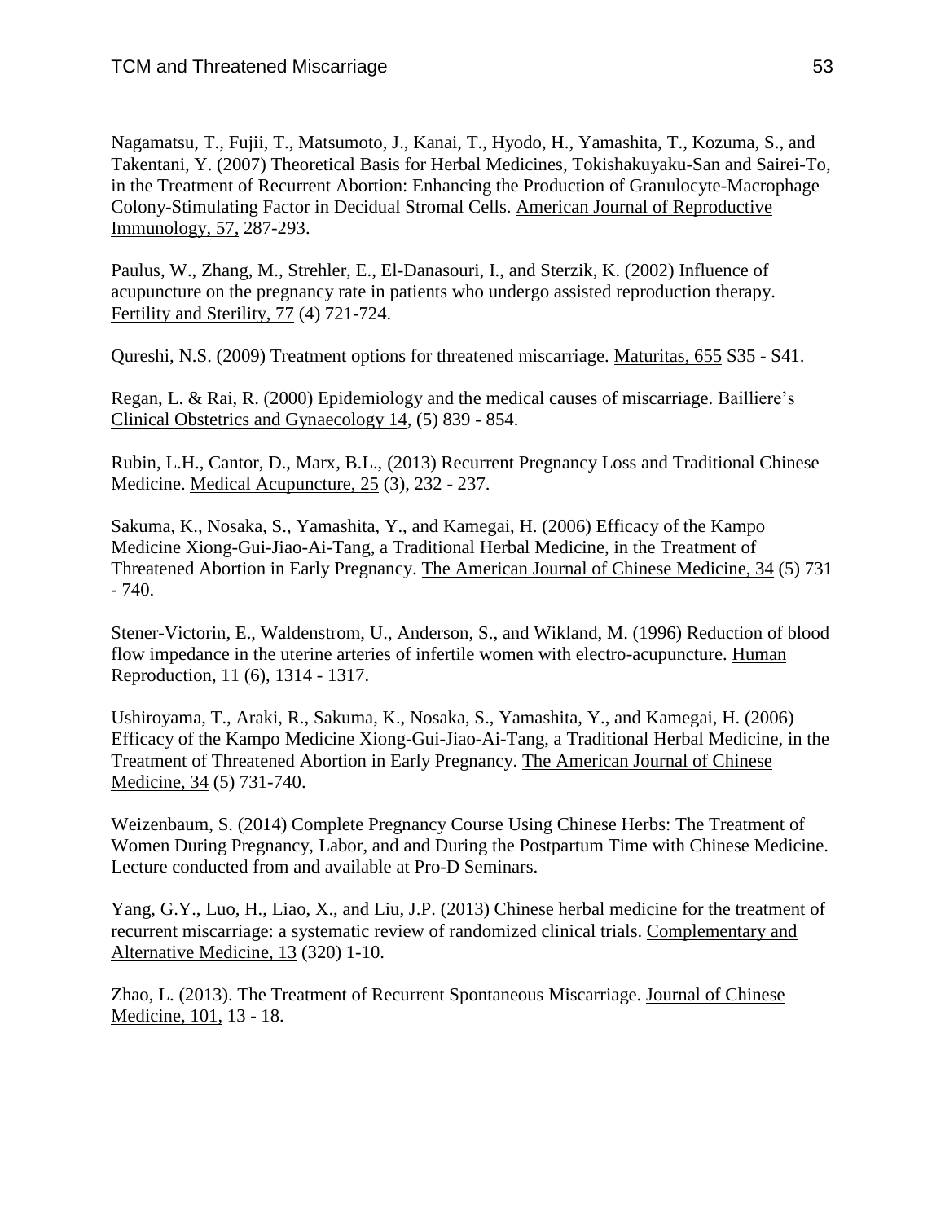Nagamatsu, T., Fujii, T., Matsumoto, J., Kanai, T., Hyodo, H., Yamashita, T., Kozuma, S., and Takentani, Y. (2007) Theoretical Basis for Herbal Medicines, Tokishakuyaku-San and Sairei-To, in the Treatment of Recurrent Abortion: Enhancing the Production of Granulocyte-Macrophage Colony-Stimulating Factor in Decidual Stromal Cells. American Journal of Reproductive Immunology, 57, 287-293.

Paulus, W., Zhang, M., Strehler, E., El-Danasouri, I., and Sterzik, K. (2002) Influence of acupuncture on the pregnancy rate in patients who undergo assisted reproduction therapy. Fertility and Sterility, 77 (4) 721-724.

Qureshi, N.S. (2009) Treatment options for threatened miscarriage. Maturitas, 655 S35 - S41.

Regan, L. & Rai, R. (2000) Epidemiology and the medical causes of miscarriage. Bailliere's Clinical Obstetrics and Gynaecology 14, (5) 839 - 854.

Rubin, L.H., Cantor, D., Marx, B.L., (2013) Recurrent Pregnancy Loss and Traditional Chinese Medicine. Medical Acupuncture, 25 (3), 232 - 237.

Sakuma, K., Nosaka, S., Yamashita, Y., and Kamegai, H. (2006) Efficacy of the Kampo Medicine Xiong-Gui-Jiao-Ai-Tang, a Traditional Herbal Medicine, in the Treatment of Threatened Abortion in Early Pregnancy. The American Journal of Chinese Medicine, 34 (5) 731 - 740.

Stener-Victorin, E., Waldenstrom, U., Anderson, S., and Wikland, M. (1996) Reduction of blood flow impedance in the uterine arteries of infertile women with electro-acupuncture. Human Reproduction, 11 (6), 1314 - 1317.

Ushiroyama, T., Araki, R., Sakuma, K., Nosaka, S., Yamashita, Y., and Kamegai, H. (2006) Efficacy of the Kampo Medicine Xiong-Gui-Jiao-Ai-Tang, a Traditional Herbal Medicine, in the Treatment of Threatened Abortion in Early Pregnancy. The American Journal of Chinese Medicine, 34 (5) 731-740.

Weizenbaum, S. (2014) Complete Pregnancy Course Using Chinese Herbs: The Treatment of Women During Pregnancy, Labor, and and During the Postpartum Time with Chinese Medicine. Lecture conducted from and available at Pro-D Seminars.

Yang, G.Y., Luo, H., Liao, X., and Liu, J.P. (2013) Chinese herbal medicine for the treatment of recurrent miscarriage: a systematic review of randomized clinical trials. Complementary and Alternative Medicine, 13 (320) 1-10.

Zhao, L. (2013). The Treatment of Recurrent Spontaneous Miscarriage. Journal of Chinese Medicine, 101, 13 - 18.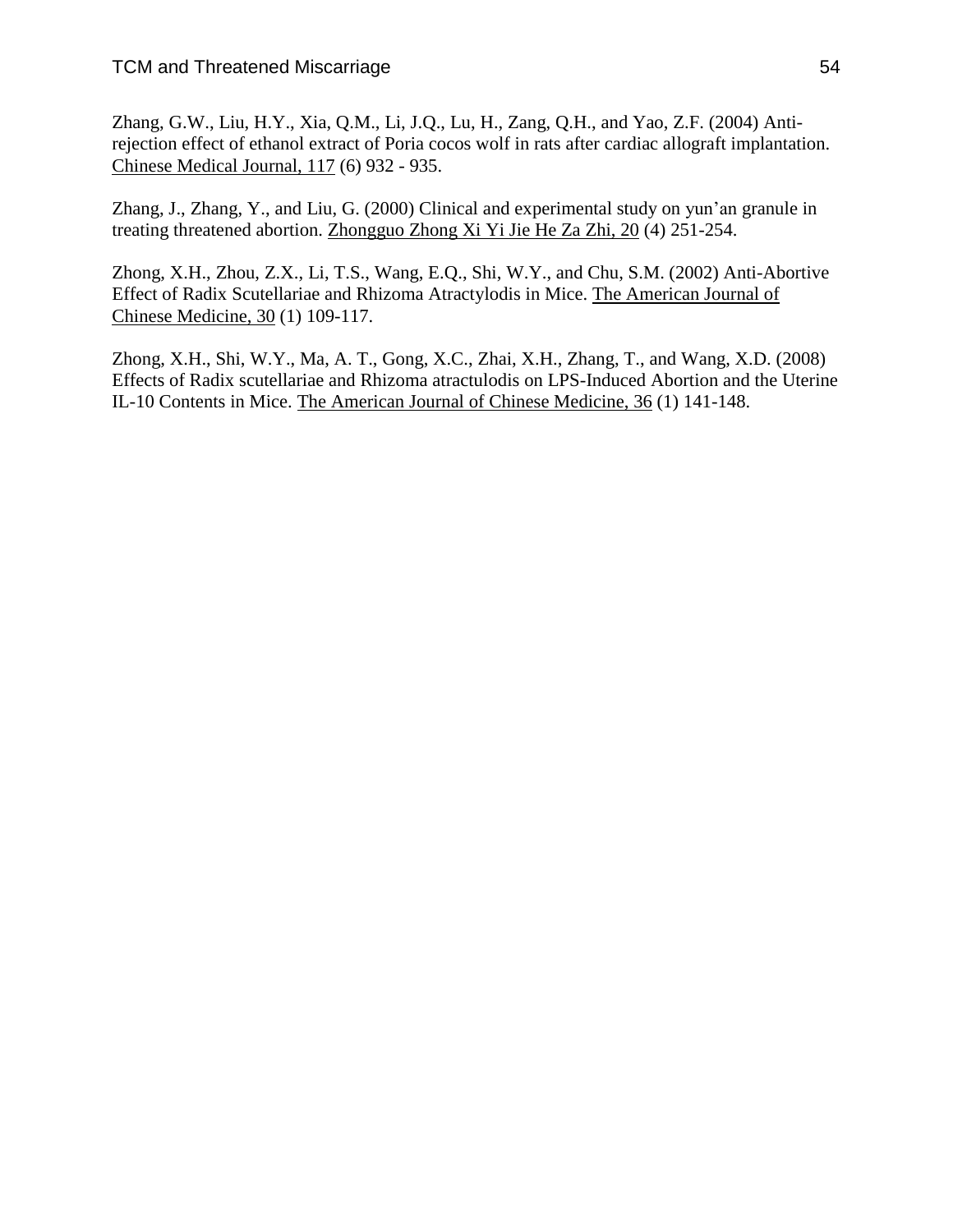Zhang, G.W., Liu, H.Y., Xia, Q.M., Li, J.Q., Lu, H., Zang, Q.H., and Yao, Z.F. (2004) Anti-rejection effect of ethanol extract of Poria cocos wolf in rats after cardiac allograft implantation. <u>Chinese Medical Journal, 117</u> (6) 932 - 935.

Zhang, J., Zhang, Y., and Liu, G. (2000) Clinical and experimental study on yun'an granule in treating threatened abortion. <u>Zhongguo Zhong Xi Yi Jie He Za Zhi, 20</u> (4) 251-254.

Zhong, X.H., Zhou, Z.X., Li, T.S., Wang, E.Q., Shi, W.Y., and Chu, S.M. (2002) Anti-Abortive Effect of Radix Scutellariae and Rhizoma Atractylodis in Mice. <u>The American Journal of Chinese Medicine, 30</u> (1) 109-117.

Zhong, X.H., Shi, W.Y., Ma, A. T., Gong, X.C., Zhai, X.H., Zhang, T., and Wang, X.D. (2008) Effects of Radix scutellariae and Rhizoma atractulodis on LPS-Induced Abortion and the Uterine IL-10 Contents in Mice. <u>The American Journal of Chinese Medicine, 36</u> (1) 141-148.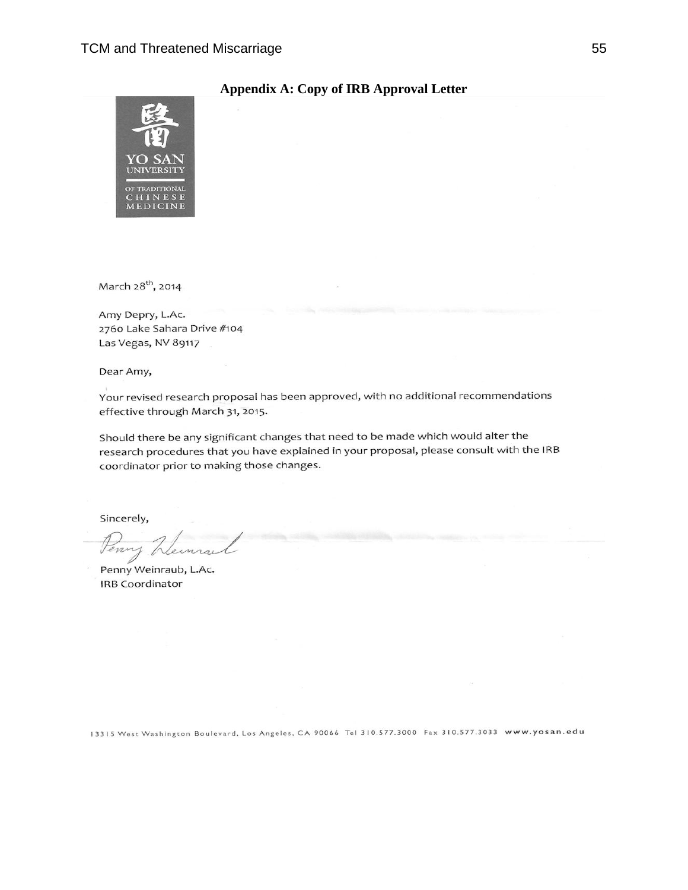## Appendix A: Copy of IRB Approval Letter

醫
YO SAN
UNIVERSITY
OF TRADITIONAL
CHINESE
MEDICINE

March 28th, 2014

Amy Depry, L.Ac.
2760 Lake Sahara Drive #104
Las Vegas, NV 89117

Dear Amy,

Your revised research proposal has been approved, with no additional recommendations effective through March 31, 2015.

Should there be any significant changes that need to be made which would alter the research procedures that you have explained in your proposal, please consult with the IRB coordinator prior to making those changes.

Sincerely,

Penny Weinraub

Penny Weinraub, L.Ac.
IRB Coordinator

13315 West Washington Boulevard, Los Angeles, CA 90066 Tel 310.577.3000 Fax 310.577.3033 www.yosan.edu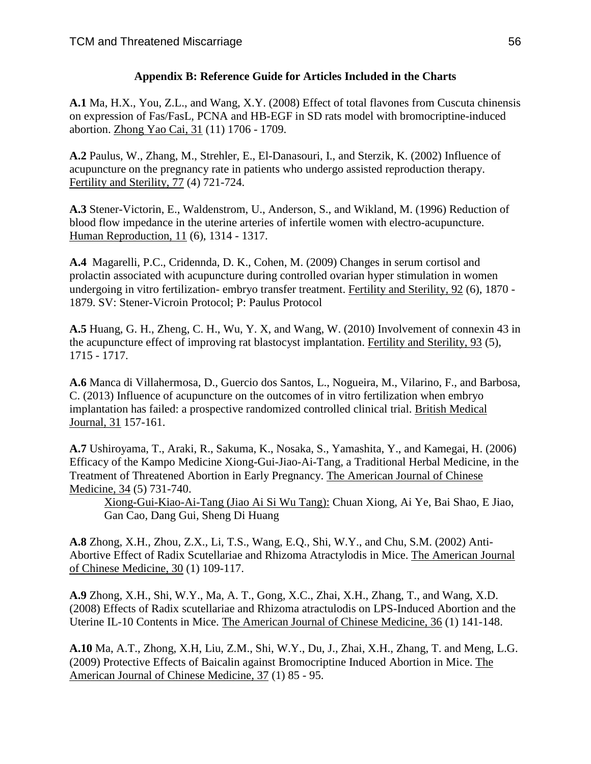## Appendix B: Reference Guide for Articles Included in the Charts

**A.1** Ma, H.X., You, Z.L., and Wang, X.Y. (2008) Effect of total flavones from Cuscuta chinensis on expression of Fas/FasL, PCNA and HB-EGF in SD rats model with bromocriptine-induced abortion. Zhong Yao Cai, 31 (11) 1706 - 1709.

**A.2** Paulus, W., Zhang, M., Strehler, E., El-Danasouri, I., and Sterzik, K. (2002) Influence of acupuncture on the pregnancy rate in patients who undergo assisted reproduction therapy. Fertility and Sterility, 77 (4) 721-724.

**A.3** Stener-Victorin, E., Waldenstrom, U., Anderson, S., and Wikland, M. (1996) Reduction of blood flow impedance in the uterine arteries of infertile women with electro-acupuncture. Human Reproduction, 11 (6), 1314 - 1317.

**A.4** Magarelli, P.C., Cridennda, D. K., Cohen, M. (2009) Changes in serum cortisol and prolactin associated with acupuncture during controlled ovarian hyper stimulation in women undergoing in vitro fertilization- embryo transfer treatment. Fertility and Sterility, 92 (6), 1870 - 1879. SV: Stener-Vicroin Protocol; P: Paulus Protocol

**A.5** Huang, G. H., Zheng, C. H., Wu, Y. X, and Wang, W. (2010) Involvement of connexin 43 in the acupuncture effect of improving rat blastocyst implantation. Fertility and Sterility, 93 (5), 1715 - 1717.

**A.6** Manca di Villahermosa, D., Guercio dos Santos, L., Nogueira, M., Vilarino, F., and Barbosa, C. (2013) Influence of acupuncture on the outcomes of in vitro fertilization when embryo implantation has failed: a prospective randomized controlled clinical trial. British Medical Journal, 31 157-161.

**A.7** Ushiroyama, T., Araki, R., Sakuma, K., Nosaka, S., Yamashita, Y., and Kamegai, H. (2006) Efficacy of the Kampo Medicine Xiong-Gui-Jiao-Ai-Tang, a Traditional Herbal Medicine, in the Treatment of Threatened Abortion in Early Pregnancy. The American Journal of Chinese Medicine, 34 (5) 731-740.

> Xiong-Gui-Kiao-Ai-Tang (Jiao Ai Si Wu Tang): Chuan Xiong, Ai Ye, Bai Shao, E Jiao, Gan Cao, Dang Gui, Sheng Di Huang

**A.8** Zhong, X.H., Zhou, Z.X., Li, T.S., Wang, E.Q., Shi, W.Y., and Chu, S.M. (2002) Anti-Abortive Effect of Radix Scutellariae and Rhizoma Atractylodis in Mice. The American Journal of Chinese Medicine, 30 (1) 109-117.

**A.9** Zhong, X.H., Shi, W.Y., Ma, A. T., Gong, X.C., Zhai, X.H., Zhang, T., and Wang, X.D. (2008) Effects of Radix scutellariae and Rhizoma atractulodis on LPS-Induced Abortion and the Uterine IL-10 Contents in Mice. The American Journal of Chinese Medicine, 36 (1) 141-148.

**A.10** Ma, A.T., Zhong, X.H, Liu, Z.M., Shi, W.Y., Du, J., Zhai, X.H., Zhang, T. and Meng, L.G. (2009) Protective Effects of Baicalin against Bromocriptine Induced Abortion in Mice. The American Journal of Chinese Medicine, 37 (1) 85 - 95.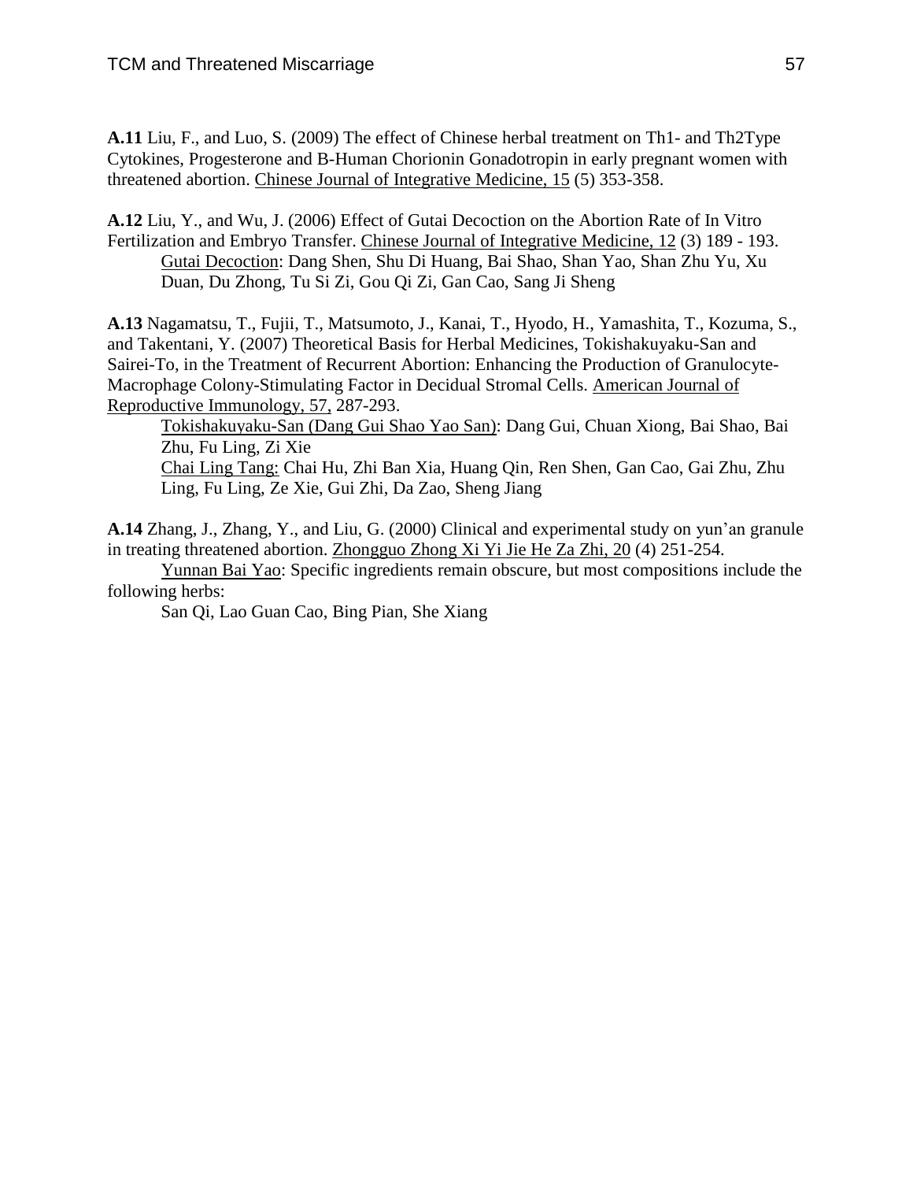**A.11** Liu, F., and Luo, S. (2009) The effect of Chinese herbal treatment on Th1- and Th2Type Cytokines, Progesterone and B-Human Chorionin Gonadotropin in early pregnant women with threatened abortion. Chinese Journal of Integrative Medicine, 15 (5) 353-358.

**A.12** Liu, Y., and Wu, J. (2006) Effect of Gutai Decoction on the Abortion Rate of In Vitro Fertilization and Embryo Transfer. Chinese Journal of Integrative Medicine, 12 (3) 189 - 193.

Gutai Decoction: Dang Shen, Shu Di Huang, Bai Shao, Shan Yao, Shan Zhu Yu, Xu Duan, Du Zhong, Tu Si Zi, Gou Qi Zi, Gan Cao, Sang Ji Sheng

**A.13** Nagamatsu, T., Fujii, T., Matsumoto, J., Kanai, T., Hyodo, H., Yamashita, T., Kozuma, S., and Takentani, Y. (2007) Theoretical Basis for Herbal Medicines, Tokishakuyaku-San and Sairei-To, in the Treatment of Recurrent Abortion: Enhancing the Production of Granulocyte-Macrophage Colony-Stimulating Factor in Decidual Stromal Cells. American Journal of Reproductive Immunology, 57, 287-293.

Tokishakuyaku-San (Dang Gui Shao Yao San): Dang Gui, Chuan Xiong, Bai Shao, Bai Zhu, Fu Ling, Zi Xie

Chai Ling Tang: Chai Hu, Zhi Ban Xia, Huang Qin, Ren Shen, Gan Cao, Gai Zhu, Zhu Ling, Fu Ling, Ze Xie, Gui Zhi, Da Zao, Sheng Jiang

**A.14** Zhang, J., Zhang, Y., and Liu, G. (2000) Clinical and experimental study on yun'an granule in treating threatened abortion. Zhongguo Zhong Xi Yi Jie He Za Zhi, 20 (4) 251-254.

Yunnan Bai Yao: Specific ingredients remain obscure, but most compositions include the following herbs:

San Qi, Lao Guan Cao, Bing Pian, She Xiang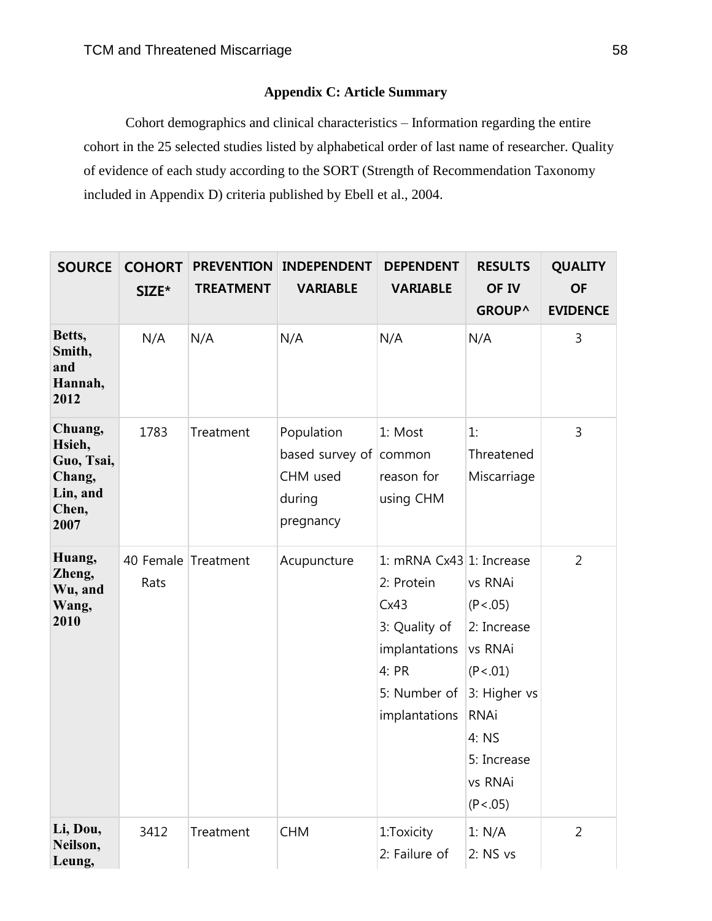## Appendix C: Article Summary

Cohort demographics and clinical characteristics – Information regarding the entire cohort in the 25 selected studies listed by alphabetical order of last name of researcher. Quality of evidence of each study according to the SORT (Strength of Recommendation Taxonomy included in Appendix D) criteria published by Ebell et al., 2004.

| SOURCE | COHORT SIZE* | PREVENTION TREATMENT | INDEPENDENT VARIABLE | DEPENDENT VARIABLE | RESULTS OF IV GROUP^ | QUALITY OF EVIDENCE |
|---|---|---|---|---|---|---|
| **Betts, Smith, and Hannah, 2012** | N/A | N/A | N/A | N/A | N/A | 3 |
| **Chuang, Hsieh, Guo, Tsai, Chang, Lin, and Chen, 2007** | 1783 | Treatment | Population based survey of CHM used during pregnancy | 1: Most common reason for using CHM | 1: Threatened Miscarriage | 3 |
| **Huang, Zheng, Wu, and Wang, 2010** | 40 Female Rats | Treatment | Acupuncture | 1: mRNA Cx43<br>2: Protein Cx43<br>3: Quality of implantations<br>4: PR<br>5: Number of implantations | 1: Increase vs RNAi (P<.05)<br>2: Increase vs RNAi (P<.01)<br>3: Higher vs RNAi<br>4: NS<br>5: Increase vs RNAi (P<.05) | 2 |
| **Li, Dou, Neilson, Leung,** | 3412 | Treatment | CHM | 1:Toxicity<br>2: Failure of | 1: N/A<br>2: NS vs | 2 |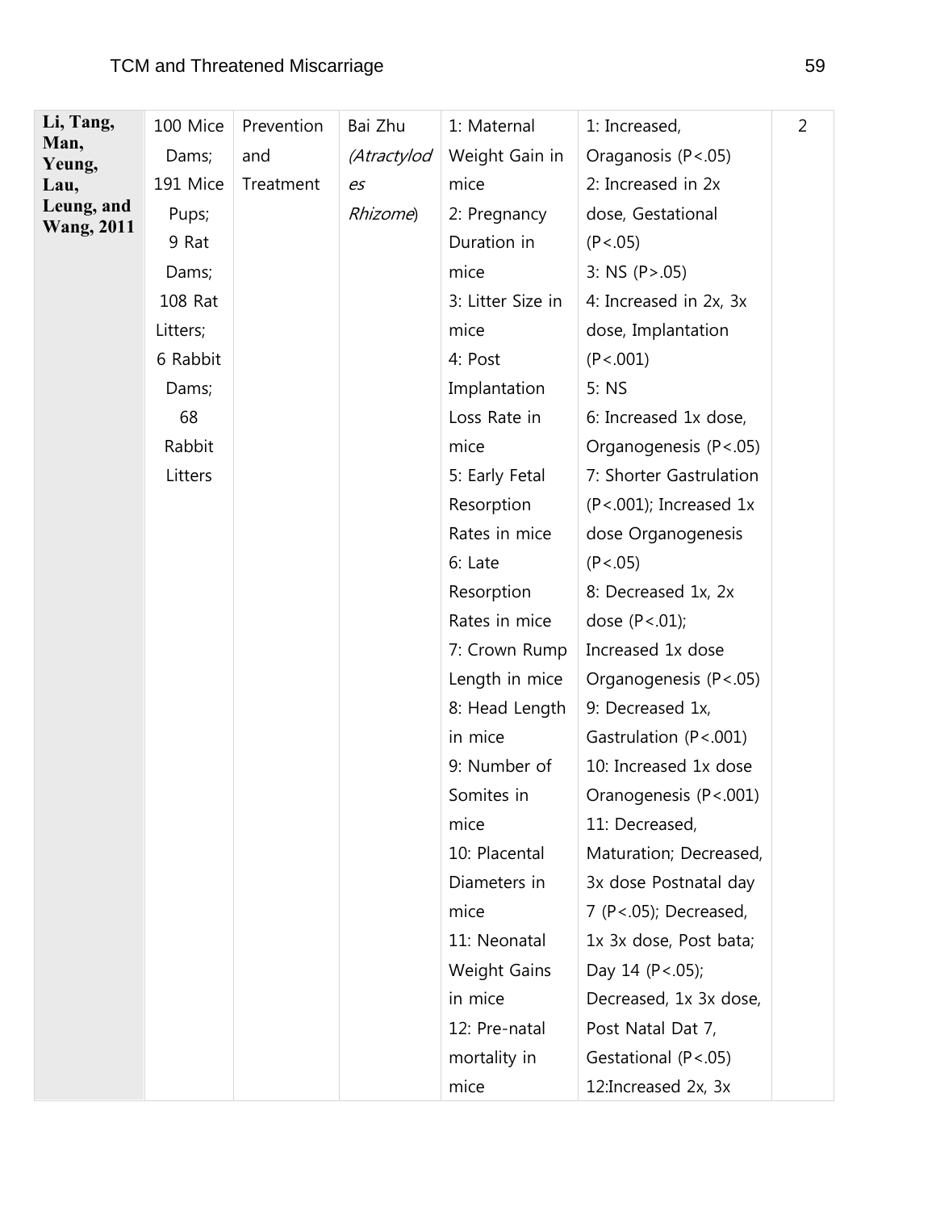| **Li, Tang, Man, Yeung, Lau, Leung, and Wang, 2011** | 100 Mice Dams; 191 Mice Pups; 9 Rat Dams; 108 Rat Litters; 6 Rabbit Dams; 68 Rabbit Litters | Prevention and Treatment | Bai Zhu *(Atractylodes Rhizome*) | 1: Maternal Weight Gain in mice<br>2: Pregnancy Duration in mice<br>3: Litter Size in mice<br>4: Post Implantation Loss Rate in mice<br>5: Early Fetal Resorption Rates in mice<br>6: Late Resorption Rates in mice<br>7: Crown Rump Length in mice<br>8: Head Length in mice<br>9: Number of Somites in mice<br>10: Placental Diameters in mice<br>11: Neonatal Weight Gains in mice<br>12: Pre-natal mortality in mice | 1: Increased, Oraganosis (P<.05)<br>2: Increased in 2x dose, Gestational (P<.05)<br>3: NS (P>.05)<br>4: Increased in 2x, 3x dose, Implantation (P<.001)<br>5: NS<br>6: Increased 1x dose, Organogenesis (P<.05)<br>7: Shorter Gastrulation (P<.001); Increased 1x dose Organogenesis (P<.05)<br>8: Decreased 1x, 2x dose (P<.01); Increased 1x dose Organogenesis (P<.05)<br>9: Decreased 1x, Gastrulation (P<.001)<br>10: Increased 1x dose Oranogenesis (P<.001)<br>11: Decreased, Maturation; Decreased, 3x dose Postnatal day 7 (P<.05); Decreased, 1x 3x dose, Post bata; Day 14 (P<.05); Decreased, 1x 3x dose, Post Natal Dat 7, Gestational (P<.05)<br>12:Increased 2x, 3x | 2 |
|---|---|---|---|---|---|---|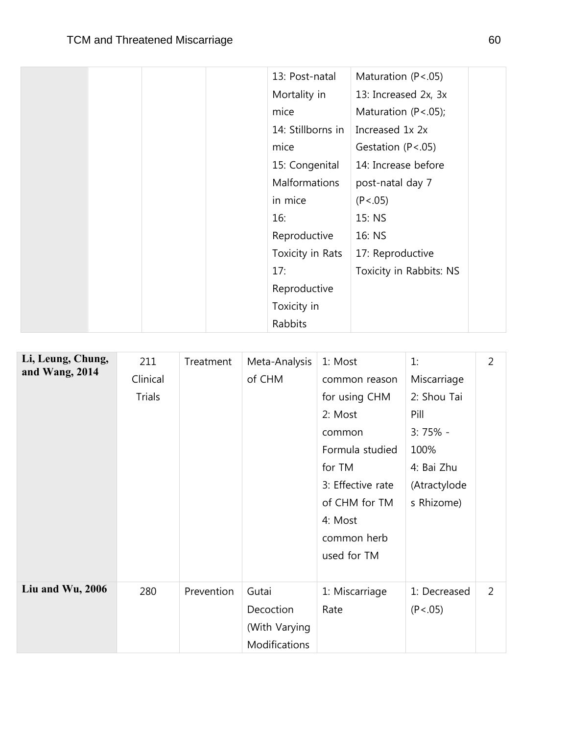| | | | | 13: Post-natal Mortality in mice<br>14: Stillborns in mice<br>15: Congenital Malformations in mice<br>16: Reproductive Toxicity in Rats<br>17: Reproductive Toxicity in Rabbits | Maturation ($P<.05$)<br>13: Increased 2x, 3x Maturation ($P<.05$); Increased 1x 2x Gestation ($P<.05$)<br>14: Increase before post-natal day 7 ($P<.05$)<br>15: NS<br>16: NS<br>17: Reproductive Toxicity in Rabbits: NS | |
|---|---|---|---|---|---|---|
| **Li, Leung, Chung, and Wang, 2014** | 211 Clinical Trials | Treatment | Meta-Analysis of CHM | 1: Most common reason for using CHM<br>2: Most common Formula studied for TM<br>3: Effective rate of CHM for TM<br>4: Most common herb used for TM | 1: Miscarriage<br>2: Shou Tai Pill<br>3: 75% - 100%<br>4: Bai Zhu (Atractylodes Rhizome) | 2 |
| **Liu and Wu, 2006** | 280 | Prevention | Gutai Decoction (With Varying Modifications | 1: Miscarriage Rate | 1: Decreased ($P<.05$) | 2 |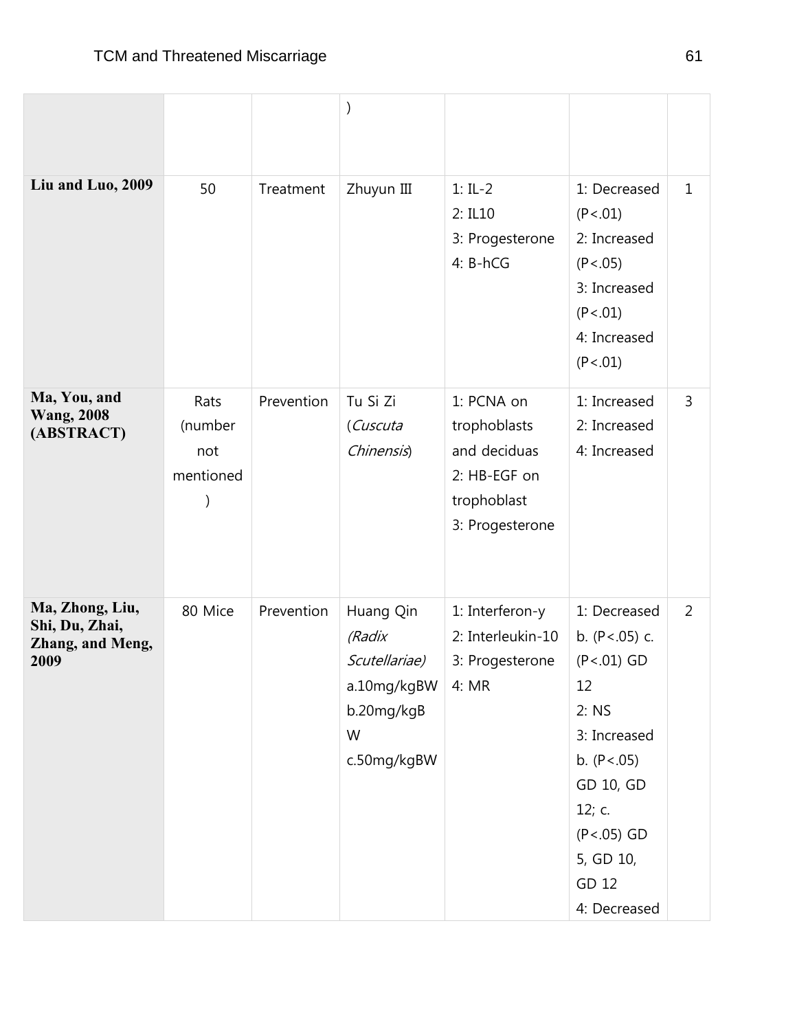| | | | ) | | | |
|---|---|---|---|---|---|---|
| **Liu and Luo, 2009** | 50 | Treatment | Zhuyun III | 1: IL-2<br>2: IL10<br>3: Progesterone<br>4: B-hCG | 1: Decreased ($P<.01$)<br>2: Increased ($P<.05$)<br>3: Increased ($P<.01$)<br>4: Increased ($P<.01$) | 1 |
| **Ma, You, and Wang, 2008 (ABSTRACT)** | Rats (number not mentioned) | Prevention | Tu Si Zi (*Cuscuta Chinensis*) | 1: PCNA on trophoblasts and deciduas<br>2: HB-EGF on trophoblast<br>3: Progesterone | 1: Increased<br>2: Increased<br>4: Increased | 3 |
| **Ma, Zhong, Liu, Shi, Du, Zhai, Zhang, and Meng, 2009** | 80 Mice | Prevention | Huang Qin *(Radix Scutellariae)*<br>a.10mg/kgBW<br>b.20mg/kgBW<br>c.50mg/kgBW | 1: Interferon-y<br>2: Interleukin-10<br>3: Progesterone<br>4: MR | 1: Decreased b. ($P<.05$) c. ($P<.01$) GD 12<br>2: NS<br>3: Increased b. ($P<.05$) GD 10, GD 12; c. ($P<.05$) GD 5, GD 10, GD 12<br>4: Decreased | 2 |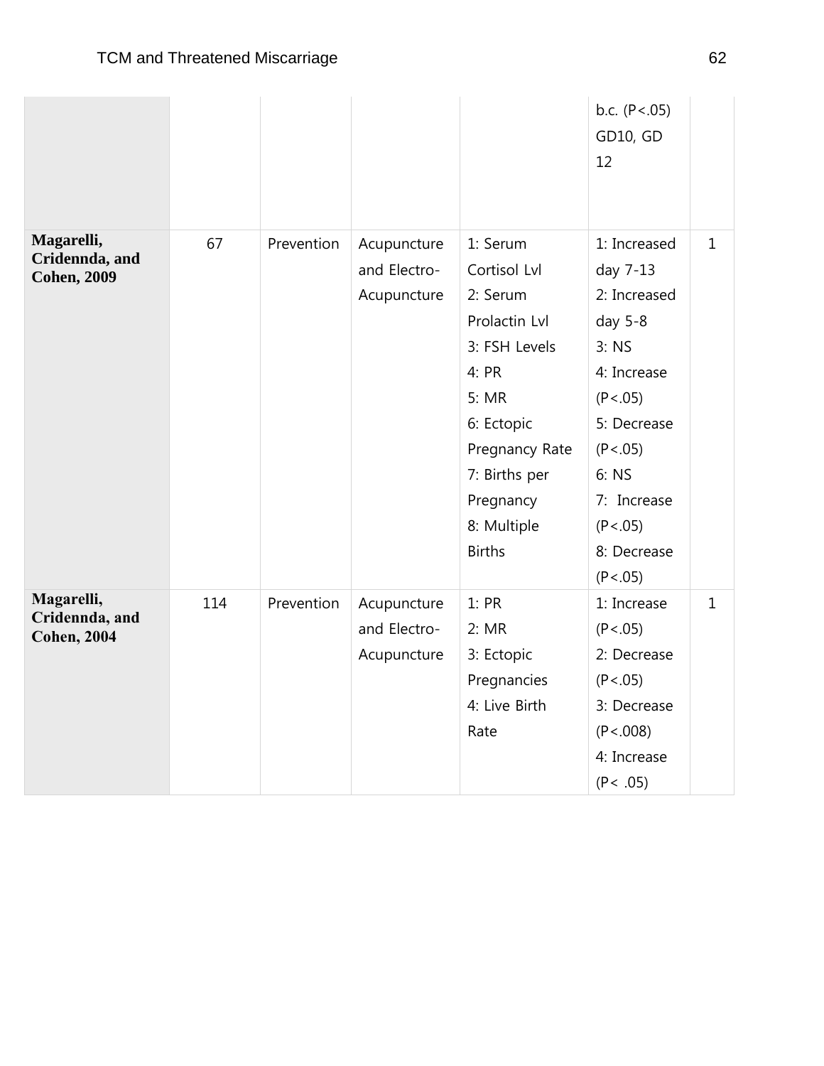| | | | | | | |
|---|---|---|---|---|---|---|
| | | | | | b.c. ($P<.05$) GD10, GD 12 | |
| **Magarelli, Cridennda, and Cohen, 2009** | 67 | Prevention | Acupuncture and Electro-Acupuncture | 1: Serum Cortisol Lvl<br>2: Serum Prolactin Lvl<br>3: FSH Levels<br>4: PR<br>5: MR<br>6: Ectopic Pregnancy Rate<br>7: Births per Pregnancy<br>8: Multiple Births | 1: Increased day 7-13<br>2: Increased day 5-8<br>3: NS<br>4: Increase ($P<.05$)<br>5: Decrease ($P<.05$)<br>6: NS<br>7: Increase ($P<.05$)<br>8: Decrease ($P<.05$) | 1 |
| **Magarelli, Cridennda, and Cohen, 2004** | 114 | Prevention | Acupuncture and Electro-Acupuncture | 1: PR<br>2: MR<br>3: Ectopic Pregnancies<br>4: Live Birth Rate | 1: Increase ($P<.05$)<br>2: Decrease ($P<.05$)<br>3: Decrease ($P<.008$)<br>4: Increase ($P< .05$) | 1 |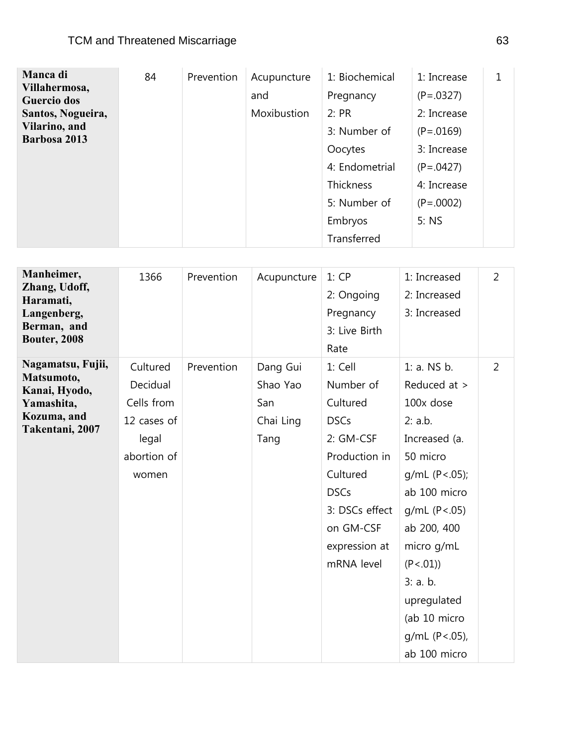| **Manca di Villahermosa, Guercio dos Santos, Nogueira, Vilarino, and Barbosa 2013** | 84 | Prevention | Acupuncture and Moxibustion | 1: Biochemical Pregnancy 2: PR 3: Number of Oocytes 4: Endometrial Thickness 5: Number of Embryos Transferred | 1: Increase (P=.0327) 2: Increase (P=.0169) 3: Increase (P=.0427) 4: Increase (P=.0002) 5: NS | 1 |
|---|---|---|---|---|---|---|

| **Manheimer, Zhang, Udoff, Haramati, Langenberg, Berman, and Bouter, 2008** | 1366 | Prevention | Acupuncture | 1: CP 2: Ongoing Pregnancy 3: Live Birth Rate | 1: Increased 2: Increased 3: Increased | 2 |
|---|---|---|---|---|---|---|
| **Nagamatsu, Fujii, Matsumoto, Kanai, Hyodo, Yamashita, Kozuma, and Takentani, 2007** | Cultured Decidual Cells from 12 cases of legal abortion of women | Prevention | Dang Gui Shao Yao San Chai Ling Tang | 1: Cell Number of Cultured DSCs 2: GM-CSF Production in Cultured DSCs 3: DSCs effect on GM-CSF expression at mRNA level | 1: a. NS b. Reduced at > 100x dose 2: a.b. Increased (a. 50 micro g/mL (P<.05); ab 100 micro g/mL (P<.05) ab 200, 400 micro g/mL (P<.01)) 3: a. b. upregulated (ab 10 micro g/mL (P<.05), ab 100 micro | 2 |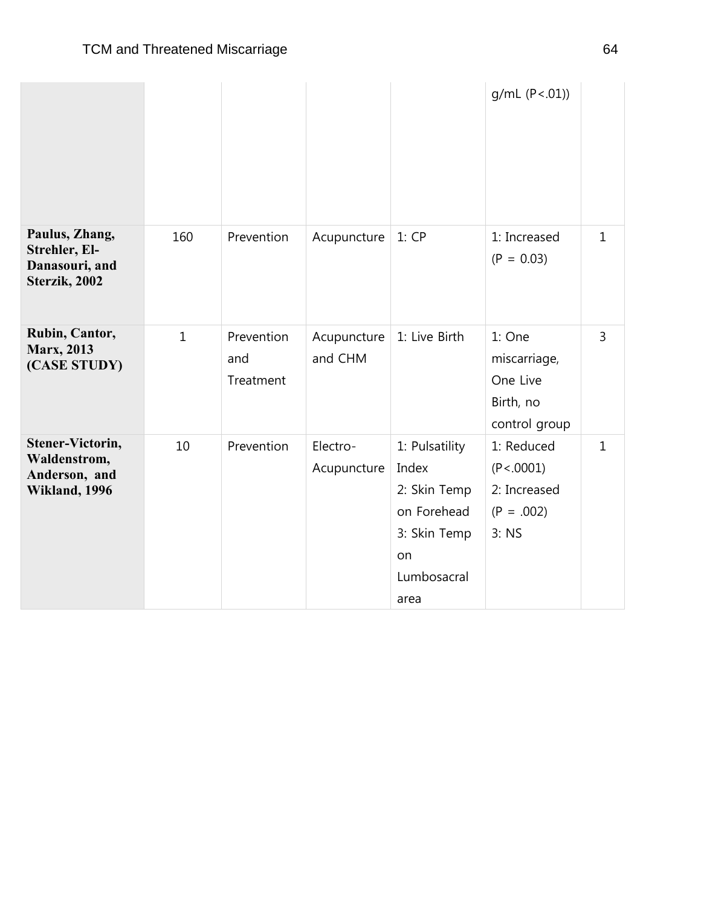| | | | | | | |
|---|---|---|---|---|---|---|
| | | | | | g/mL (P<.01)) | |
| **Paulus, Zhang, Strehler, El-Danasouri, and Sterzik, 2002** | 160 | Prevention | Acupuncture | 1: CP | 1: Increased (P = 0.03) | 1 |
| **Rubin, Cantor, Marx, 2013 (CASE STUDY)** | 1 | Prevention and Treatment | Acupuncture and CHM | 1: Live Birth | 1: One miscarriage, One Live Birth, no control group | 3 |
| **Stener-Victorin, Waldenstrom, Anderson, and Wikland, 1996** | 10 | Prevention | Electro-Acupuncture | 1: Pulsatility Index<br>2: Skin Temp on Forehead<br>3: Skin Temp on Lumbosacral area | 1: Reduced (P<.0001)<br>2: Increased (P = .002)<br>3: NS | 1 |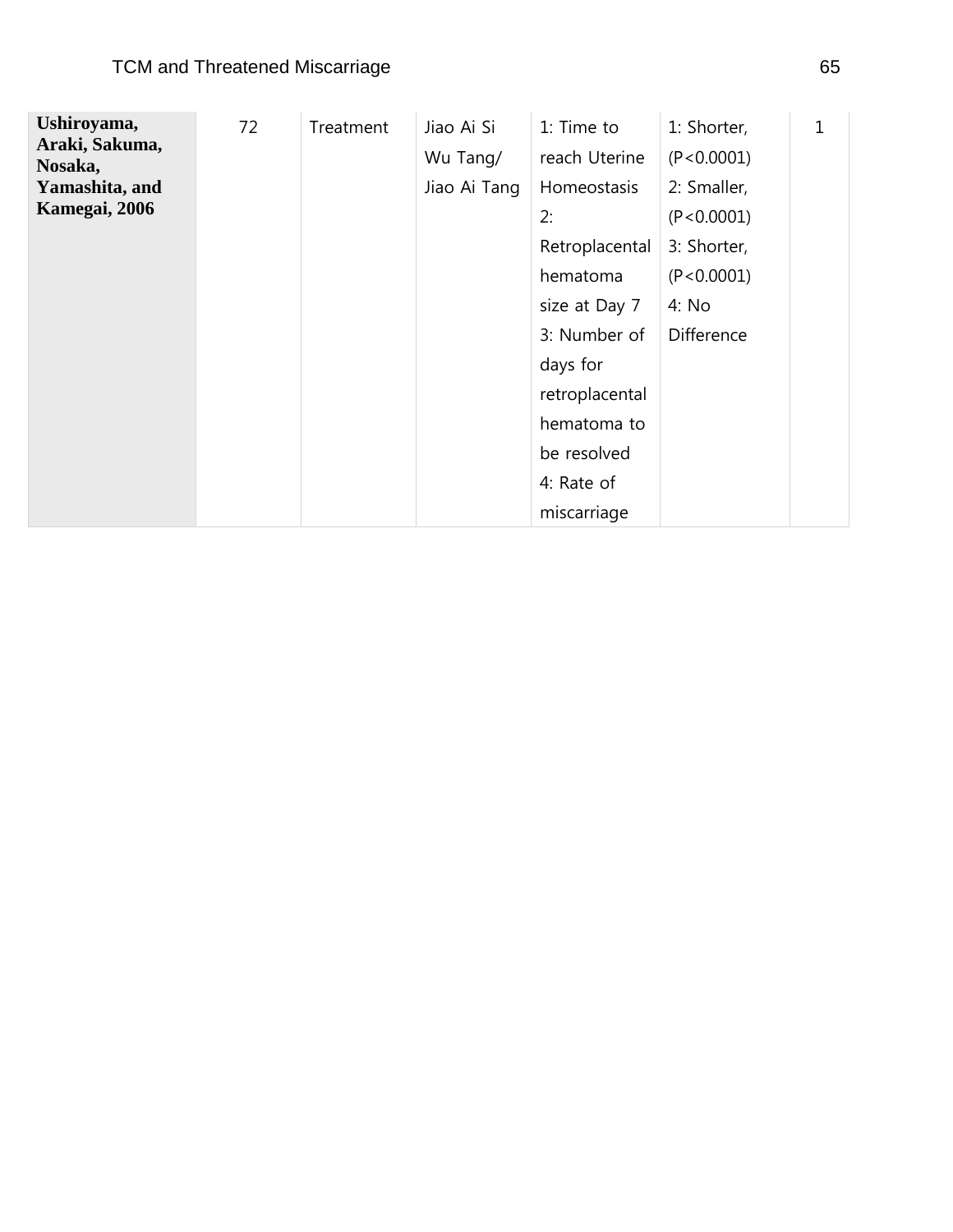| | | | | | | |
|---|---|---|---|---|---|---|
| **Ushiroyama, Araki, Sakuma, Nosaka, Yamashita, and Kamegai, 2006** | 72 | Treatment | Jiao Ai Si Wu Tang/ Jiao Ai Tang | 1: Time to reach Uterine Homeostasis 2: Retroplacental hematoma size at Day 7 3: Number of days for retroplacental hematoma to be resolved 4: Rate of miscarriage | 1: Shorter, (P<0.0001) 2: Smaller, (P<0.0001) 3: Shorter, (P<0.0001) 4: No Difference | 1 |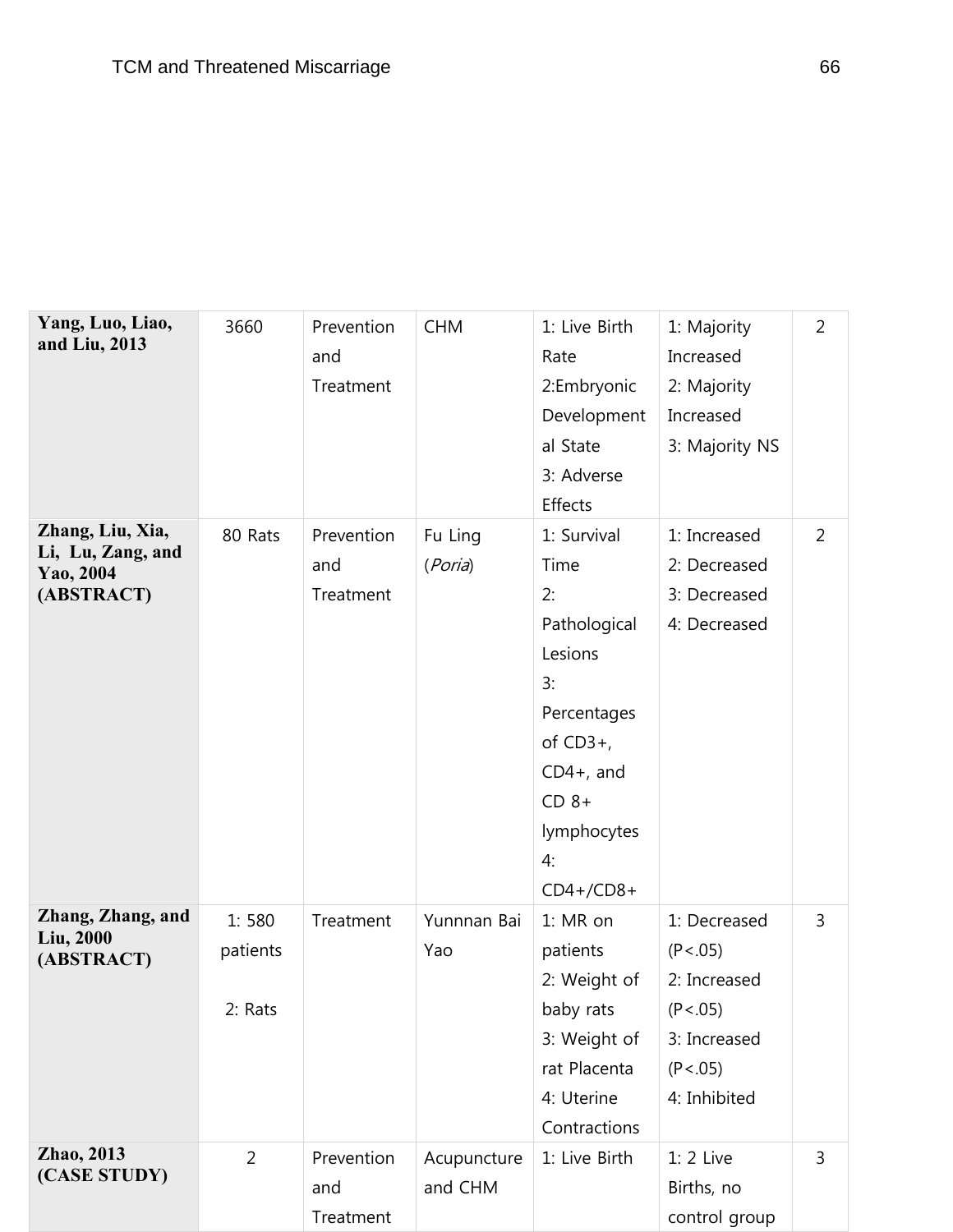| | | | | | | |
|---|---|---|---|---|---|---|
| **Yang, Luo, Liao, and Liu, 2013** | 3660 | Prevention and Treatment | CHM | 1: Live Birth Rate<br>2:Embryonic Developmental State<br>3: Adverse Effects | 1: Majority Increased<br>2: Majority Increased<br>3: Majority NS | 2 |
| **Zhang, Liu, Xia, Li, Lu, Zang, and Yao, 2004 (ABSTRACT)** | 80 Rats | Prevention and Treatment | Fu Ling (*Poria*) | 1: Survival Time<br>2: Pathological Lesions<br>3: Percentages of CD3+, CD4+, and CD 8+ lymphocytes<br>4: CD4+/CD8+ | 1: Increased<br>2: Decreased<br>3: Decreased<br>4: Decreased | 2 |
| **Zhang, Zhang, and Liu, 2000 (ABSTRACT)** | 1: 580 patients<br><br>2: Rats | Treatment | Yunnnan Bai Yao | 1: MR on patients<br>2: Weight of baby rats<br>3: Weight of rat Placenta<br>4: Uterine Contractions | 1: Decreased ($P<.05$)<br>2: Increased ($P<.05$)<br>3: Increased ($P<.05$)<br>4: Inhibited | 3 |
| **Zhao, 2013 (CASE STUDY)** | 2 | Prevention and Treatment | Acupuncture and CHM | 1: Live Birth | 1: 2 Live Births, no control group | 3 |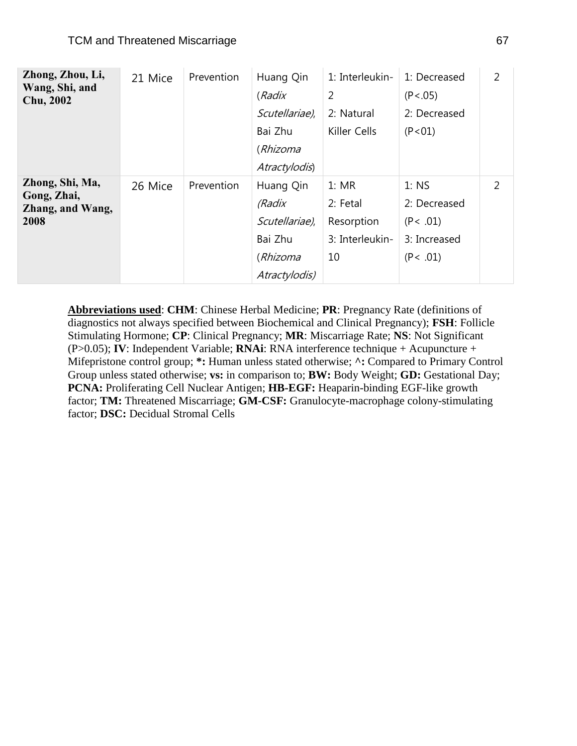| | | | | | | |
|---|---|---|---|---|---|---|
| **Zhong, Zhou, Li, Wang, Shi, and Chu, 2002** | 21 Mice | Prevention | Huang Qin (*Radix Scutellariae*), Bai Zhu (*Rhizoma Atractylodis*) | 1: Interleukin-2<br>2: Natural Killer Cells | 1: Decreased ($P<.05$)<br>2: Decreased ($P<01$) | 2 |
| **Zhong, Shi, Ma, Gong, Zhai, Zhang, and Wang, 2008** | 26 Mice | Prevention | Huang Qin *(Radix Scutellariae)*, Bai Zhu (*Rhizoma Atractylodis)* | 1: MR<br>2: Fetal Resorption<br>3: Interleukin-10 | 1: NS<br>2: Decreased ($P< .01$)<br>3: Increased ($P< .01$) | 2 |

**Abbreviations used**: **CHM**: Chinese Herbal Medicine; **PR**: Pregnancy Rate (definitions of diagnostics not always specified between Biochemical and Clinical Pregnancy); **FSH**: Follicle Stimulating Hormone; **CP**: Clinical Pregnancy; **MR**: Miscarriage Rate; **NS**: Not Significant ($P>0.05$); **IV**: Independent Variable; **RNAi**: RNA interference technique + Acupuncture + Mifepristone control group; **\*:** Human unless stated otherwise; **^:** Compared to Primary Control Group unless stated otherwise; **vs:** in comparison to; **BW:** Body Weight; **GD:** Gestational Day; **PCNA:** Proliferating Cell Nuclear Antigen; **HB-EGF:** Heaparin-binding EGF-like growth factor; **TM:** Threatened Miscarriage; **GM-CSF:** Granulocyte-macrophage colony-stimulating factor; **DSC:** Decidual Stromal Cells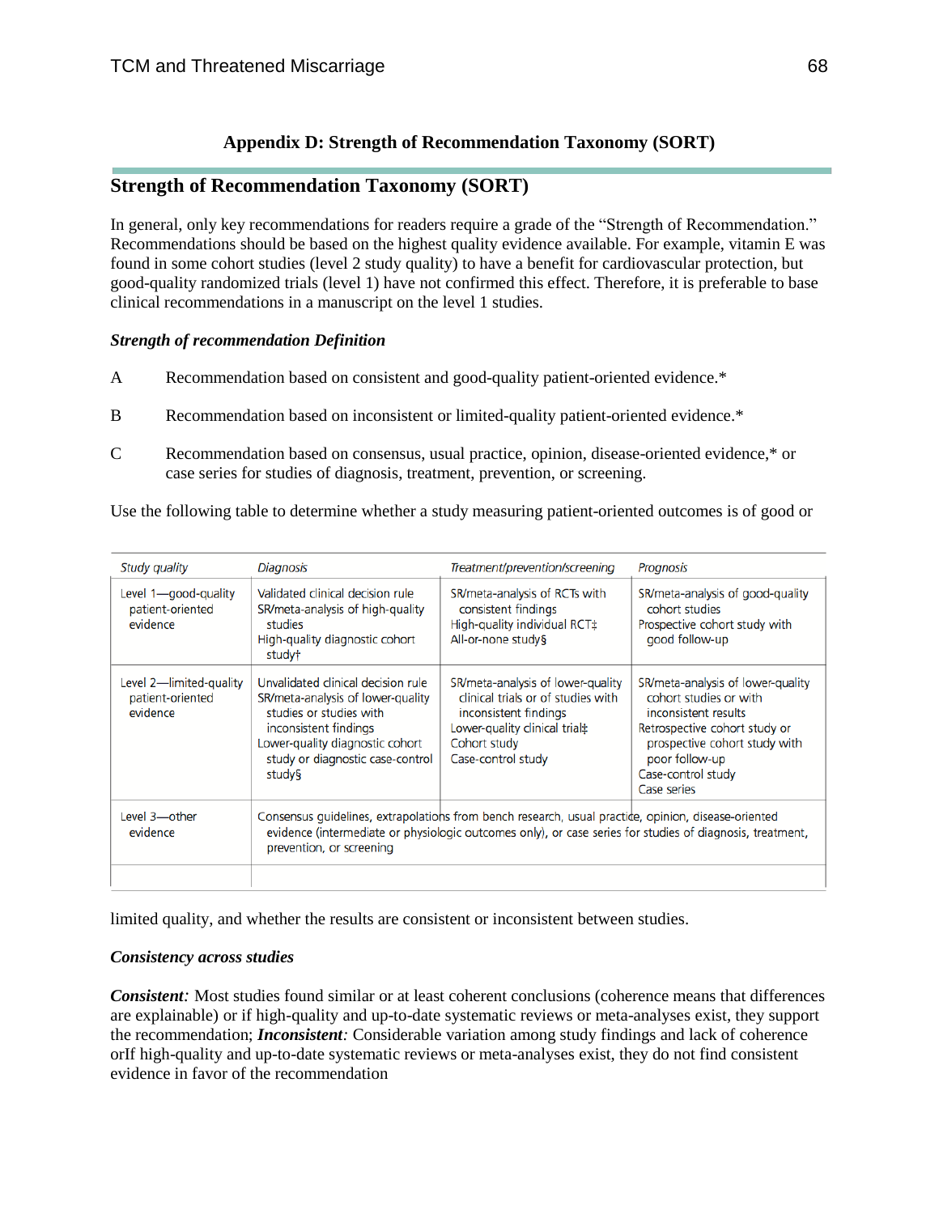# Appendix D: Strength of Recommendation Taxonomy (SORT)

## Strength of Recommendation Taxonomy (SORT)

In general, only key recommendations for readers require a grade of the "Strength of Recommendation." Recommendations should be based on the highest quality evidence available. For example, vitamin E was found in some cohort studies (level 2 study quality) to have a benefit for cardiovascular protection, but good-quality randomized trials (level 1) have not confirmed this effect. Therefore, it is preferable to base clinical recommendations in a manuscript on the level 1 studies.

***Strength of recommendation Definition***

A Recommendation based on consistent and good-quality patient-oriented evidence.*

B Recommendation based on inconsistent or limited-quality patient-oriented evidence.*

C Recommendation based on consensus, usual practice, opinion, disease-oriented evidence,* or case series for studies of diagnosis, treatment, prevention, or screening.

Use the following table to determine whether a study measuring patient-oriented outcomes is of good or limited quality, and whether the results are consistent or inconsistent between studies.

| *Study quality* | *Diagnosis* | *Treatment/prevention/screening* | *Prognosis* |
|---|---|---|---|
| Level 1—good-quality patient-oriented evidence | Validated clinical decision rule<br>SR/meta-analysis of high-quality studies<br>High-quality diagnostic cohort study† | SR/meta-analysis of RCTs with consistent findings<br>High-quality individual RCT‡<br>All-or-none study§ | SR/meta-analysis of good-quality cohort studies<br>Prospective cohort study with good follow-up |
| Level 2—limited-quality patient-oriented evidence | Unvalidated clinical decision rule<br>SR/meta-analysis of lower-quality studies or studies with inconsistent findings<br>Lower-quality diagnostic cohort study or diagnostic case-control study§ | SR/meta-analysis of lower-quality clinical trials or of studies with inconsistent findings<br>Lower-quality clinical trial‡<br>Cohort study<br>Case-control study | SR/meta-analysis of lower-quality cohort studies or with inconsistent results<br>Retrospective cohort study or prospective cohort study with poor follow-up<br>Case-control study<br>Case series |
| Level 3—other evidence | Consensus guidelines, extrapolations from bench research, usual practice, opinion, disease-oriented evidence (intermediate or physiologic outcomes only), or case series for studies of diagnosis, treatment, prevention, or screening | | |

***Consistency across studies***

***Consistent****:* Most studies found similar or at least coherent conclusions (coherence means that differences are explainable) or if high-quality and up-to-date systematic reviews or meta-analyses exist, they support the recommendation; ***Inconsistent****:* Considerable variation among study findings and lack of coherence orIf high-quality and up-to-date systematic reviews or meta-analyses exist, they do not find consistent evidence in favor of the recommendation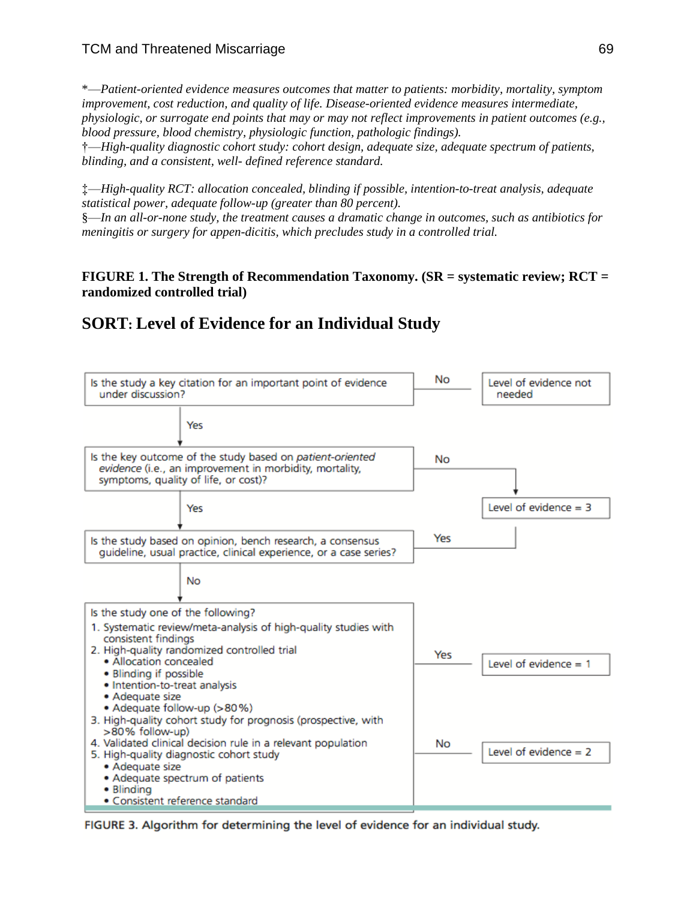*—*Patient-oriented evidence measures outcomes that matter to patients: morbidity, mortality, symptom improvement, cost reduction, and quality of life. Disease-oriented evidence measures intermediate, physiologic, or surrogate end points that may or may not reflect improvements in patient outcomes (e.g., blood pressure, blood chemistry, physiologic function, pathologic findings).*

†—*High-quality diagnostic cohort study: cohort design, adequate size, adequate spectrum of patients, blinding, and a consistent, well- defined reference standard.*

‡—*High-quality RCT: allocation concealed, blinding if possible, intention-to-treat analysis, adequate statistical power, adequate follow-up (greater than 80 percent).*

§—*In an all-or-none study, the treatment causes a dramatic change in outcomes, such as antibiotics for meningitis or surgery for appen-dicitis, which precludes study in a controlled trial.*

**FIGURE 1. The Strength of Recommendation Taxonomy. (SR = systematic review; RCT = randomized controlled trial)**

## SORT: Level of Evidence for an Individual Study

Is the study a key citation for an important point of evidence under discussion?

No

Level of evidence not needed

Yes

Is the key outcome of the study based on *patient-oriented evidence* (i.e., an improvement in morbidity, mortality, symptoms, quality of life, or cost)?

No

Level of evidence = 3

Yes

Is the study based on opinion, bench research, a consensus guideline, usual practice, clinical experience, or a case series?

Yes

No

Is the study one of the following?

1. Systematic review/meta-analysis of high-quality studies with consistent findings
2. High-quality randomized controlled trial
   - Allocation concealed
   - Blinding if possible
   - Intention-to-treat analysis
   - Adequate size
   - Adequate follow-up (>80%)
3. High-quality cohort study for prognosis (prospective, with >80% follow-up)
4. Validated clinical decision rule in a relevant population
5. High-quality diagnostic cohort study
   - Adequate size
   - Adequate spectrum of patients
   - Blinding
   - Consistent reference standard

Yes

Level of evidence = 1

No

Level of evidence = 2

FIGURE 3. Algorithm for determining the level of evidence for an individual study.